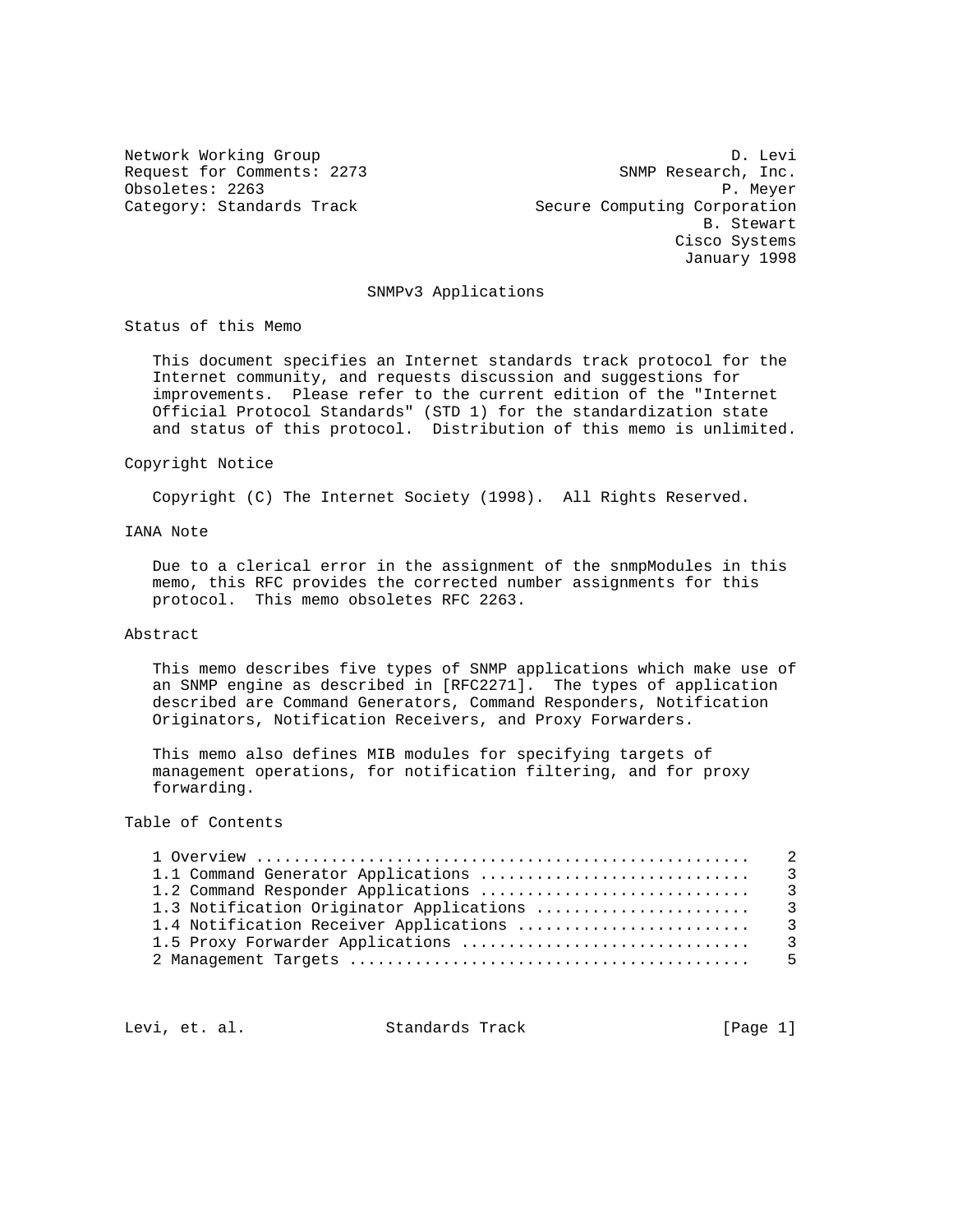Network Working Group D. Levi
Request for Comments: 2273 SNMP Research, Inc.
Obsoletes: 2263 P. Meyer
Category: Standards Track Secure Computing Corporation
B. Stewart
Cisco Systems
January 1998

# SNMPv3 Applications

## Status of this Memo

This document specifies an Internet standards track protocol for the Internet community, and requests discussion and suggestions for improvements. Please refer to the current edition of the "Internet Official Protocol Standards" (STD 1) for the standardization state and status of this protocol. Distribution of this memo is unlimited.

## Copyright Notice

Copyright (C) The Internet Society (1998). All Rights Reserved.

## IANA Note

Due to a clerical error in the assignment of the snmpModules in this memo, this RFC provides the corrected number assignments for this protocol. This memo obsoletes RFC 2263.

## Abstract

This memo describes five types of SNMP applications which make use of an SNMP engine as described in [RFC2271]. The types of application described are Command Generators, Command Responders, Notification Originators, Notification Receivers, and Proxy Forwarders.

This memo also defines MIB modules for specifying targets of management operations, for notification filtering, and for proxy forwarding.

## Table of Contents

```
1 Overview ....................................................    2
1.1 Command Generator Applications ............................    3
1.2 Command Responder Applications ............................    3
1.3 Notification Originator Applications ......................    3
1.4 Notification Receiver Applications ........................    3
1.5 Proxy Forwarder Applications ..............................    3
2 Management Targets ..........................................    5
```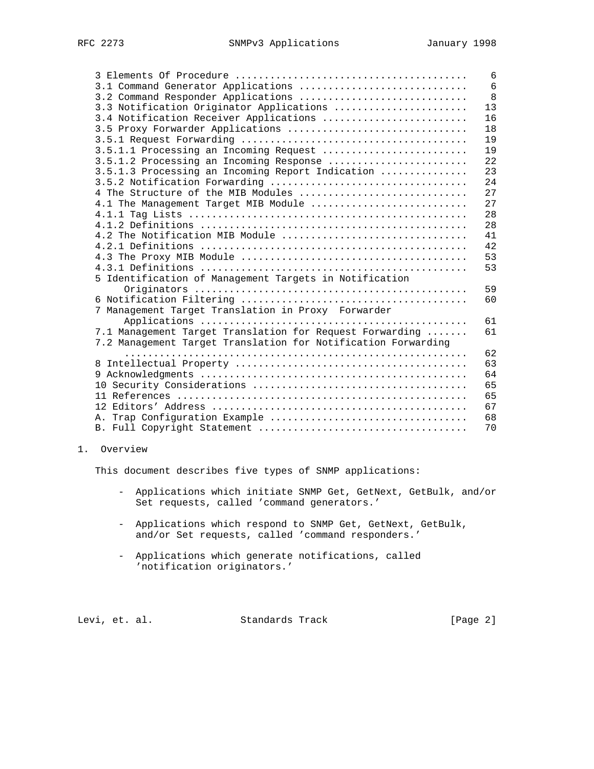```
3 Elements Of Procedure .......................................    6
3.1 Command Generator Applications ............................    6
3.2 Command Responder Applications ............................    8
3.3 Notification Originator Applications ......................   13
3.4 Notification Receiver Applications ........................   16
3.5 Proxy Forwarder Applications ..............................   18
3.5.1 Request Forwarding ......................................   19
3.5.1.1 Processing an Incoming Request ........................   19
3.5.1.2 Processing an Incoming Response .......................   22
3.5.1.3 Processing an Incoming Report Indication ..............   23
3.5.2 Notification Forwarding .................................   24
4 The Structure of the MIB Modules ............................   27
4.1 The Management Target MIB Module ..........................   27
4.1.1 Tag Lists ...............................................   28
4.1.2 Definitions .............................................   28
4.2 The Notification MIB Module ...............................   41
4.2.1 Definitions .............................................   42
4.3 The Proxy MIB Module ......................................   53
4.3.1 Definitions .............................................   53
5 Identification of Management Targets in Notification
     Originators ..............................................   59
6 Notification Filtering ......................................   60
7 Management Target Translation in Proxy  Forwarder
     Applications .............................................   61
7.1 Management Target Translation for Request Forwarding .......   61
7.2 Management Target Translation for Notification Forwarding
   ............................................................   62
8 Intellectual Property .......................................   63
9 Acknowledgments .............................................   64
10 Security Considerations ....................................   65
11 References .................................................   65
12 Editors' Address ...........................................   67
A. Trap Configuration Example .................................   68
B. Full Copyright Statement ...................................   70
```

# 1. Overview

This document describes five types of SNMP applications:

- Applications which initiate SNMP Get, GetNext, GetBulk, and/or Set requests, called 'command generators.'

- Applications which respond to SNMP Get, GetNext, GetBulk, and/or Set requests, called 'command responders.'

- Applications which generate notifications, called 'notification originators.'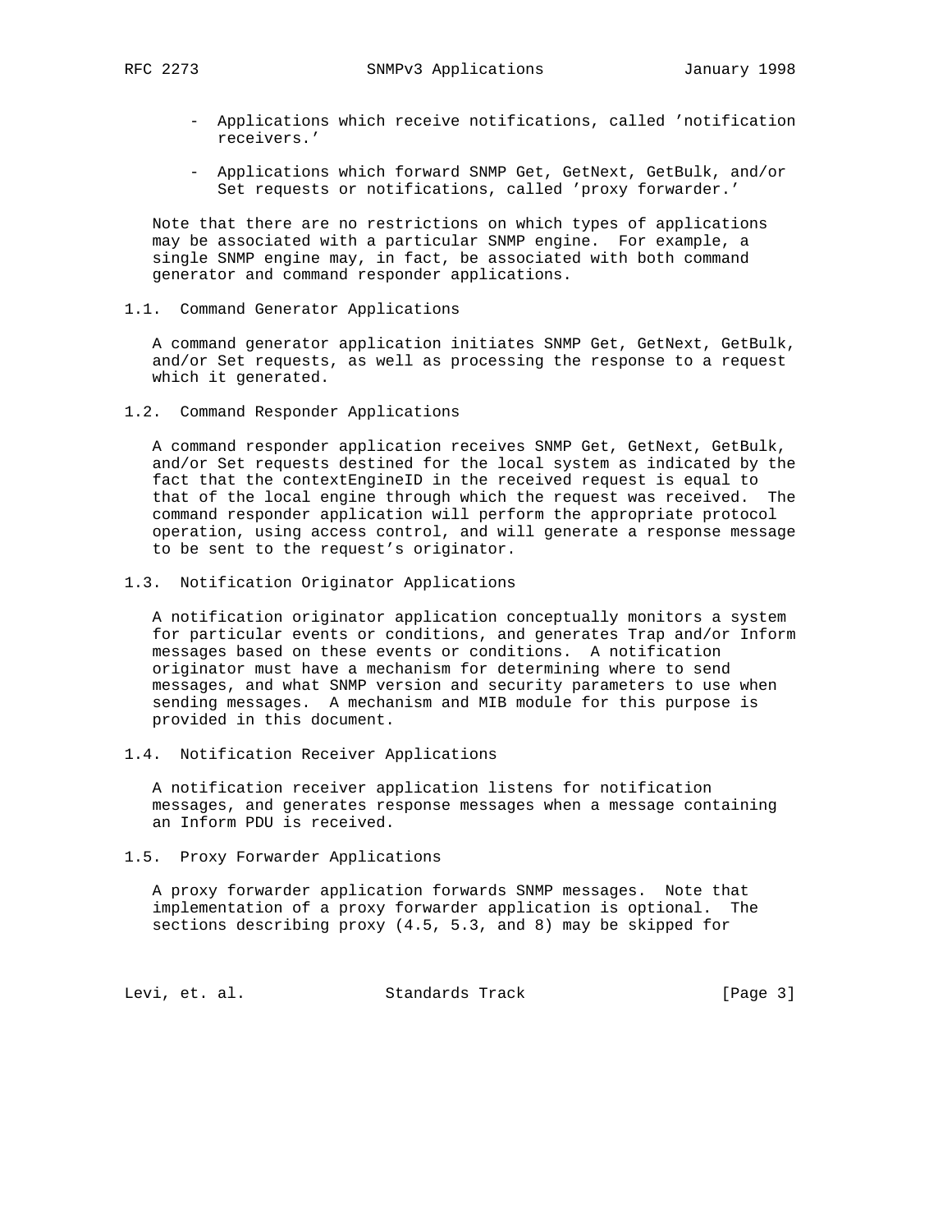- Applications which receive notifications, called 'notification receivers.'

- Applications which forward SNMP Get, GetNext, GetBulk, and/or Set requests or notifications, called 'proxy forwarder.'

Note that there are no restrictions on which types of applications may be associated with a particular SNMP engine. For example, a single SNMP engine may, in fact, be associated with both command generator and command responder applications.

### 1.1. Command Generator Applications

A command generator application initiates SNMP Get, GetNext, GetBulk, and/or Set requests, as well as processing the response to a request which it generated.

### 1.2. Command Responder Applications

A command responder application receives SNMP Get, GetNext, GetBulk, and/or Set requests destined for the local system as indicated by the fact that the contextEngineID in the received request is equal to that of the local engine through which the request was received. The command responder application will perform the appropriate protocol operation, using access control, and will generate a response message to be sent to the request's originator.

### 1.3. Notification Originator Applications

A notification originator application conceptually monitors a system for particular events or conditions, and generates Trap and/or Inform messages based on these events or conditions. A notification originator must have a mechanism for determining where to send messages, and what SNMP version and security parameters to use when sending messages. A mechanism and MIB module for this purpose is provided in this document.

### 1.4. Notification Receiver Applications

A notification receiver application listens for notification messages, and generates response messages when a message containing an Inform PDU is received.

### 1.5. Proxy Forwarder Applications

A proxy forwarder application forwards SNMP messages. Note that implementation of a proxy forwarder application is optional. The sections describing proxy (4.5, 5.3, and 8) may be skipped for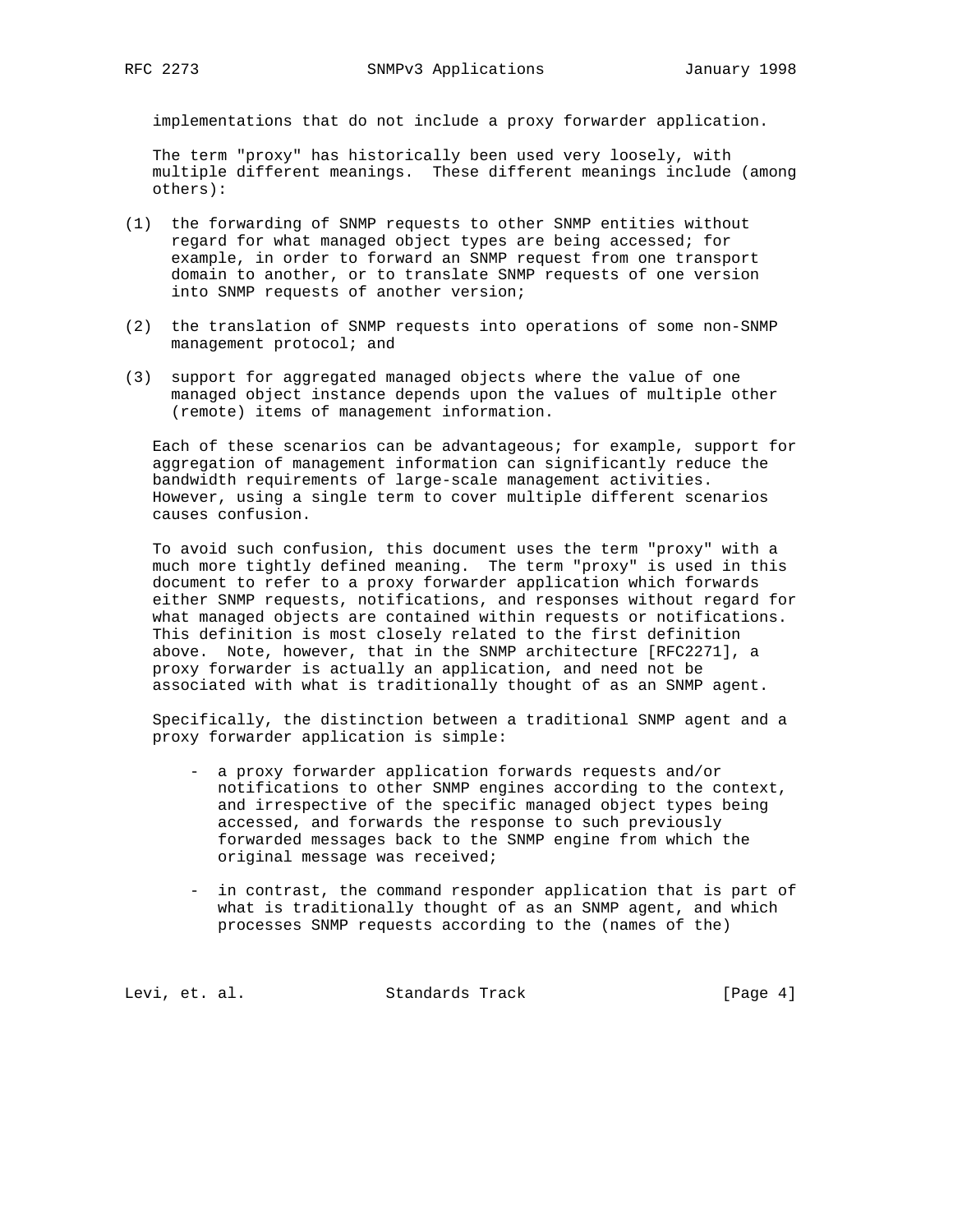implementations that do not include a proxy forwarder application.

The term "proxy" has historically been used very loosely, with multiple different meanings. These different meanings include (among others):

(1) the forwarding of SNMP requests to other SNMP entities without regard for what managed object types are being accessed; for example, in order to forward an SNMP request from one transport domain to another, or to translate SNMP requests of one version into SNMP requests of another version;

(2) the translation of SNMP requests into operations of some non-SNMP management protocol; and

(3) support for aggregated managed objects where the value of one managed object instance depends upon the values of multiple other (remote) items of management information.

Each of these scenarios can be advantageous; for example, support for aggregation of management information can significantly reduce the bandwidth requirements of large-scale management activities. However, using a single term to cover multiple different scenarios causes confusion.

To avoid such confusion, this document uses the term "proxy" with a much more tightly defined meaning. The term "proxy" is used in this document to refer to a proxy forwarder application which forwards either SNMP requests, notifications, and responses without regard for what managed objects are contained within requests or notifications. This definition is most closely related to the first definition above. Note, however, that in the SNMP architecture [RFC2271], a proxy forwarder is actually an application, and need not be associated with what is traditionally thought of as an SNMP agent.

Specifically, the distinction between a traditional SNMP agent and a proxy forwarder application is simple:

- a proxy forwarder application forwards requests and/or notifications to other SNMP engines according to the context, and irrespective of the specific managed object types being accessed, and forwards the response to such previously forwarded messages back to the SNMP engine from which the original message was received;

- in contrast, the command responder application that is part of what is traditionally thought of as an SNMP agent, and which processes SNMP requests according to the (names of the)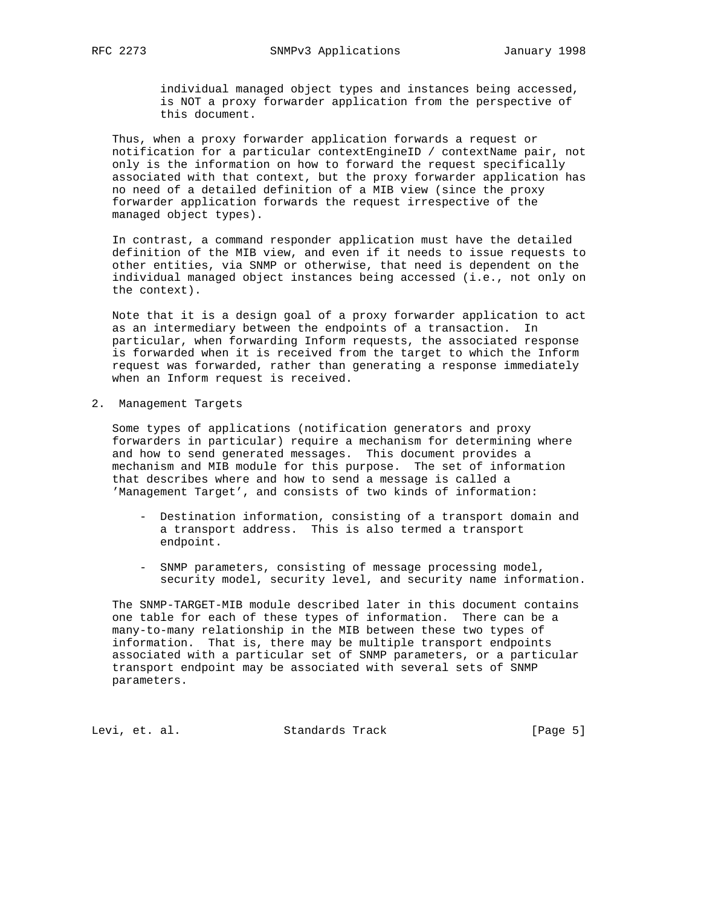individual managed object types and instances being accessed, is NOT a proxy forwarder application from the perspective of this document.

Thus, when a proxy forwarder application forwards a request or notification for a particular contextEngineID / contextName pair, not only is the information on how to forward the request specifically associated with that context, but the proxy forwarder application has no need of a detailed definition of a MIB view (since the proxy forwarder application forwards the request irrespective of the managed object types).

In contrast, a command responder application must have the detailed definition of the MIB view, and even if it needs to issue requests to other entities, via SNMP or otherwise, that need is dependent on the individual managed object instances being accessed (i.e., not only on the context).

Note that it is a design goal of a proxy forwarder application to act as an intermediary between the endpoints of a transaction. In particular, when forwarding Inform requests, the associated response is forwarded when it is received from the target to which the Inform request was forwarded, rather than generating a response immediately when an Inform request is received.

## 2. Management Targets

Some types of applications (notification generators and proxy forwarders in particular) require a mechanism for determining where and how to send generated messages. This document provides a mechanism and MIB module for this purpose. The set of information that describes where and how to send a message is called a 'Management Target', and consists of two kinds of information:

- Destination information, consisting of a transport domain and a transport address. This is also termed a transport endpoint.

- SNMP parameters, consisting of message processing model, security model, security level, and security name information.

The SNMP-TARGET-MIB module described later in this document contains one table for each of these types of information. There can be a many-to-many relationship in the MIB between these two types of information. That is, there may be multiple transport endpoints associated with a particular set of SNMP parameters, or a particular transport endpoint may be associated with several sets of SNMP parameters.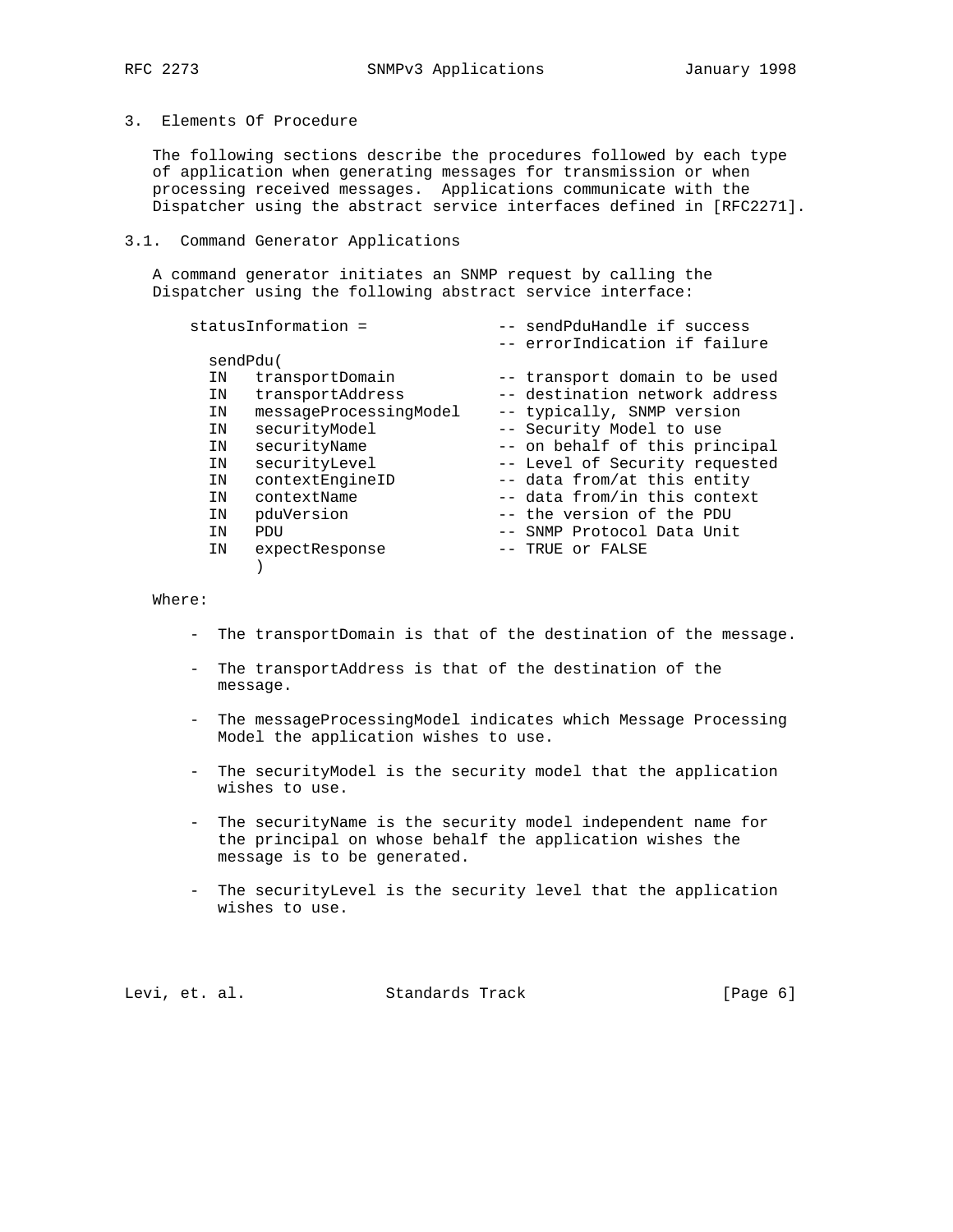## 3. Elements Of Procedure

The following sections describe the procedures followed by each type of application when generating messages for transmission or when processing received messages. Applications communicate with the Dispatcher using the abstract service interfaces defined in [RFC2271].

### 3.1. Command Generator Applications

A command generator initiates an SNMP request by calling the Dispatcher using the following abstract service interface:

```
statusInformation =              -- sendPduHandle if success
                                 -- errorIndication if failure
  sendPdu(
  IN   transportDomain           -- transport domain to be used
  IN   transportAddress          -- destination network address
  IN   messageProcessingModel    -- typically, SNMP version
  IN   securityModel             -- Security Model to use
  IN   securityName              -- on behalf of this principal
  IN   securityLevel             -- Level of Security requested
  IN   contextEngineID           -- data from/at this entity
  IN   contextName               -- data from/in this context
  IN   pduVersion                -- the version of the PDU
  IN   PDU                       -- SNMP Protocol Data Unit
  IN   expectResponse            -- TRUE or FALSE
       )
```

Where:

- The transportDomain is that of the destination of the message.
- The transportAddress is that of the destination of the message.
- The messageProcessingModel indicates which Message Processing Model the application wishes to use.
- The securityModel is the security model that the application wishes to use.
- The securityName is the security model independent name for the principal on whose behalf the application wishes the message is to be generated.
- The securityLevel is the security level that the application wishes to use.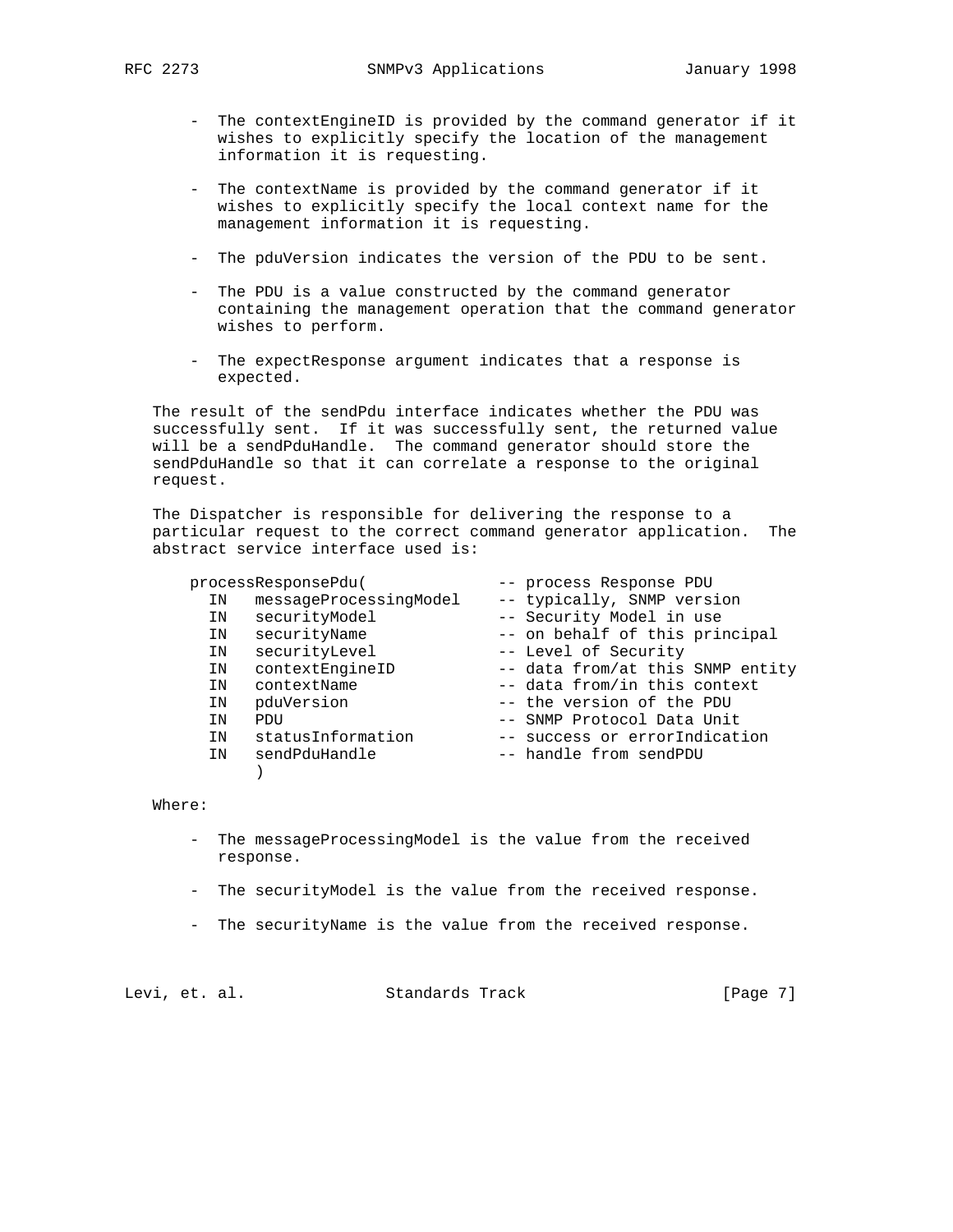- The contextEngineID is provided by the command generator if it wishes to explicitly specify the location of the management information it is requesting.

- The contextName is provided by the command generator if it wishes to explicitly specify the local context name for the management information it is requesting.

- The pduVersion indicates the version of the PDU to be sent.

- The PDU is a value constructed by the command generator containing the management operation that the command generator wishes to perform.

- The expectResponse argument indicates that a response is expected.

The result of the sendPdu interface indicates whether the PDU was successfully sent. If it was successfully sent, the returned value will be a sendPduHandle. The command generator should store the sendPduHandle so that it can correlate a response to the original request.

The Dispatcher is responsible for delivering the response to a particular request to the correct command generator application. The abstract service interface used is:

```
processResponsePdu(              -- process Response PDU
  IN   messageProcessingModel    -- typically, SNMP version
  IN   securityModel             -- Security Model in use
  IN   securityName              -- on behalf of this principal
  IN   securityLevel             -- Level of Security
  IN   contextEngineID           -- data from/at this SNMP entity
  IN   contextName               -- data from/in this context
  IN   pduVersion                -- the version of the PDU
  IN   PDU                       -- SNMP Protocol Data Unit
  IN   statusInformation         -- success or errorIndication
  IN   sendPduHandle             -- handle from sendPDU
       )
```

Where:

- The messageProcessingModel is the value from the received response.

- The securityModel is the value from the received response.

- The securityName is the value from the received response.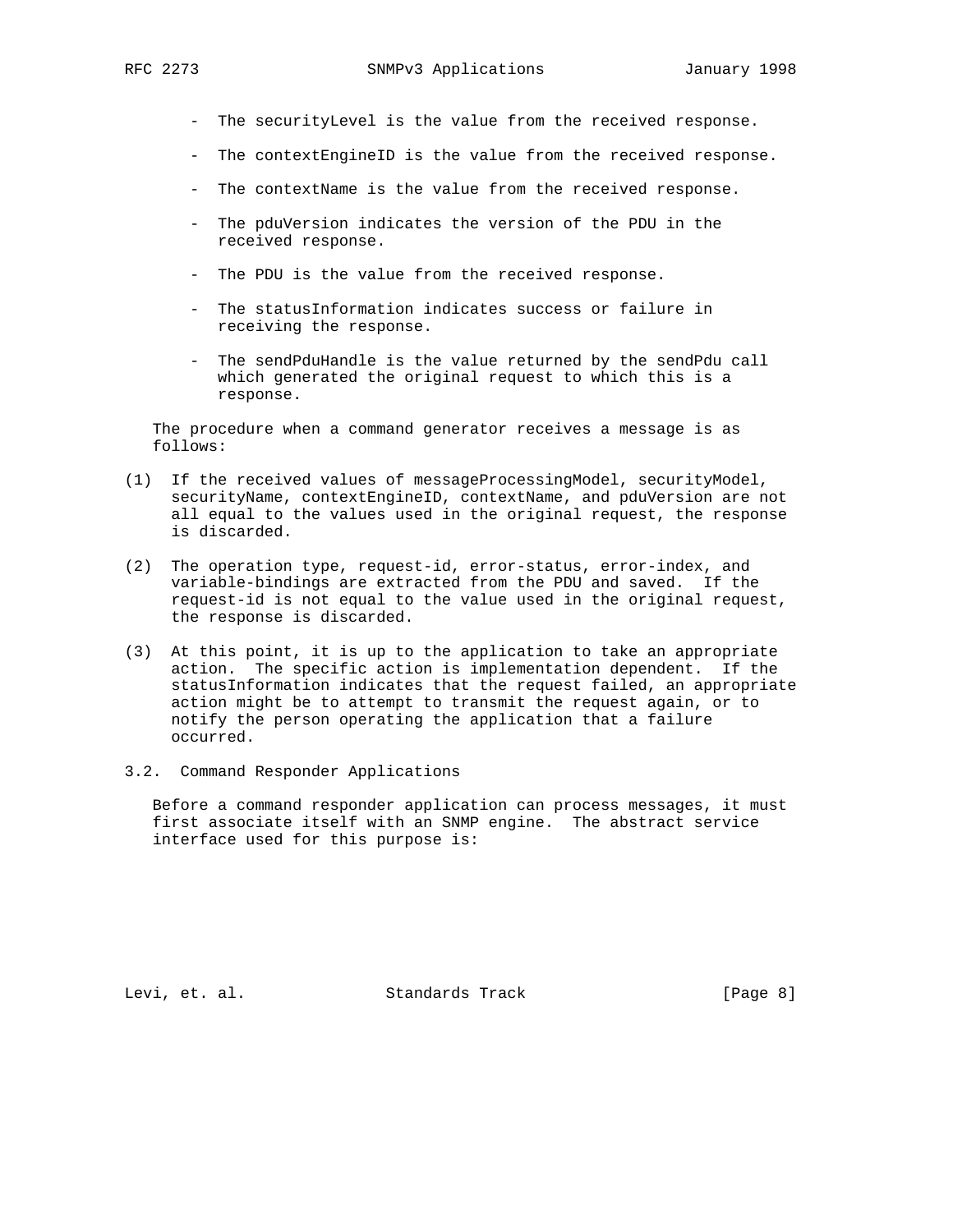- The securityLevel is the value from the received response.

- The contextEngineID is the value from the received response.

- The contextName is the value from the received response.

- The pduVersion indicates the version of the PDU in the received response.

- The PDU is the value from the received response.

- The statusInformation indicates success or failure in receiving the response.

- The sendPduHandle is the value returned by the sendPdu call which generated the original request to which this is a response.

The procedure when a command generator receives a message is as follows:

(1) If the received values of messageProcessingModel, securityModel, securityName, contextEngineID, contextName, and pduVersion are not all equal to the values used in the original request, the response is discarded.

(2) The operation type, request-id, error-status, error-index, and variable-bindings are extracted from the PDU and saved. If the request-id is not equal to the value used in the original request, the response is discarded.

(3) At this point, it is up to the application to take an appropriate action. The specific action is implementation dependent. If the statusInformation indicates that the request failed, an appropriate action might be to attempt to transmit the request again, or to notify the person operating the application that a failure occurred.

## 3.2. Command Responder Applications

Before a command responder application can process messages, it must first associate itself with an SNMP engine. The abstract service interface used for this purpose is: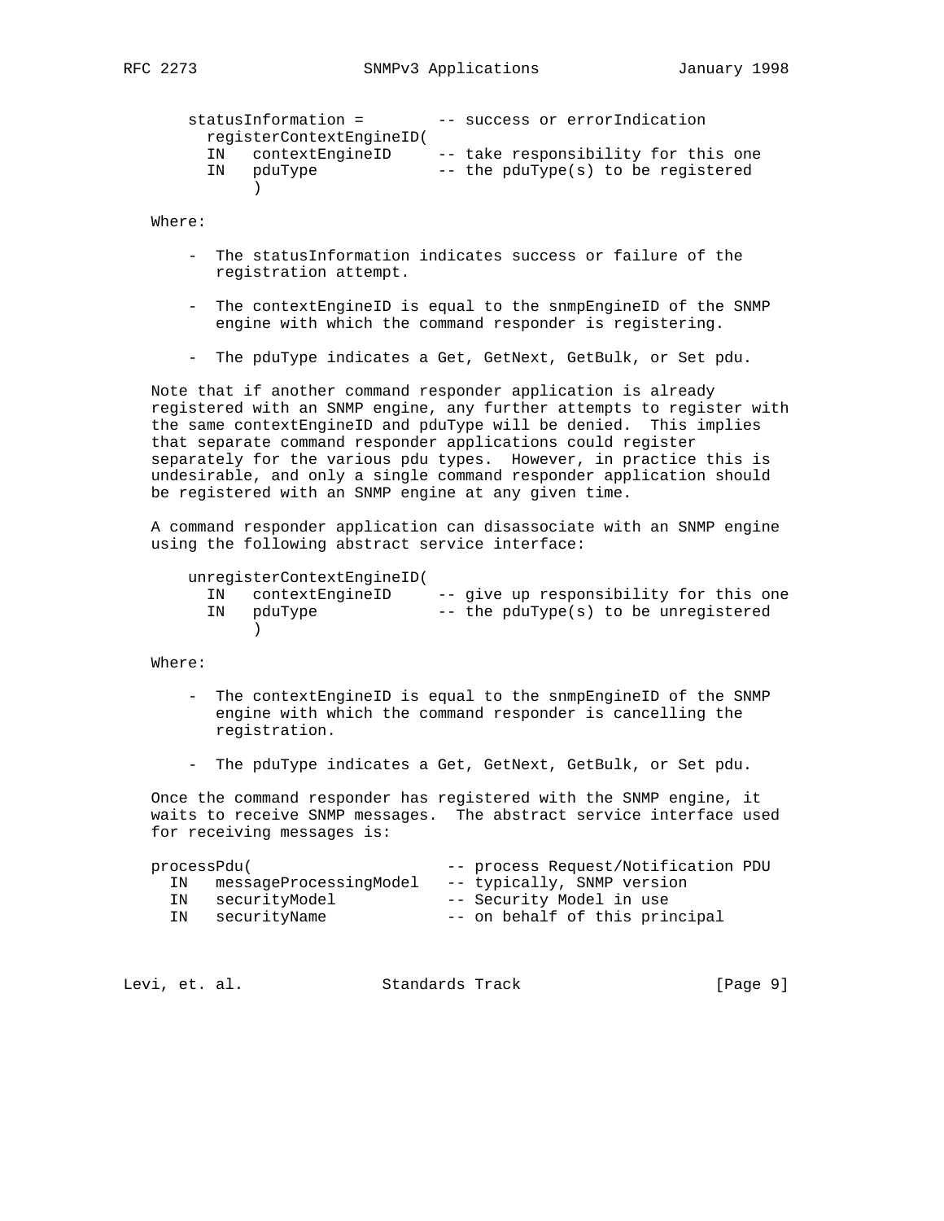```
statusInformation =        -- success or errorIndication
  registerContextEngineID(
  IN   contextEngineID     -- take responsibility for this one
  IN   pduType             -- the pduType(s) to be registered
       )
```

Where:

- The statusInformation indicates success or failure of the registration attempt.

- The contextEngineID is equal to the snmpEngineID of the SNMP engine with which the command responder is registering.

- The pduType indicates a Get, GetNext, GetBulk, or Set pdu.

Note that if another command responder application is already registered with an SNMP engine, any further attempts to register with the same contextEngineID and pduType will be denied. This implies that separate command responder applications could register separately for the various pdu types. However, in practice this is undesirable, and only a single command responder application should be registered with an SNMP engine at any given time.

A command responder application can disassociate with an SNMP engine using the following abstract service interface:

```
unregisterContextEngineID(
  IN   contextEngineID     -- give up responsibility for this one
  IN   pduType             -- the pduType(s) to be unregistered
       )
```

Where:

- The contextEngineID is equal to the snmpEngineID of the SNMP engine with which the command responder is cancelling the registration.

- The pduType indicates a Get, GetNext, GetBulk, or Set pdu.

Once the command responder has registered with the SNMP engine, it waits to receive SNMP messages. The abstract service interface used for receiving messages is:

```
processPdu(                     -- process Request/Notification PDU
  IN   messageProcessingModel   -- typically, SNMP version
  IN   securityModel            -- Security Model in use
  IN   securityName             -- on behalf of this principal
```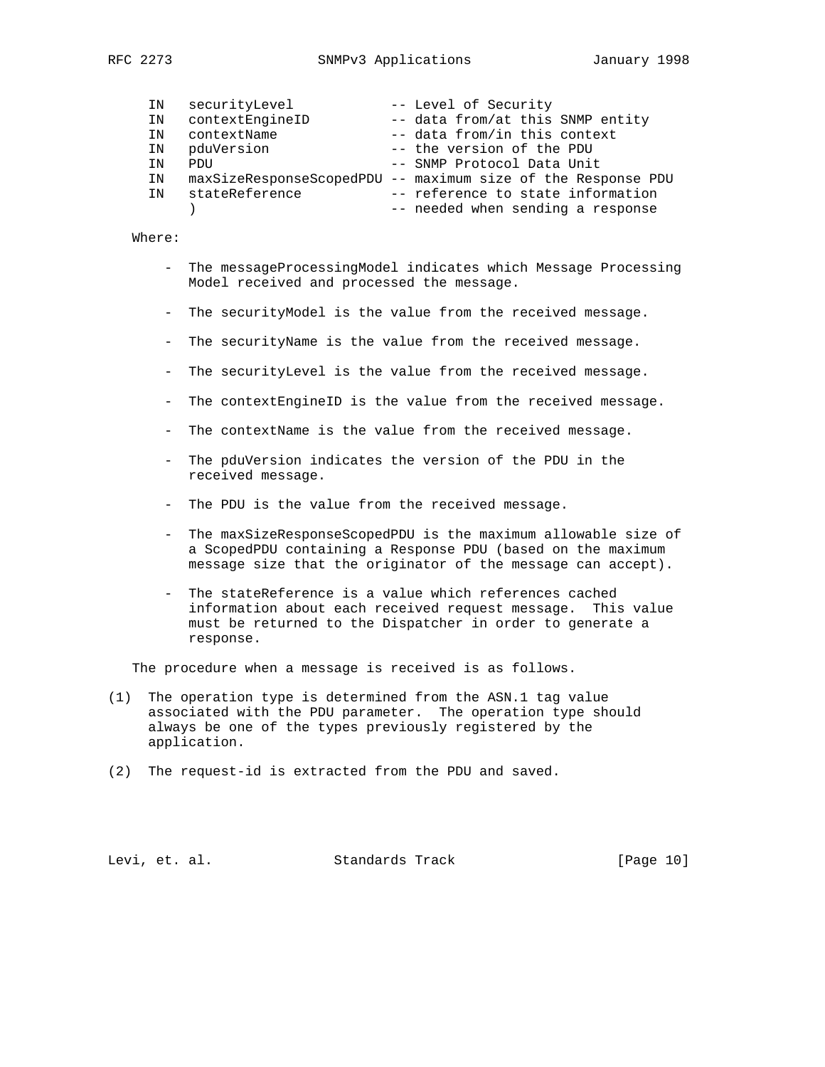```
   IN   securityLevel            -- Level of Security
   IN   contextEngineID          -- data from/at this SNMP entity
   IN   contextName              -- data from/in this context
   IN   pduVersion               -- the version of the PDU
   IN   PDU                      -- SNMP Protocol Data Unit
   IN   maxSizeResponseScopedPDU -- maximum size of the Response PDU
   IN   stateReference           -- reference to state information
        )                        -- needed when sending a response
```

Where:

- The messageProcessingModel indicates which Message Processing Model received and processed the message.
- The securityModel is the value from the received message.
- The securityName is the value from the received message.
- The securityLevel is the value from the received message.
- The contextEngineID is the value from the received message.
- The contextName is the value from the received message.
- The pduVersion indicates the version of the PDU in the received message.
- The PDU is the value from the received message.
- The maxSizeResponseScopedPDU is the maximum allowable size of a ScopedPDU containing a Response PDU (based on the maximum message size that the originator of the message can accept).
- The stateReference is a value which references cached information about each received request message. This value must be returned to the Dispatcher in order to generate a response.

The procedure when a message is received is as follows.

(1) The operation type is determined from the ASN.1 tag value associated with the PDU parameter. The operation type should always be one of the types previously registered by the application.

(2) The request-id is extracted from the PDU and saved.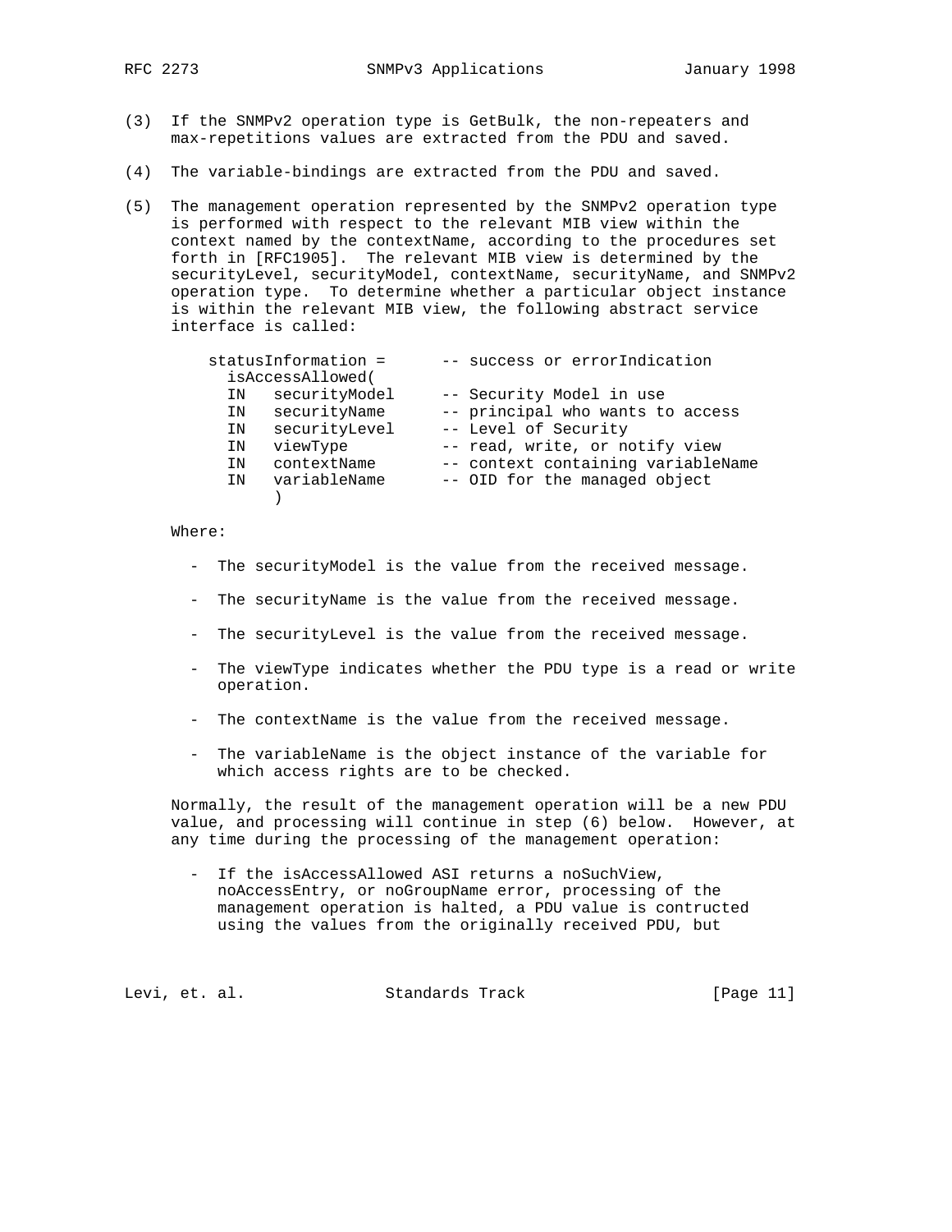(3) If the SNMPv2 operation type is GetBulk, the non-repeaters and max-repetitions values are extracted from the PDU and saved.

(4) The variable-bindings are extracted from the PDU and saved.

(5) The management operation represented by the SNMPv2 operation type is performed with respect to the relevant MIB view within the context named by the contextName, according to the procedures set forth in [RFC1905]. The relevant MIB view is determined by the securityLevel, securityModel, contextName, securityName, and SNMPv2 operation type. To determine whether a particular object instance is within the relevant MIB view, the following abstract service interface is called:

```
statusInformation =      -- success or errorIndication
  isAccessAllowed(
  IN   securityModel     -- Security Model in use
  IN   securityName      -- principal who wants to access
  IN   securityLevel     -- Level of Security
  IN   viewType          -- read, write, or notify view
  IN   contextName       -- context containing variableName
  IN   variableName      -- OID for the managed object
     )
```

Where:

- The securityModel is the value from the received message.
- The securityName is the value from the received message.
- The securityLevel is the value from the received message.
- The viewType indicates whether the PDU type is a read or write operation.
- The contextName is the value from the received message.
- The variableName is the object instance of the variable for which access rights are to be checked.

Normally, the result of the management operation will be a new PDU value, and processing will continue in step (6) below. However, at any time during the processing of the management operation:

- If the isAccessAllowed ASI returns a noSuchView, noAccessEntry, or noGroupName error, processing of the management operation is halted, a PDU value is contructed using the values from the originally received PDU, but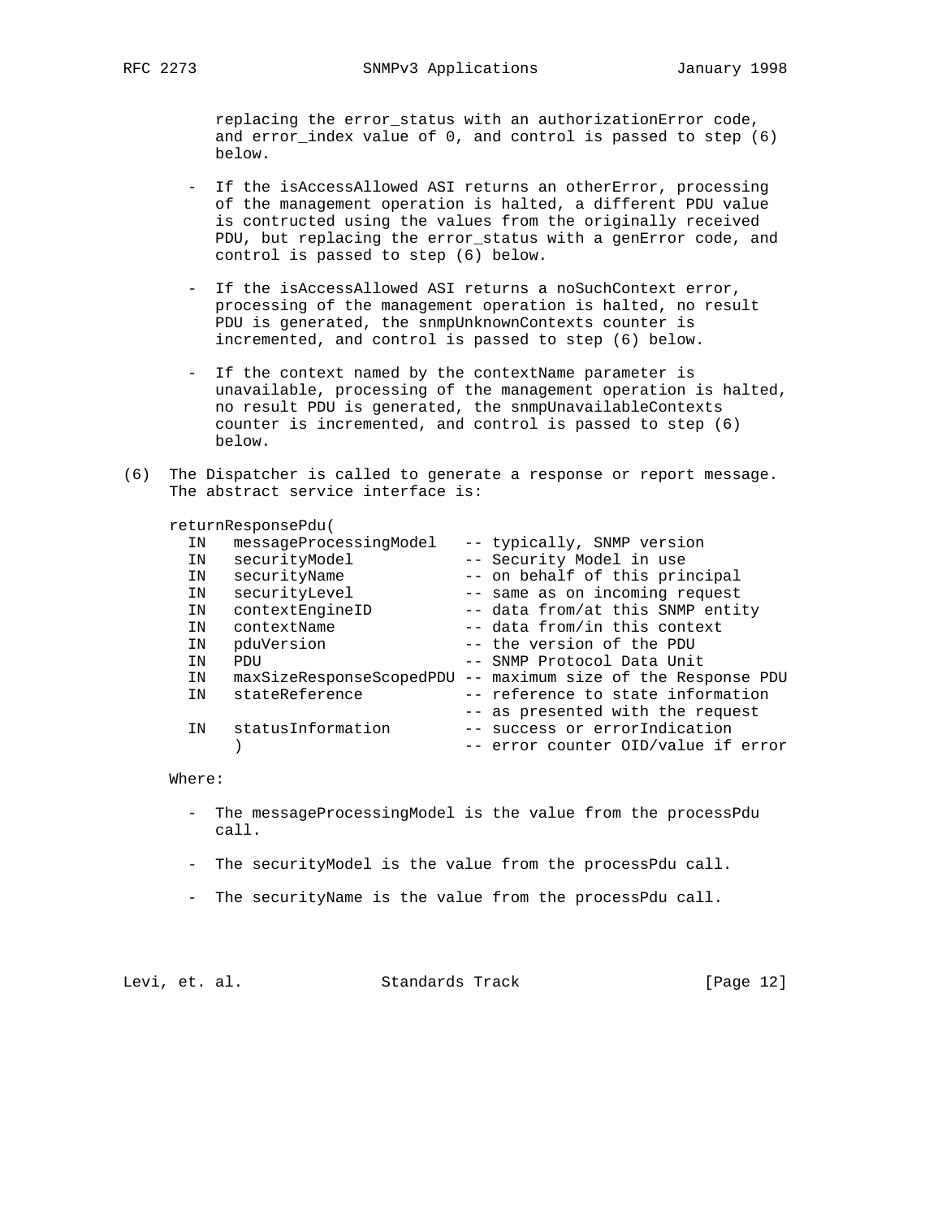replacing the error_status with an authorizationError code, and error_index value of 0, and control is passed to step (6) below.

- If the isAccessAllowed ASI returns an otherError, processing of the management operation is halted, a different PDU value is contructed using the values from the originally received PDU, but replacing the error_status with a genError code, and control is passed to step (6) below.

- If the isAccessAllowed ASI returns a noSuchContext error, processing of the management operation is halted, no result PDU is generated, the snmpUnknownContexts counter is incremented, and control is passed to step (6) below.

- If the context named by the contextName parameter is unavailable, processing of the management operation is halted, no result PDU is generated, the snmpUnavailableContexts counter is incremented, and control is passed to step (6) below.

(6) The Dispatcher is called to generate a response or report message. The abstract service interface is:

```
returnResponsePdu(
  IN   messageProcessingModel   -- typically, SNMP version
  IN   securityModel            -- Security Model in use
  IN   securityName             -- on behalf of this principal
  IN   securityLevel            -- same as on incoming request
  IN   contextEngineID          -- data from/at this SNMP entity
  IN   contextName              -- data from/in this context
  IN   pduVersion               -- the version of the PDU
  IN   PDU                      -- SNMP Protocol Data Unit
  IN   maxSizeResponseScopedPDU -- maximum size of the Response PDU
  IN   stateReference           -- reference to state information
                                -- as presented with the request
  IN   statusInformation        -- success or errorIndication
       )                        -- error counter OID/value if error
```

Where:

- The messageProcessingModel is the value from the processPdu call.

- The securityModel is the value from the processPdu call.

- The securityName is the value from the processPdu call.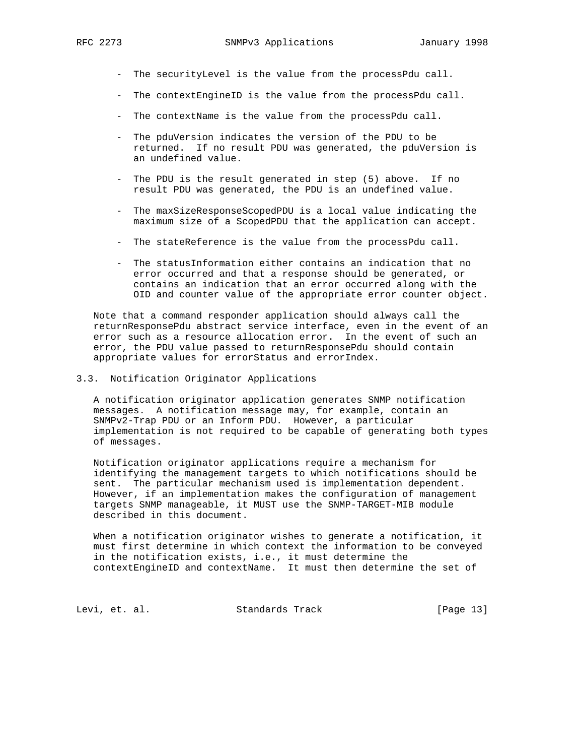- The securityLevel is the value from the processPdu call.

- The contextEngineID is the value from the processPdu call.

- The contextName is the value from the processPdu call.

- The pduVersion indicates the version of the PDU to be returned. If no result PDU was generated, the pduVersion is an undefined value.

- The PDU is the result generated in step (5) above. If no result PDU was generated, the PDU is an undefined value.

- The maxSizeResponseScopedPDU is a local value indicating the maximum size of a ScopedPDU that the application can accept.

- The stateReference is the value from the processPdu call.

- The statusInformation either contains an indication that no error occurred and that a response should be generated, or contains an indication that an error occurred along with the OID and counter value of the appropriate error counter object.

Note that a command responder application should always call the returnResponsePdu abstract service interface, even in the event of an error such as a resource allocation error. In the event of such an error, the PDU value passed to returnResponsePdu should contain appropriate values for errorStatus and errorIndex.

## 3.3. Notification Originator Applications

A notification originator application generates SNMP notification messages. A notification message may, for example, contain an SNMPv2-Trap PDU or an Inform PDU. However, a particular implementation is not required to be capable of generating both types of messages.

Notification originator applications require a mechanism for identifying the management targets to which notifications should be sent. The particular mechanism used is implementation dependent. However, if an implementation makes the configuration of management targets SNMP manageable, it MUST use the SNMP-TARGET-MIB module described in this document.

When a notification originator wishes to generate a notification, it must first determine in which context the information to be conveyed in the notification exists, i.e., it must determine the contextEngineID and contextName. It must then determine the set of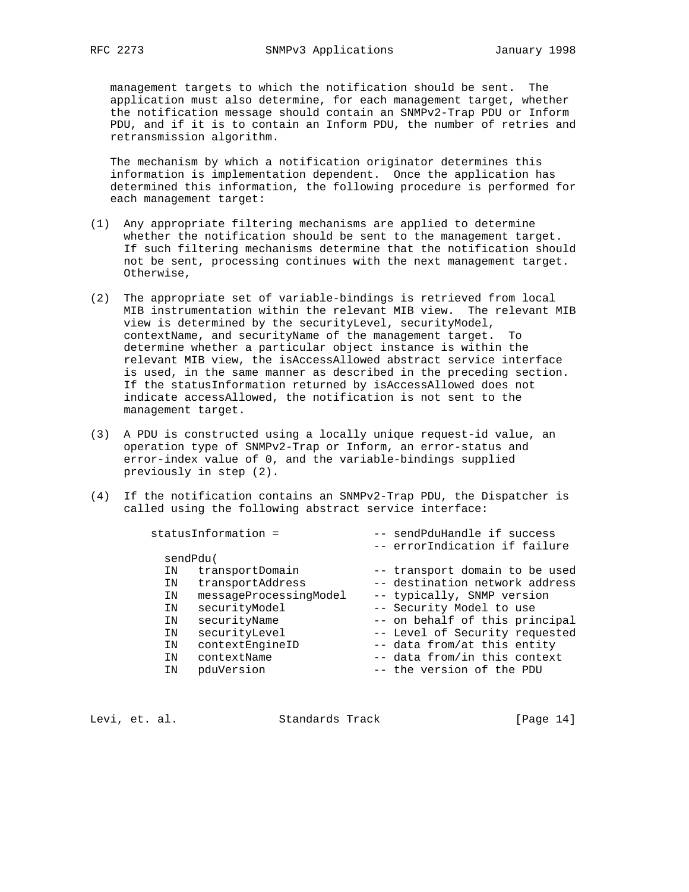management targets to which the notification should be sent. The application must also determine, for each management target, whether the notification message should contain an SNMPv2-Trap PDU or Inform PDU, and if it is to contain an Inform PDU, the number of retries and retransmission algorithm.

The mechanism by which a notification originator determines this information is implementation dependent. Once the application has determined this information, the following procedure is performed for each management target:

(1) Any appropriate filtering mechanisms are applied to determine whether the notification should be sent to the management target. If such filtering mechanisms determine that the notification should not be sent, processing continues with the next management target. Otherwise,

(2) The appropriate set of variable-bindings is retrieved from local MIB instrumentation within the relevant MIB view. The relevant MIB view is determined by the securityLevel, securityModel, contextName, and securityName of the management target. To determine whether a particular object instance is within the relevant MIB view, the isAccessAllowed abstract service interface is used, in the same manner as described in the preceding section. If the statusInformation returned by isAccessAllowed does not indicate accessAllowed, the notification is not sent to the management target.

(3) A PDU is constructed using a locally unique request-id value, an operation type of SNMPv2-Trap or Inform, an error-status and error-index value of 0, and the variable-bindings supplied previously in step (2).

(4) If the notification contains an SNMPv2-Trap PDU, the Dispatcher is called using the following abstract service interface:

```
    statusInformation =              -- sendPduHandle if success
                                     -- errorIndication if failure
      sendPdu(
      IN   transportDomain           -- transport domain to be used
      IN   transportAddress          -- destination network address
      IN   messageProcessingModel    -- typically, SNMP version
      IN   securityModel             -- Security Model to use
      IN   securityName              -- on behalf of this principal
      IN   securityLevel             -- Level of Security requested
      IN   contextEngineID           -- data from/at this entity
      IN   contextName               -- data from/in this context
      IN   pduVersion                -- the version of the PDU
```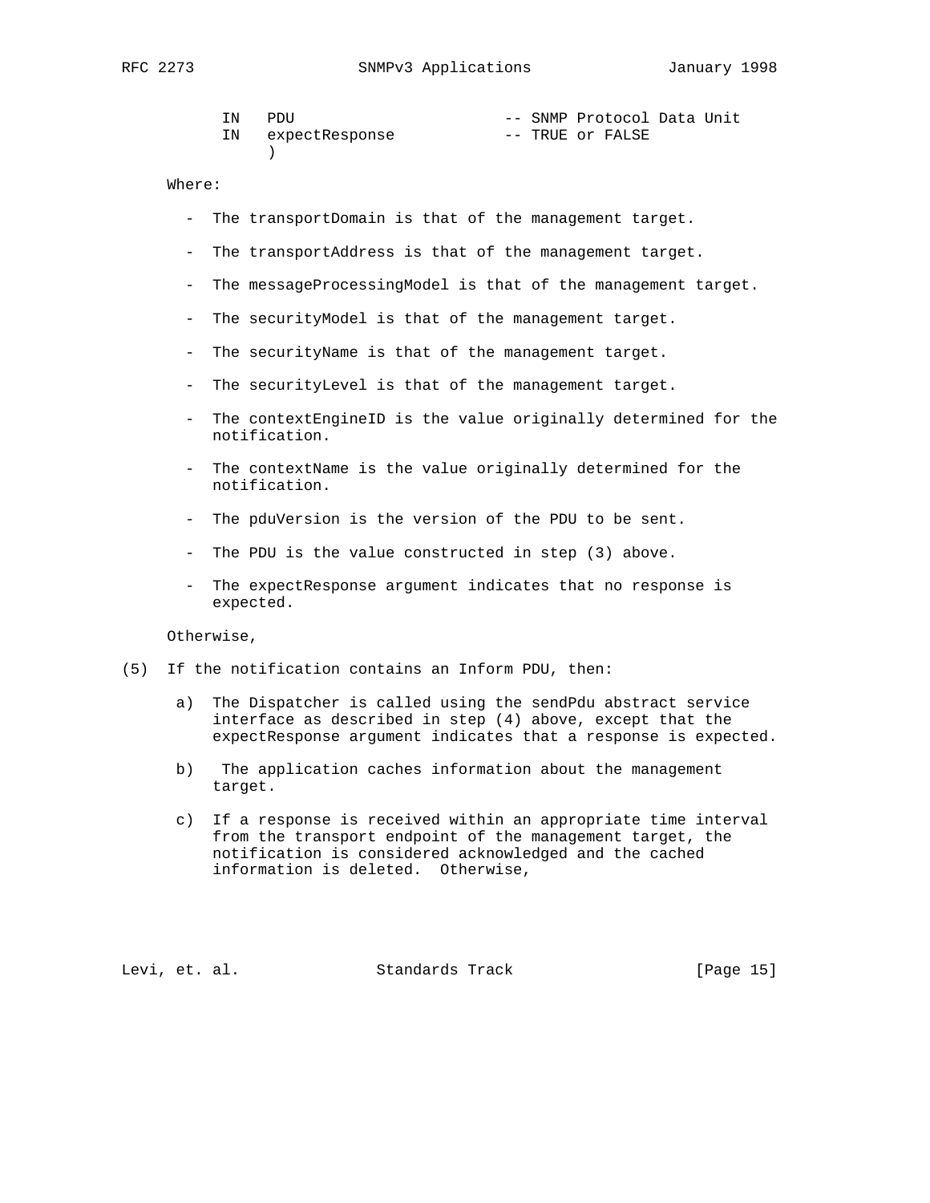```
     IN   PDU                        -- SNMP Protocol Data Unit
     IN   expectResponse             -- TRUE or FALSE
          )
```

Where:

- The transportDomain is that of the management target.
- The transportAddress is that of the management target.
- The messageProcessingModel is that of the management target.
- The securityModel is that of the management target.
- The securityName is that of the management target.
- The securityLevel is that of the management target.
- The contextEngineID is the value originally determined for the notification.
- The contextName is the value originally determined for the notification.
- The pduVersion is the version of the PDU to be sent.
- The PDU is the value constructed in step (3) above.
- The expectResponse argument indicates that no response is expected.

Otherwise,

(5) If the notification contains an Inform PDU, then:

a) The Dispatcher is called using the sendPdu abstract service interface as described in step (4) above, except that the expectResponse argument indicates that a response is expected.

b) The application caches information about the management target.

c) If a response is received within an appropriate time interval from the transport endpoint of the management target, the notification is considered acknowledged and the cached information is deleted. Otherwise,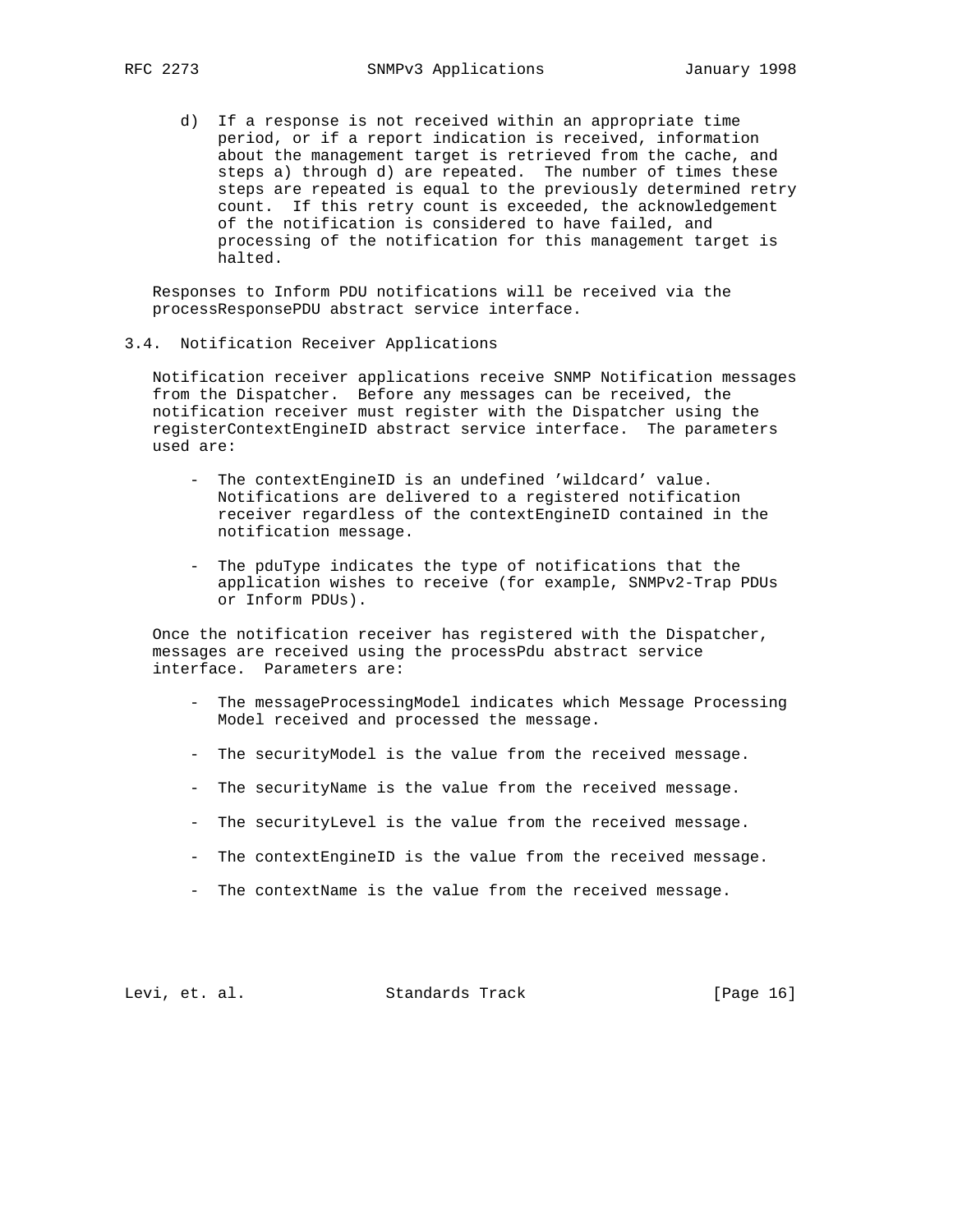d) If a response is not received within an appropriate time period, or if a report indication is received, information about the management target is retrieved from the cache, and steps a) through d) are repeated. The number of times these steps are repeated is equal to the previously determined retry count. If this retry count is exceeded, the acknowledgement of the notification is considered to have failed, and processing of the notification for this management target is halted.

Responses to Inform PDU notifications will be received via the processResponsePDU abstract service interface.

## 3.4. Notification Receiver Applications

Notification receiver applications receive SNMP Notification messages from the Dispatcher. Before any messages can be received, the notification receiver must register with the Dispatcher using the registerContextEngineID abstract service interface. The parameters used are:

- The contextEngineID is an undefined 'wildcard' value. Notifications are delivered to a registered notification receiver regardless of the contextEngineID contained in the notification message.

- The pduType indicates the type of notifications that the application wishes to receive (for example, SNMPv2-Trap PDUs or Inform PDUs).

Once the notification receiver has registered with the Dispatcher, messages are received using the processPdu abstract service interface. Parameters are:

- The messageProcessingModel indicates which Message Processing Model received and processed the message.

- The securityModel is the value from the received message.

- The securityName is the value from the received message.

- The securityLevel is the value from the received message.

- The contextEngineID is the value from the received message.

- The contextName is the value from the received message.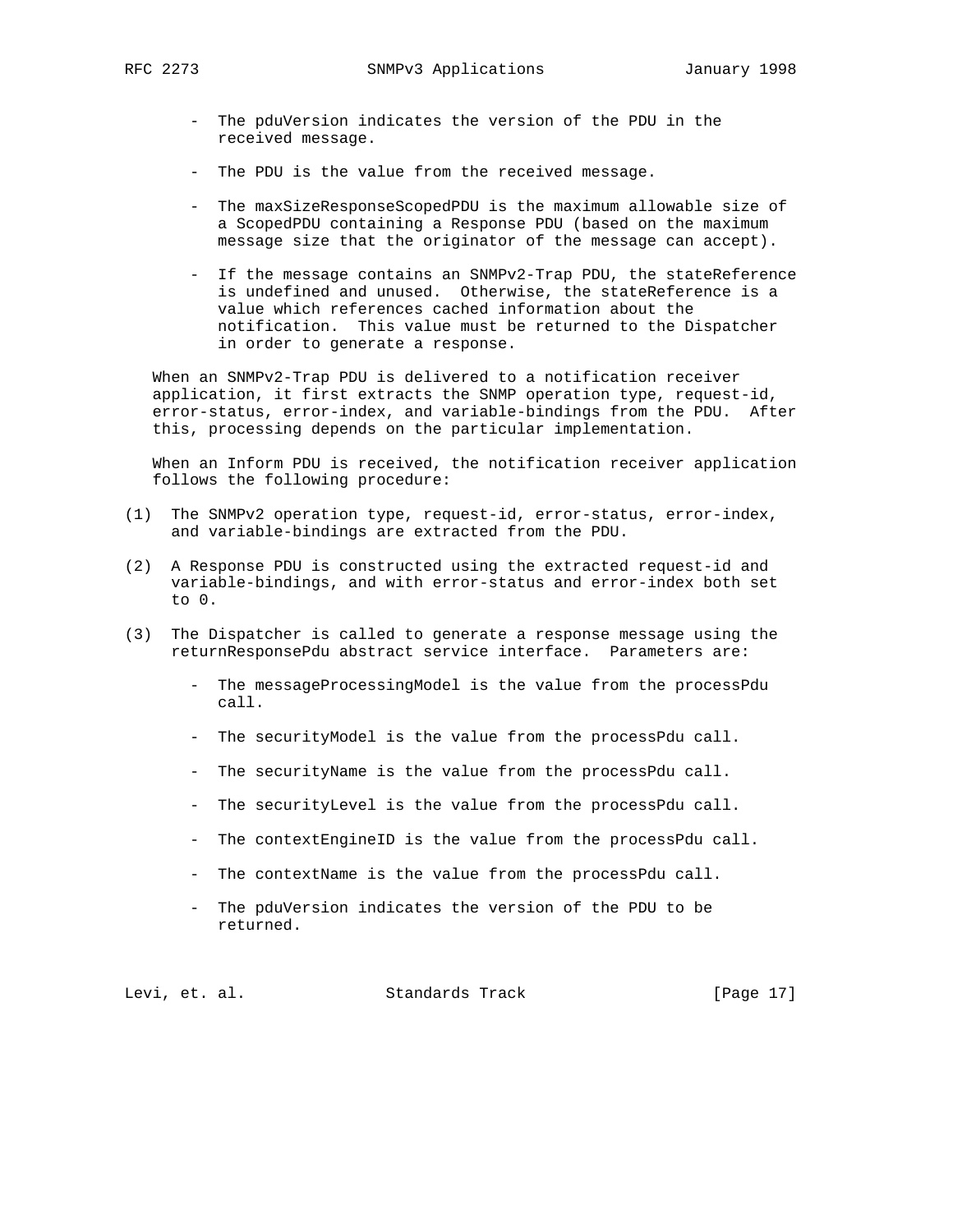- The pduVersion indicates the version of the PDU in the received message.

- The PDU is the value from the received message.

- The maxSizeResponseScopedPDU is the maximum allowable size of a ScopedPDU containing a Response PDU (based on the maximum message size that the originator of the message can accept).

- If the message contains an SNMPv2-Trap PDU, the stateReference is undefined and unused. Otherwise, the stateReference is a value which references cached information about the notification. This value must be returned to the Dispatcher in order to generate a response.

When an SNMPv2-Trap PDU is delivered to a notification receiver application, it first extracts the SNMP operation type, request-id, error-status, error-index, and variable-bindings from the PDU. After this, processing depends on the particular implementation.

When an Inform PDU is received, the notification receiver application follows the following procedure:

(1) The SNMPv2 operation type, request-id, error-status, error-index, and variable-bindings are extracted from the PDU.

(2) A Response PDU is constructed using the extracted request-id and variable-bindings, and with error-status and error-index both set to 0.

(3) The Dispatcher is called to generate a response message using the returnResponsePdu abstract service interface. Parameters are:

   - The messageProcessingModel is the value from the processPdu call.

   - The securityModel is the value from the processPdu call.

   - The securityName is the value from the processPdu call.

   - The securityLevel is the value from the processPdu call.

   - The contextEngineID is the value from the processPdu call.

   - The contextName is the value from the processPdu call.

   - The pduVersion indicates the version of the PDU to be returned.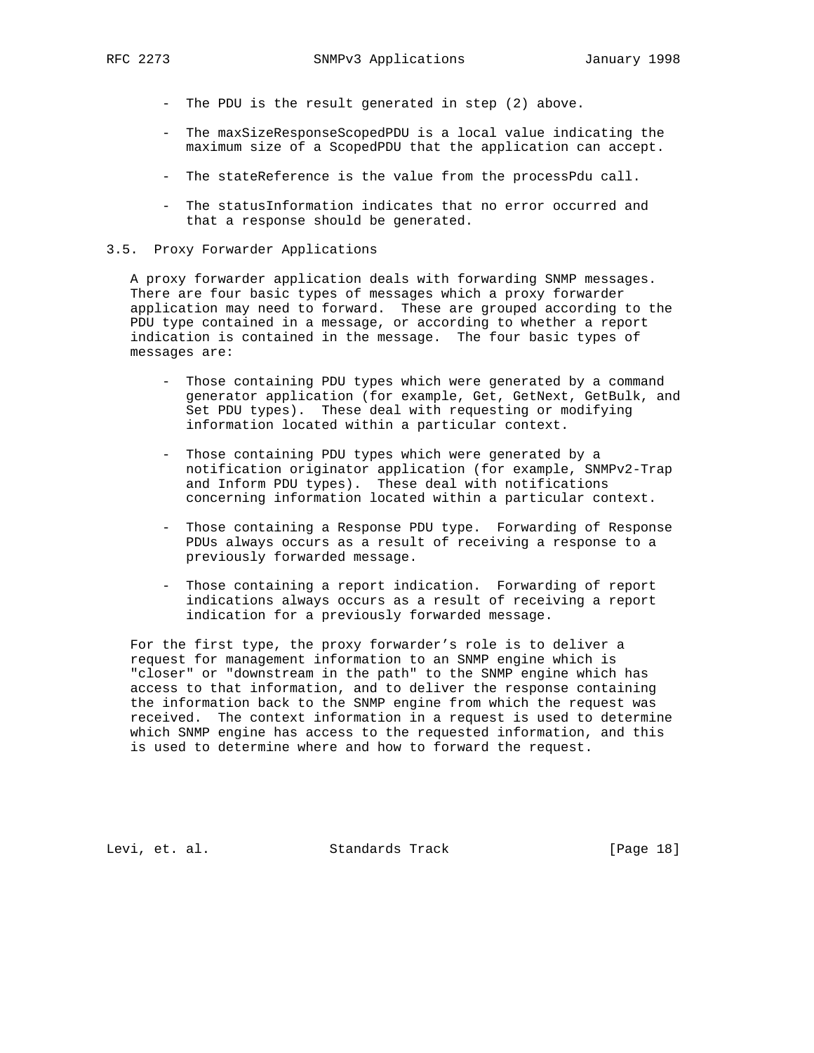- The PDU is the result generated in step (2) above.

- The maxSizeResponseScopedPDU is a local value indicating the maximum size of a ScopedPDU that the application can accept.

- The stateReference is the value from the processPdu call.

- The statusInformation indicates that no error occurred and that a response should be generated.

### 3.5. Proxy Forwarder Applications

A proxy forwarder application deals with forwarding SNMP messages. There are four basic types of messages which a proxy forwarder application may need to forward. These are grouped according to the PDU type contained in a message, or according to whether a report indication is contained in the message. The four basic types of messages are:

- Those containing PDU types which were generated by a command generator application (for example, Get, GetNext, GetBulk, and Set PDU types). These deal with requesting or modifying information located within a particular context.

- Those containing PDU types which were generated by a notification originator application (for example, SNMPv2-Trap and Inform PDU types). These deal with notifications concerning information located within a particular context.

- Those containing a Response PDU type. Forwarding of Response PDUs always occurs as a result of receiving a response to a previously forwarded message.

- Those containing a report indication. Forwarding of report indications always occurs as a result of receiving a report indication for a previously forwarded message.

For the first type, the proxy forwarder's role is to deliver a request for management information to an SNMP engine which is "closer" or "downstream in the path" to the SNMP engine which has access to that information, and to deliver the response containing the information back to the SNMP engine from which the request was received. The context information in a request is used to determine which SNMP engine has access to the requested information, and this is used to determine where and how to forward the request.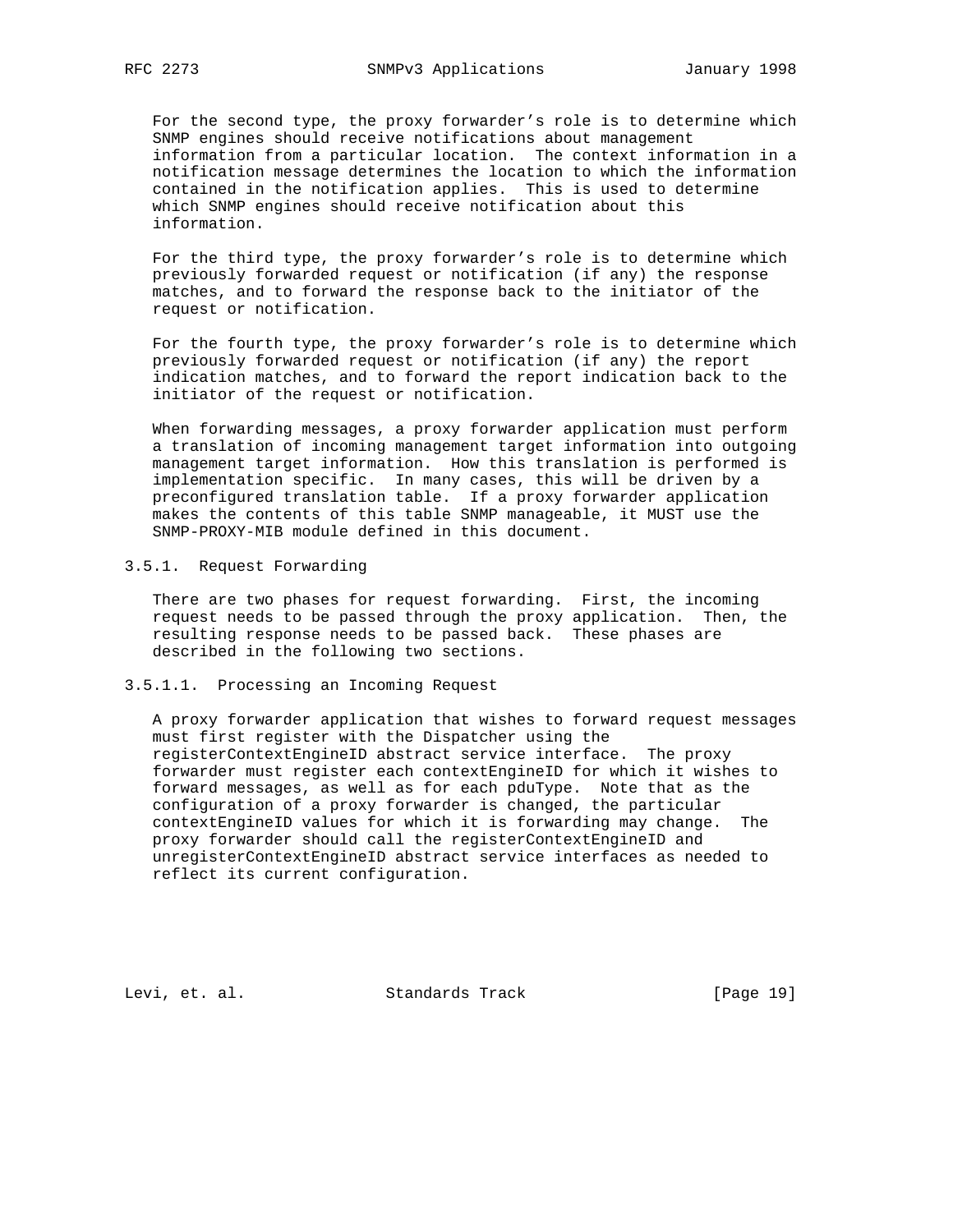For the second type, the proxy forwarder's role is to determine which SNMP engines should receive notifications about management information from a particular location. The context information in a notification message determines the location to which the information contained in the notification applies. This is used to determine which SNMP engines should receive notification about this information.

For the third type, the proxy forwarder's role is to determine which previously forwarded request or notification (if any) the response matches, and to forward the response back to the initiator of the request or notification.

For the fourth type, the proxy forwarder's role is to determine which previously forwarded request or notification (if any) the report indication matches, and to forward the report indication back to the initiator of the request or notification.

When forwarding messages, a proxy forwarder application must perform a translation of incoming management target information into outgoing management target information. How this translation is performed is implementation specific. In many cases, this will be driven by a preconfigured translation table. If a proxy forwarder application makes the contents of this table SNMP manageable, it MUST use the SNMP-PROXY-MIB module defined in this document.

### 3.5.1. Request Forwarding

There are two phases for request forwarding. First, the incoming request needs to be passed through the proxy application. Then, the resulting response needs to be passed back. These phases are described in the following two sections.

#### 3.5.1.1. Processing an Incoming Request

A proxy forwarder application that wishes to forward request messages must first register with the Dispatcher using the registerContextEngineID abstract service interface. The proxy forwarder must register each contextEngineID for which it wishes to forward messages, as well as for each pduType. Note that as the configuration of a proxy forwarder is changed, the particular contextEngineID values for which it is forwarding may change. The proxy forwarder should call the registerContextEngineID and unregisterContextEngineID abstract service interfaces as needed to reflect its current configuration.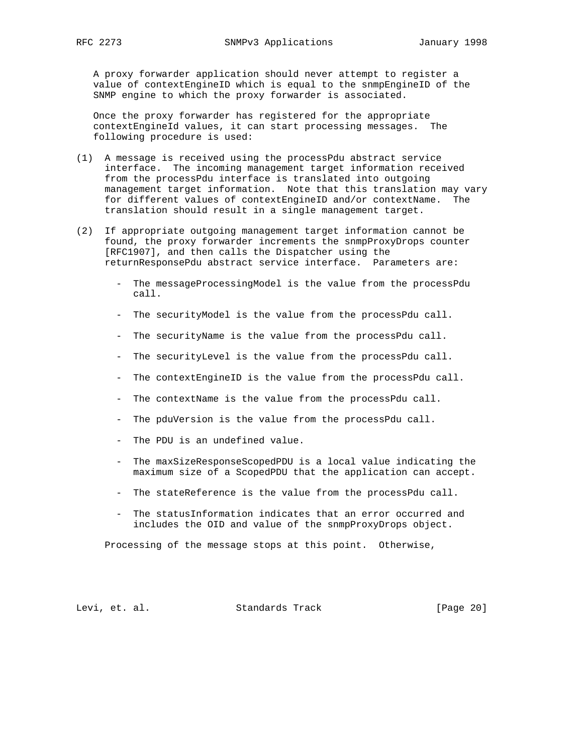A proxy forwarder application should never attempt to register a value of contextEngineID which is equal to the snmpEngineID of the SNMP engine to which the proxy forwarder is associated.

Once the proxy forwarder has registered for the appropriate contextEngineId values, it can start processing messages. The following procedure is used:

(1) A message is received using the processPdu abstract service interface. The incoming management target information received from the processPdu interface is translated into outgoing management target information. Note that this translation may vary for different values of contextEngineID and/or contextName. The translation should result in a single management target.

(2) If appropriate outgoing management target information cannot be found, the proxy forwarder increments the snmpProxyDrops counter [RFC1907], and then calls the Dispatcher using the returnResponsePdu abstract service interface. Parameters are:

   - The messageProcessingModel is the value from the processPdu call.

   - The securityModel is the value from the processPdu call.

   - The securityName is the value from the processPdu call.

   - The securityLevel is the value from the processPdu call.

   - The contextEngineID is the value from the processPdu call.

   - The contextName is the value from the processPdu call.

   - The pduVersion is the value from the processPdu call.

   - The PDU is an undefined value.

   - The maxSizeResponseScopedPDU is a local value indicating the maximum size of a ScopedPDU that the application can accept.

   - The stateReference is the value from the processPdu call.

   - The statusInformation indicates that an error occurred and includes the OID and value of the snmpProxyDrops object.

   Processing of the message stops at this point. Otherwise,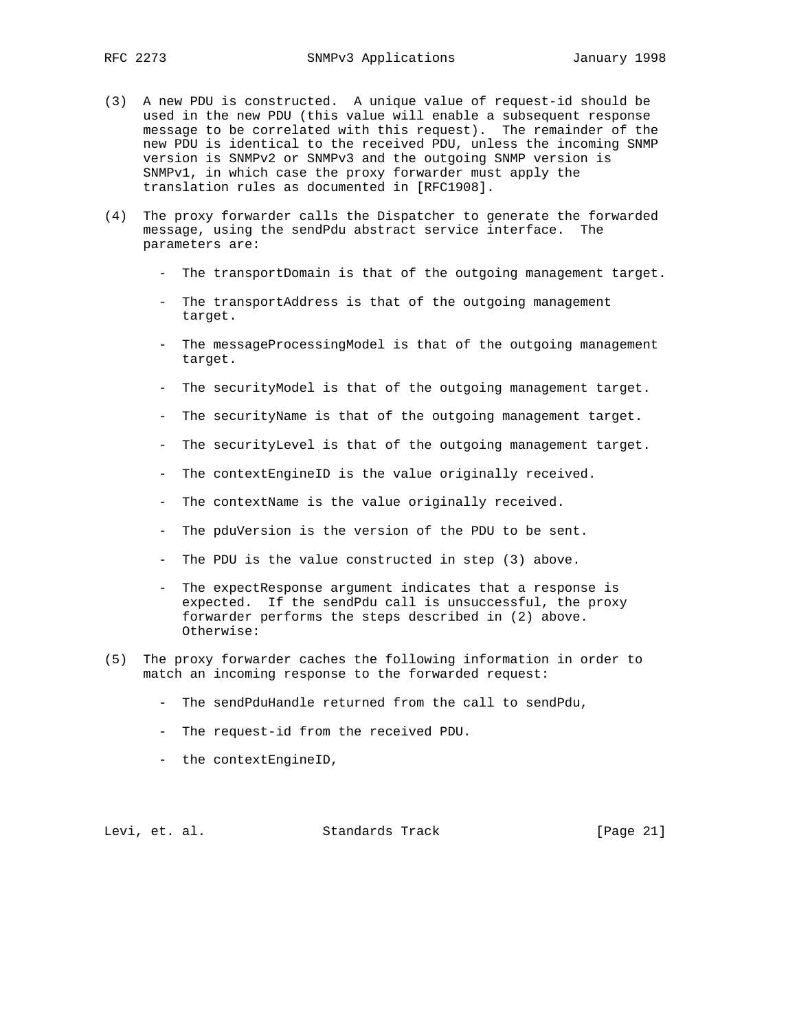(3) A new PDU is constructed. A unique value of request-id should be used in the new PDU (this value will enable a subsequent response message to be correlated with this request). The remainder of the new PDU is identical to the received PDU, unless the incoming SNMP version is SNMPv2 or SNMPv3 and the outgoing SNMP version is SNMPv1, in which case the proxy forwarder must apply the translation rules as documented in [RFC1908].

(4) The proxy forwarder calls the Dispatcher to generate the forwarded message, using the sendPdu abstract service interface. The parameters are:

  - The transportDomain is that of the outgoing management target.

  - The transportAddress is that of the outgoing management target.

  - The messageProcessingModel is that of the outgoing management target.

  - The securityModel is that of the outgoing management target.

  - The securityName is that of the outgoing management target.

  - The securityLevel is that of the outgoing management target.

  - The contextEngineID is the value originally received.

  - The contextName is the value originally received.

  - The pduVersion is the version of the PDU to be sent.

  - The PDU is the value constructed in step (3) above.

  - The expectResponse argument indicates that a response is expected. If the sendPdu call is unsuccessful, the proxy forwarder performs the steps described in (2) above. Otherwise:

(5) The proxy forwarder caches the following information in order to match an incoming response to the forwarded request:

  - The sendPduHandle returned from the call to sendPdu,

  - The request-id from the received PDU.

  - the contextEngineID,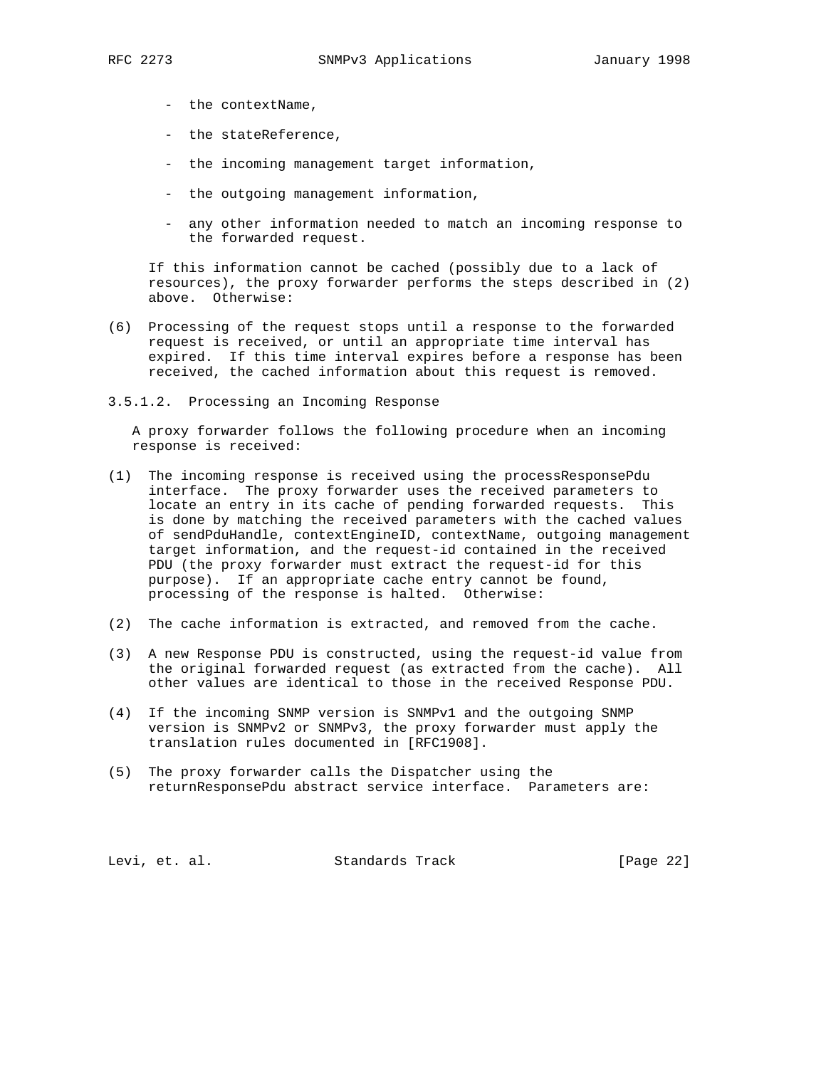- the contextName,

- the stateReference,

- the incoming management target information,

- the outgoing management information,

- any other information needed to match an incoming response to the forwarded request.

If this information cannot be cached (possibly due to a lack of resources), the proxy forwarder performs the steps described in (2) above. Otherwise:

(6) Processing of the request stops until a response to the forwarded request is received, or until an appropriate time interval has expired. If this time interval expires before a response has been received, the cached information about this request is removed.

#### 3.5.1.2. Processing an Incoming Response

A proxy forwarder follows the following procedure when an incoming response is received:

(1) The incoming response is received using the processResponsePdu interface. The proxy forwarder uses the received parameters to locate an entry in its cache of pending forwarded requests. This is done by matching the received parameters with the cached values of sendPduHandle, contextEngineID, contextName, outgoing management target information, and the request-id contained in the received PDU (the proxy forwarder must extract the request-id for this purpose). If an appropriate cache entry cannot be found, processing of the response is halted. Otherwise:

(2) The cache information is extracted, and removed from the cache.

(3) A new Response PDU is constructed, using the request-id value from the original forwarded request (as extracted from the cache). All other values are identical to those in the received Response PDU.

(4) If the incoming SNMP version is SNMPv1 and the outgoing SNMP version is SNMPv2 or SNMPv3, the proxy forwarder must apply the translation rules documented in [RFC1908].

(5) The proxy forwarder calls the Dispatcher using the returnResponsePdu abstract service interface. Parameters are: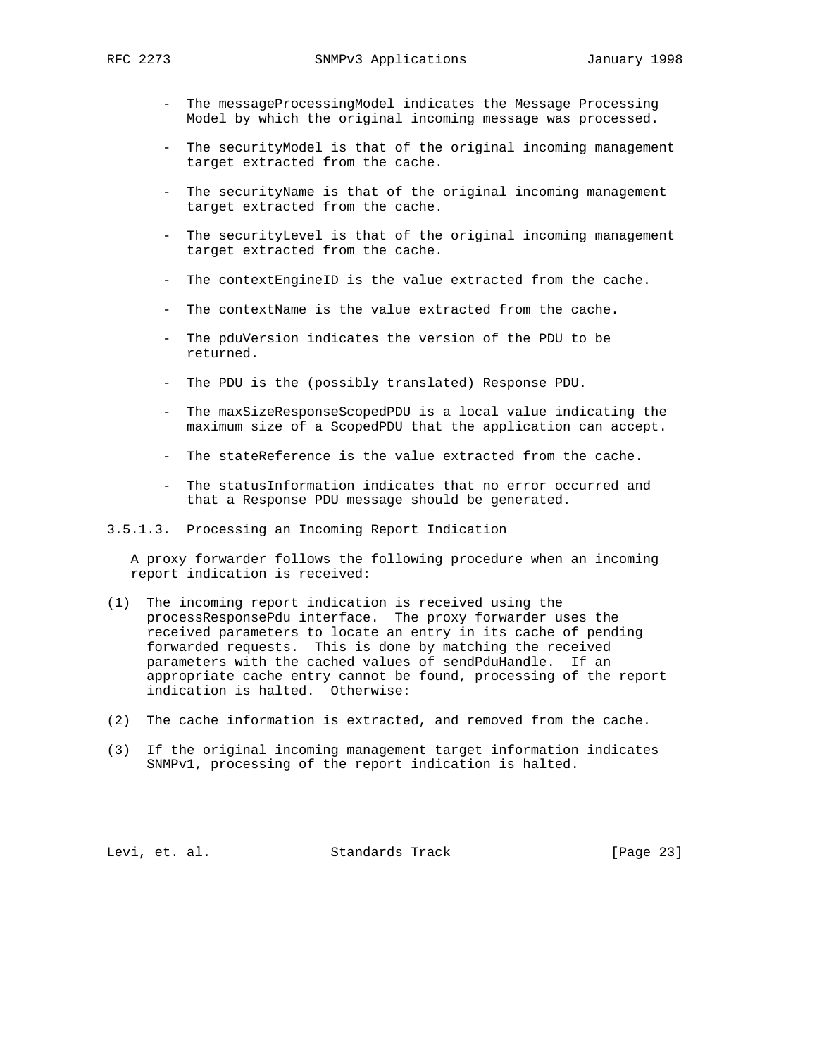- The messageProcessingModel indicates the Message Processing Model by which the original incoming message was processed.

- The securityModel is that of the original incoming management target extracted from the cache.

- The securityName is that of the original incoming management target extracted from the cache.

- The securityLevel is that of the original incoming management target extracted from the cache.

- The contextEngineID is the value extracted from the cache.

- The contextName is the value extracted from the cache.

- The pduVersion indicates the version of the PDU to be returned.

- The PDU is the (possibly translated) Response PDU.

- The maxSizeResponseScopedPDU is a local value indicating the maximum size of a ScopedPDU that the application can accept.

- The stateReference is the value extracted from the cache.

- The statusInformation indicates that no error occurred and that a Response PDU message should be generated.

### 3.5.1.3. Processing an Incoming Report Indication

A proxy forwarder follows the following procedure when an incoming report indication is received:

(1) The incoming report indication is received using the processResponsePdu interface. The proxy forwarder uses the received parameters to locate an entry in its cache of pending forwarded requests. This is done by matching the received parameters with the cached values of sendPduHandle. If an appropriate cache entry cannot be found, processing of the report indication is halted. Otherwise:

(2) The cache information is extracted, and removed from the cache.

(3) If the original incoming management target information indicates SNMPv1, processing of the report indication is halted.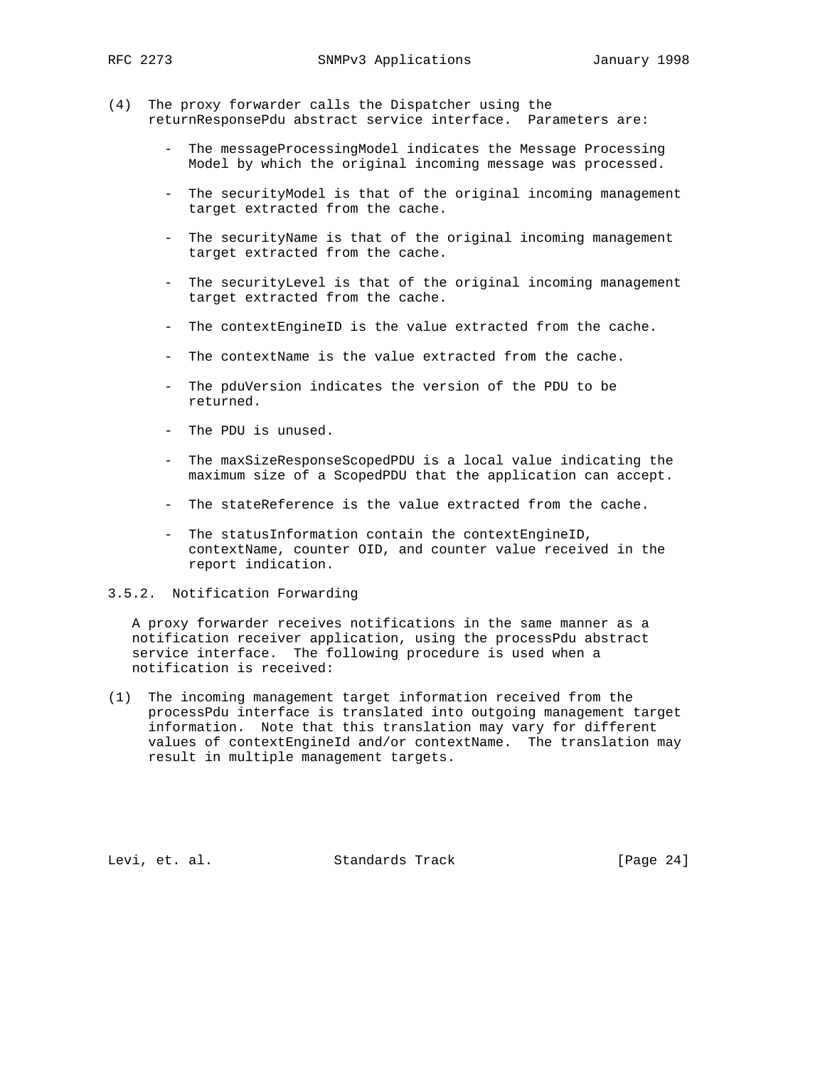(4) The proxy forwarder calls the Dispatcher using the returnResponsePdu abstract service interface. Parameters are:

- The messageProcessingModel indicates the Message Processing Model by which the original incoming message was processed.
- The securityModel is that of the original incoming management target extracted from the cache.
- The securityName is that of the original incoming management target extracted from the cache.
- The securityLevel is that of the original incoming management target extracted from the cache.
- The contextEngineID is the value extracted from the cache.
- The contextName is the value extracted from the cache.
- The pduVersion indicates the version of the PDU to be returned.
- The PDU is unused.
- The maxSizeResponseScopedPDU is a local value indicating the maximum size of a ScopedPDU that the application can accept.
- The stateReference is the value extracted from the cache.
- The statusInformation contain the contextEngineID, contextName, counter OID, and counter value received in the report indication.

### 3.5.2. Notification Forwarding

A proxy forwarder receives notifications in the same manner as a notification receiver application, using the processPdu abstract service interface. The following procedure is used when a notification is received:

(1) The incoming management target information received from the processPdu interface is translated into outgoing management target information. Note that this translation may vary for different values of contextEngineId and/or contextName. The translation may result in multiple management targets.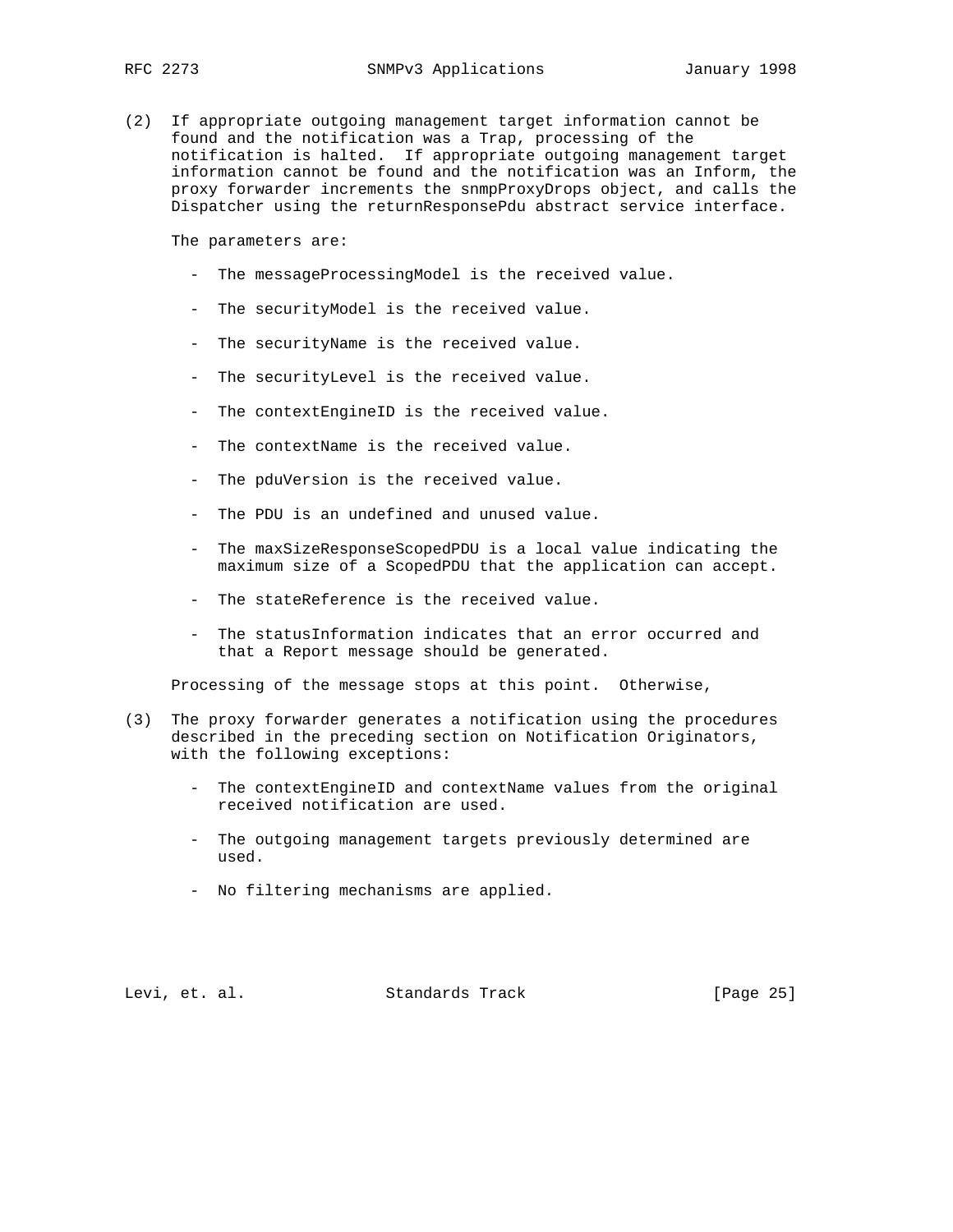(2) If appropriate outgoing management target information cannot be found and the notification was a Trap, processing of the notification is halted. If appropriate outgoing management target information cannot be found and the notification was an Inform, the proxy forwarder increments the snmpProxyDrops object, and calls the Dispatcher using the returnResponsePdu abstract service interface.

    The parameters are:

    - The messageProcessingModel is the received value.
    - The securityModel is the received value.
    - The securityName is the received value.
    - The securityLevel is the received value.
    - The contextEngineID is the received value.
    - The contextName is the received value.
    - The pduVersion is the received value.
    - The PDU is an undefined and unused value.
    - The maxSizeResponseScopedPDU is a local value indicating the maximum size of a ScopedPDU that the application can accept.
    - The stateReference is the received value.
    - The statusInformation indicates that an error occurred and that a Report message should be generated.

    Processing of the message stops at this point. Otherwise,

(3) The proxy forwarder generates a notification using the procedures described in the preceding section on Notification Originators, with the following exceptions:

    - The contextEngineID and contextName values from the original received notification are used.
    - The outgoing management targets previously determined are used.
    - No filtering mechanisms are applied.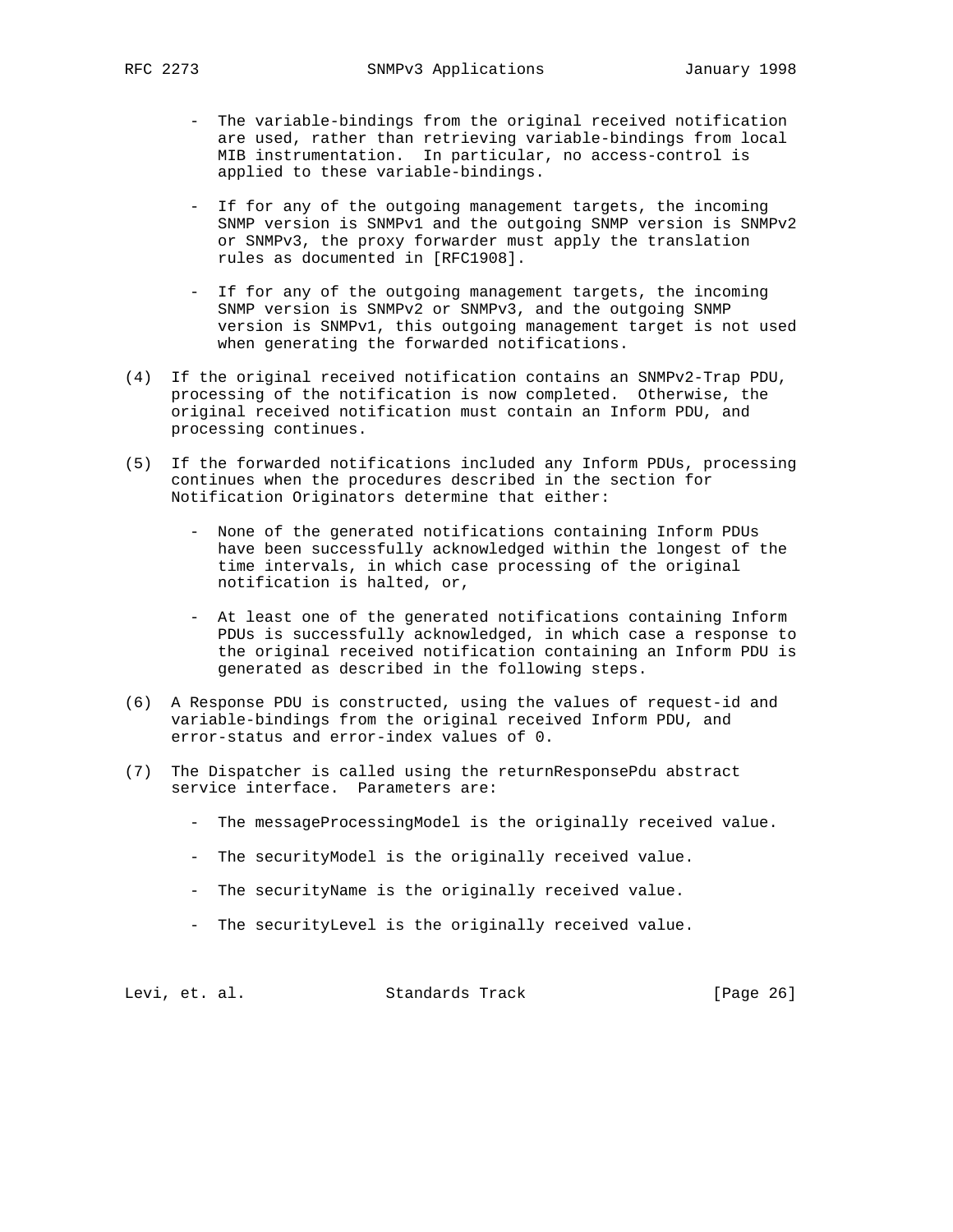- The variable-bindings from the original received notification are used, rather than retrieving variable-bindings from local MIB instrumentation. In particular, no access-control is applied to these variable-bindings.

- If for any of the outgoing management targets, the incoming SNMP version is SNMPv1 and the outgoing SNMP version is SNMPv2 or SNMPv3, the proxy forwarder must apply the translation rules as documented in [RFC1908].

- If for any of the outgoing management targets, the incoming SNMP version is SNMPv2 or SNMPv3, and the outgoing SNMP version is SNMPv1, this outgoing management target is not used when generating the forwarded notifications.

(4) If the original received notification contains an SNMPv2-Trap PDU, processing of the notification is now completed. Otherwise, the original received notification must contain an Inform PDU, and processing continues.

(5) If the forwarded notifications included any Inform PDUs, processing continues when the procedures described in the section for Notification Originators determine that either:

   - None of the generated notifications containing Inform PDUs have been successfully acknowledged within the longest of the time intervals, in which case processing of the original notification is halted, or,

   - At least one of the generated notifications containing Inform PDUs is successfully acknowledged, in which case a response to the original received notification containing an Inform PDU is generated as described in the following steps.

(6) A Response PDU is constructed, using the values of request-id and variable-bindings from the original received Inform PDU, and error-status and error-index values of 0.

(7) The Dispatcher is called using the returnResponsePdu abstract service interface. Parameters are:

   - The messageProcessingModel is the originally received value.

   - The securityModel is the originally received value.

   - The securityName is the originally received value.

   - The securityLevel is the originally received value.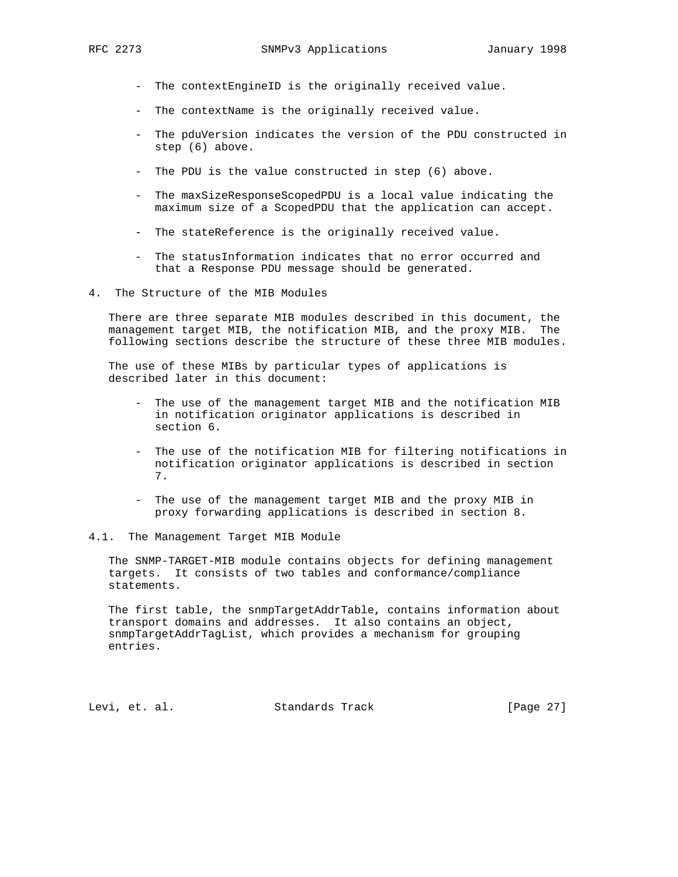- The contextEngineID is the originally received value.

- The contextName is the originally received value.

- The pduVersion indicates the version of the PDU constructed in step (6) above.

- The PDU is the value constructed in step (6) above.

- The maxSizeResponseScopedPDU is a local value indicating the maximum size of a ScopedPDU that the application can accept.

- The stateReference is the originally received value.

- The statusInformation indicates that no error occurred and that a Response PDU message should be generated.

## 4. The Structure of the MIB Modules

There are three separate MIB modules described in this document, the management target MIB, the notification MIB, and the proxy MIB. The following sections describe the structure of these three MIB modules.

The use of these MIBs by particular types of applications is described later in this document:

- The use of the management target MIB and the notification MIB in notification originator applications is described in section 6.

- The use of the notification MIB for filtering notifications in notification originator applications is described in section 7.

- The use of the management target MIB and the proxy MIB in proxy forwarding applications is described in section 8.

### 4.1. The Management Target MIB Module

The SNMP-TARGET-MIB module contains objects for defining management targets. It consists of two tables and conformance/compliance statements.

The first table, the snmpTargetAddrTable, contains information about transport domains and addresses. It also contains an object, snmpTargetAddrTagList, which provides a mechanism for grouping entries.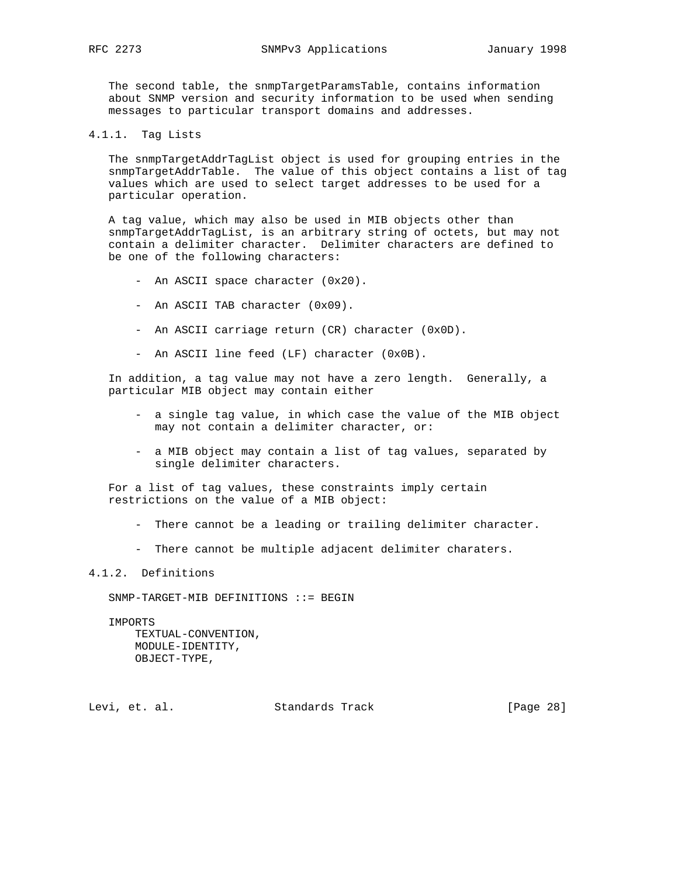The second table, the snmpTargetParamsTable, contains information about SNMP version and security information to be used when sending messages to particular transport domains and addresses.

### 4.1.1. Tag Lists

The snmpTargetAddrTagList object is used for grouping entries in the snmpTargetAddrTable. The value of this object contains a list of tag values which are used to select target addresses to be used for a particular operation.

A tag value, which may also be used in MIB objects other than snmpTargetAddrTagList, is an arbitrary string of octets, but may not contain a delimiter character. Delimiter characters are defined to be one of the following characters:

- An ASCII space character (0x20).
- An ASCII TAB character (0x09).
- An ASCII carriage return (CR) character (0x0D).
- An ASCII line feed (LF) character (0x0B).

In addition, a tag value may not have a zero length. Generally, a particular MIB object may contain either

- a single tag value, in which case the value of the MIB object may not contain a delimiter character, or:
- a MIB object may contain a list of tag values, separated by single delimiter characters.

For a list of tag values, these constraints imply certain restrictions on the value of a MIB object:

- There cannot be a leading or trailing delimiter character.
- There cannot be multiple adjacent delimiter charaters.

### 4.1.2. Definitions

```
SNMP-TARGET-MIB DEFINITIONS ::= BEGIN

IMPORTS
    TEXTUAL-CONVENTION,
    MODULE-IDENTITY,
    OBJECT-TYPE,
```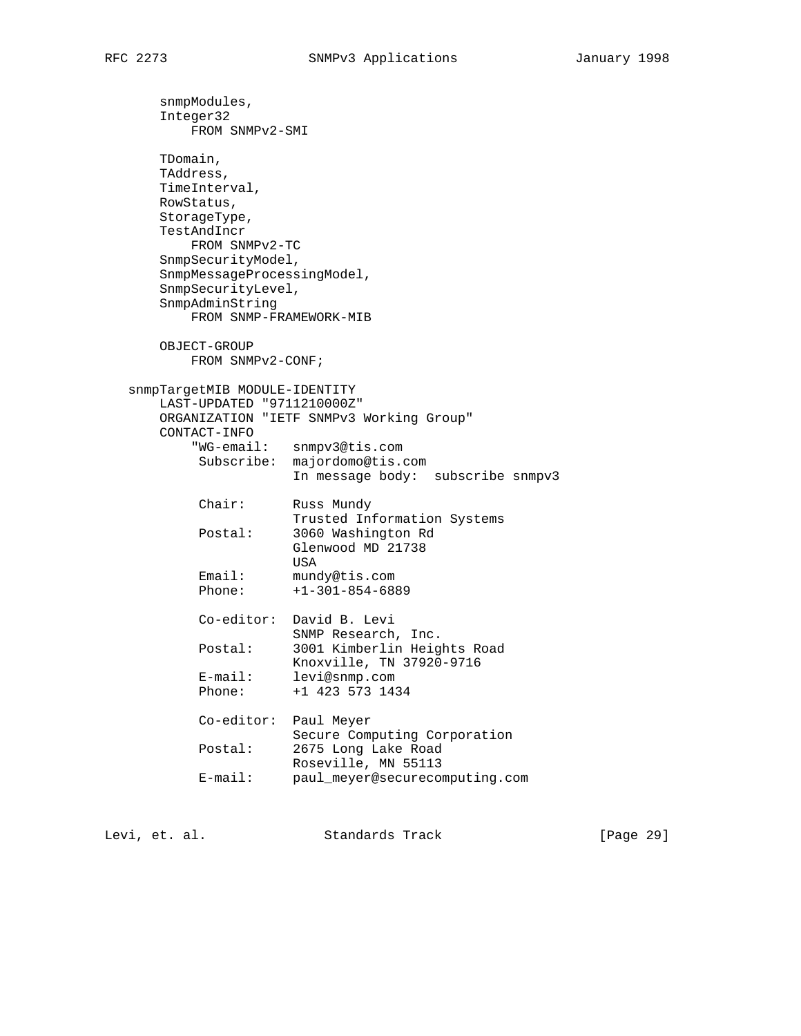```
       snmpModules,
       Integer32
           FROM SNMPv2-SMI

       TDomain,
       TAddress,
       TimeInterval,
       RowStatus,
       StorageType,
       TestAndIncr
           FROM SNMPv2-TC
       SnmpSecurityModel,
       SnmpMessageProcessingModel,
       SnmpSecurityLevel,
       SnmpAdminString
           FROM SNMP-FRAMEWORK-MIB

       OBJECT-GROUP
           FROM SNMPv2-CONF;

   snmpTargetMIB MODULE-IDENTITY
       LAST-UPDATED "9711210000Z"
       ORGANIZATION "IETF SNMPv3 Working Group"
       CONTACT-INFO
           "WG-email:   snmpv3@tis.com
            Subscribe:  majordomo@tis.com
                        In message body:  subscribe snmpv3

            Chair:      Russ Mundy
                        Trusted Information Systems
            Postal:     3060 Washington Rd
                        Glenwood MD 21738
                        USA
            Email:      mundy@tis.com
            Phone:      +1-301-854-6889

            Co-editor:  David B. Levi
                        SNMP Research, Inc.
            Postal:     3001 Kimberlin Heights Road
                        Knoxville, TN 37920-9716
            E-mail:     levi@snmp.com
            Phone:      +1 423 573 1434

            Co-editor:  Paul Meyer
                        Secure Computing Corporation
            Postal:     2675 Long Lake Road
                        Roseville, MN 55113
            E-mail:     paul_meyer@securecomputing.com
```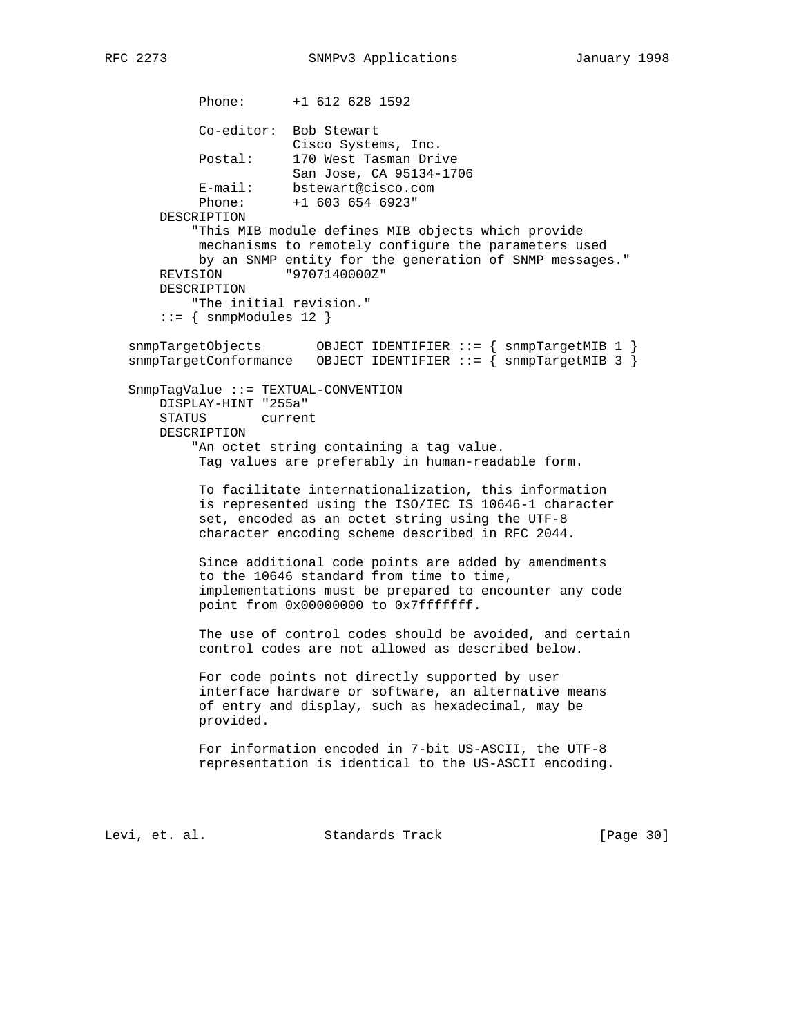```
            Phone:      +1 612 628 1592

            Co-editor:  Bob Stewart
                        Cisco Systems, Inc.
            Postal:     170 West Tasman Drive
                        San Jose, CA 95134-1706
            E-mail:     bstewart@cisco.com
            Phone:      +1 603 654 6923"
       DESCRIPTION
           "This MIB module defines MIB objects which provide
            mechanisms to remotely configure the parameters used
            by an SNMP entity for the generation of SNMP messages."
       REVISION        "9707140000Z"
       DESCRIPTION
           "The initial revision."
       ::= { snmpModules 12 }

   snmpTargetObjects       OBJECT IDENTIFIER ::= { snmpTargetMIB 1 }
   snmpTargetConformance   OBJECT IDENTIFIER ::= { snmpTargetMIB 3 }

   SnmpTagValue ::= TEXTUAL-CONVENTION
       DISPLAY-HINT "255a"
       STATUS       current
       DESCRIPTION
           "An octet string containing a tag value.
            Tag values are preferably in human-readable form.

            To facilitate internationalization, this information
            is represented using the ISO/IEC IS 10646-1 character
            set, encoded as an octet string using the UTF-8
            character encoding scheme described in RFC 2044.

            Since additional code points are added by amendments
            to the 10646 standard from time to time,
            implementations must be prepared to encounter any code
            point from 0x00000000 to 0x7fffffff.

            The use of control codes should be avoided, and certain
            control codes are not allowed as described below.

            For code points not directly supported by user
            interface hardware or software, an alternative means
            of entry and display, such as hexadecimal, may be
            provided.

            For information encoded in 7-bit US-ASCII, the UTF-8
            representation is identical to the US-ASCII encoding.
```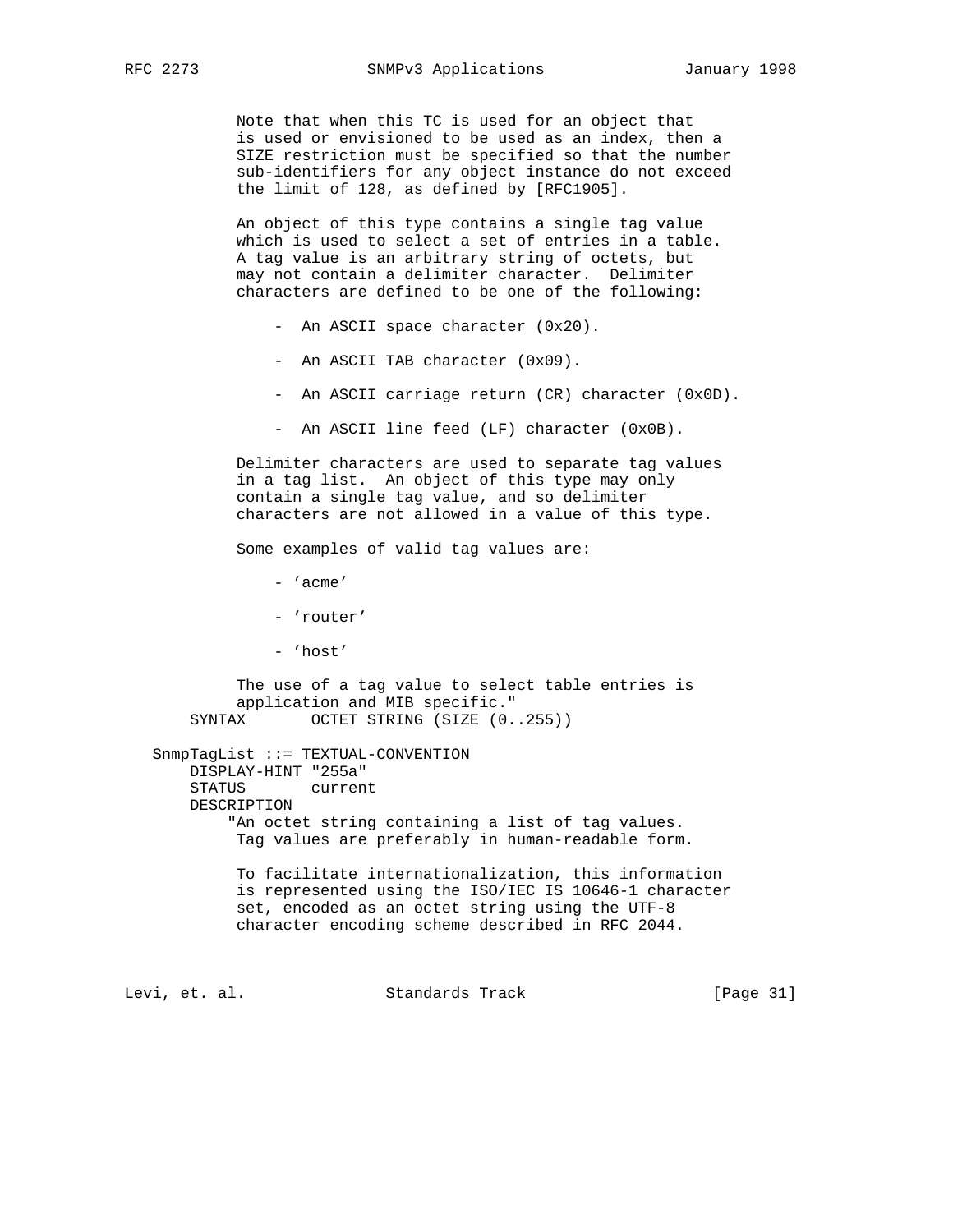```
           Note that when this TC is used for an object that
           is used or envisioned to be used as an index, then a
           SIZE restriction must be specified so that the number
           sub-identifiers for any object instance do not exceed
           the limit of 128, as defined by [RFC1905].

           An object of this type contains a single tag value
           which is used to select a set of entries in a table.
           A tag value is an arbitrary string of octets, but
           may not contain a delimiter character.  Delimiter
           characters are defined to be one of the following:

               -  An ASCII space character (0x20).

               -  An ASCII TAB character (0x09).

               -  An ASCII carriage return (CR) character (0x0D).

               -  An ASCII line feed (LF) character (0x0B).

           Delimiter characters are used to separate tag values
           in a tag list.  An object of this type may only
           contain a single tag value, and so delimiter
           characters are not allowed in a value of this type.

           Some examples of valid tag values are:

               - 'acme'

               - 'router'

               - 'host'

           The use of a tag value to select table entries is
           application and MIB specific."
       SYNTAX       OCTET STRING (SIZE (0..255))

   SnmpTagList ::= TEXTUAL-CONVENTION
       DISPLAY-HINT "255a"
       STATUS       current
       DESCRIPTION
          "An octet string containing a list of tag values.
           Tag values are preferably in human-readable form.

           To facilitate internationalization, this information
           is represented using the ISO/IEC IS 10646-1 character
           set, encoded as an octet string using the UTF-8
           character encoding scheme described in RFC 2044.
```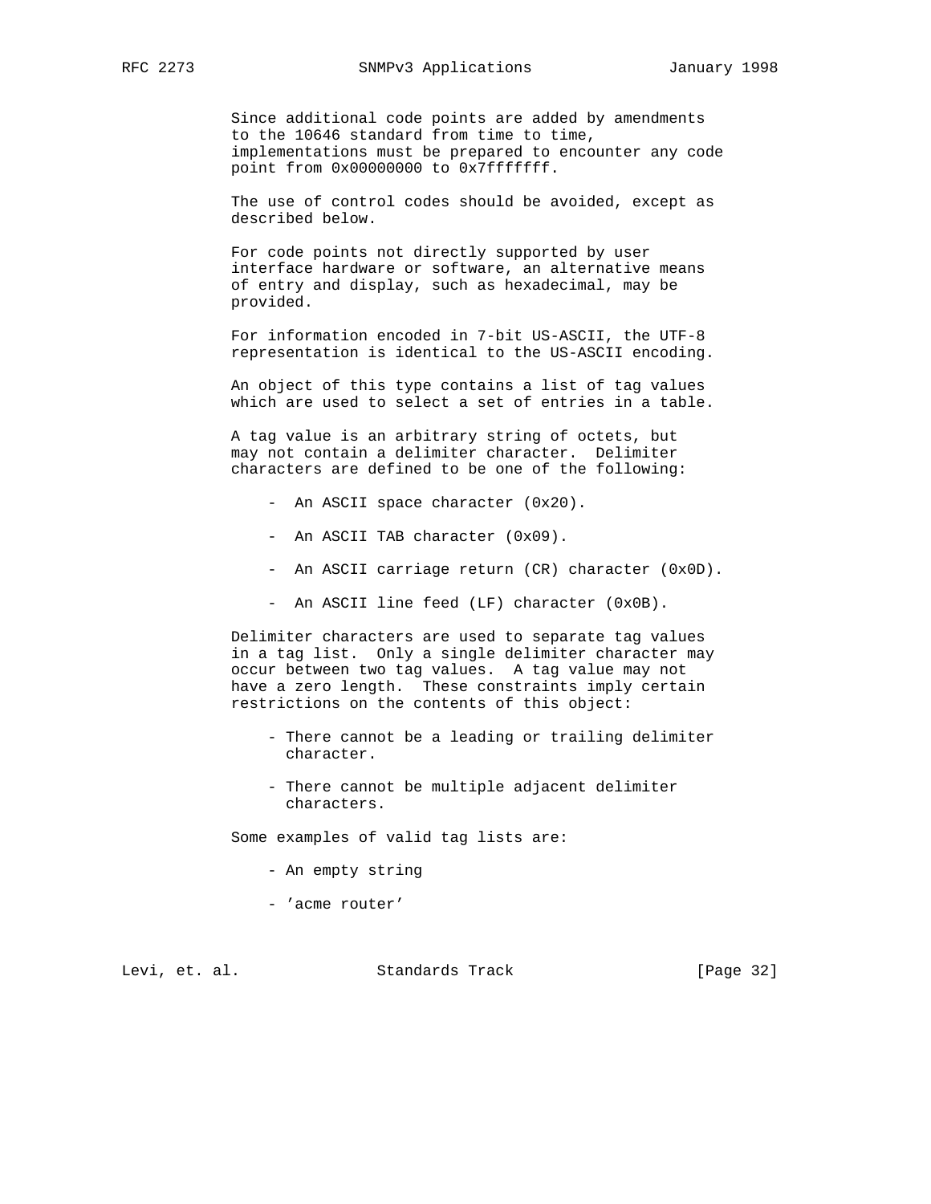Since additional code points are added by amendments to the 10646 standard from time to time, implementations must be prepared to encounter any code point from 0x00000000 to 0x7fffffff.

The use of control codes should be avoided, except as described below.

For code points not directly supported by user interface hardware or software, an alternative means of entry and display, such as hexadecimal, may be provided.

For information encoded in 7-bit US-ASCII, the UTF-8 representation is identical to the US-ASCII encoding.

An object of this type contains a list of tag values which are used to select a set of entries in a table.

A tag value is an arbitrary string of octets, but may not contain a delimiter character. Delimiter characters are defined to be one of the following:

- An ASCII space character (0x20).

- An ASCII TAB character (0x09).

- An ASCII carriage return (CR) character (0x0D).

- An ASCII line feed (LF) character (0x0B).

Delimiter characters are used to separate tag values in a tag list. Only a single delimiter character may occur between two tag values. A tag value may not have a zero length. These constraints imply certain restrictions on the contents of this object:

- There cannot be a leading or trailing delimiter character.

- There cannot be multiple adjacent delimiter characters.

Some examples of valid tag lists are:

- An empty string

- 'acme router'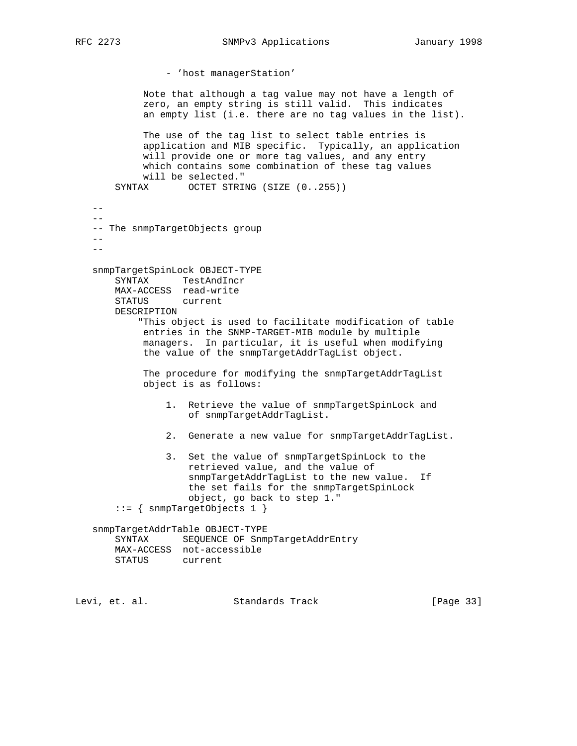```
                - 'host managerStation'

            Note that although a tag value may not have a length of
            zero, an empty string is still valid.  This indicates
            an empty list (i.e. there are no tag values in the list).

            The use of the tag list to select table entries is
            application and MIB specific.  Typically, an application
            will provide one or more tag values, and any entry
            which contains some combination of these tag values
            will be selected."
       SYNTAX       OCTET STRING (SIZE (0..255))

   --
   --
   -- The snmpTargetObjects group
   --
   --

   snmpTargetSpinLock OBJECT-TYPE
       SYNTAX      TestAndIncr
       MAX-ACCESS  read-write
       STATUS      current
       DESCRIPTION
           "This object is used to facilitate modification of table
            entries in the SNMP-TARGET-MIB module by multiple
            managers.  In particular, it is useful when modifying
            the value of the snmpTargetAddrTagList object.

            The procedure for modifying the snmpTargetAddrTagList
            object is as follows:

                1.  Retrieve the value of snmpTargetSpinLock and
                    of snmpTargetAddrTagList.

                2.  Generate a new value for snmpTargetAddrTagList.

                3.  Set the value of snmpTargetSpinLock to the
                    retrieved value, and the value of
                    snmpTargetAddrTagList to the new value.  If
                    the set fails for the snmpTargetSpinLock
                    object, go back to step 1."
       ::= { snmpTargetObjects 1 }

   snmpTargetAddrTable OBJECT-TYPE
       SYNTAX      SEQUENCE OF SnmpTargetAddrEntry
       MAX-ACCESS  not-accessible
       STATUS      current
```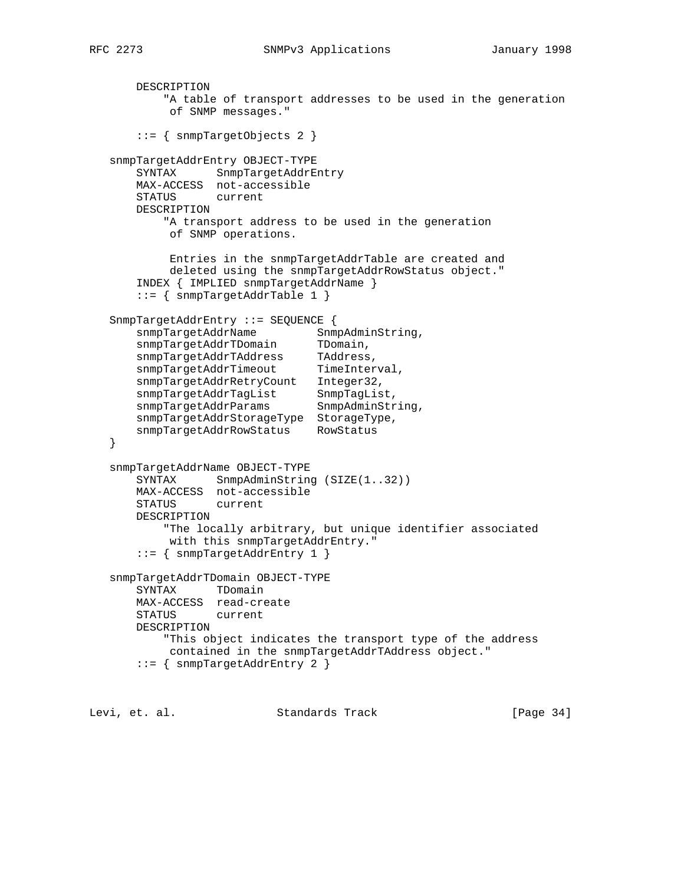```
       DESCRIPTION
           "A table of transport addresses to be used in the generation
            of SNMP messages."

       ::= { snmpTargetObjects 2 }

   snmpTargetAddrEntry OBJECT-TYPE
       SYNTAX      SnmpTargetAddrEntry
       MAX-ACCESS  not-accessible
       STATUS      current
       DESCRIPTION
           "A transport address to be used in the generation
            of SNMP operations.

            Entries in the snmpTargetAddrTable are created and
            deleted using the snmpTargetAddrRowStatus object."
       INDEX { IMPLIED snmpTargetAddrName }
       ::= { snmpTargetAddrTable 1 }

   SnmpTargetAddrEntry ::= SEQUENCE {
       snmpTargetAddrName         SnmpAdminString,
       snmpTargetAddrTDomain      TDomain,
       snmpTargetAddrTAddress     TAddress,
       snmpTargetAddrTimeout      TimeInterval,
       snmpTargetAddrRetryCount   Integer32,
       snmpTargetAddrTagList      SnmpTagList,
       snmpTargetAddrParams       SnmpAdminString,
       snmpTargetAddrStorageType  StorageType,
       snmpTargetAddrRowStatus    RowStatus
   }

   snmpTargetAddrName OBJECT-TYPE
       SYNTAX      SnmpAdminString (SIZE(1..32))
       MAX-ACCESS  not-accessible
       STATUS      current
       DESCRIPTION
           "The locally arbitrary, but unique identifier associated
            with this snmpTargetAddrEntry."
       ::= { snmpTargetAddrEntry 1 }

   snmpTargetAddrTDomain OBJECT-TYPE
       SYNTAX      TDomain
       MAX-ACCESS  read-create
       STATUS      current
       DESCRIPTION
           "This object indicates the transport type of the address
            contained in the snmpTargetAddrTAddress object."
       ::= { snmpTargetAddrEntry 2 }
```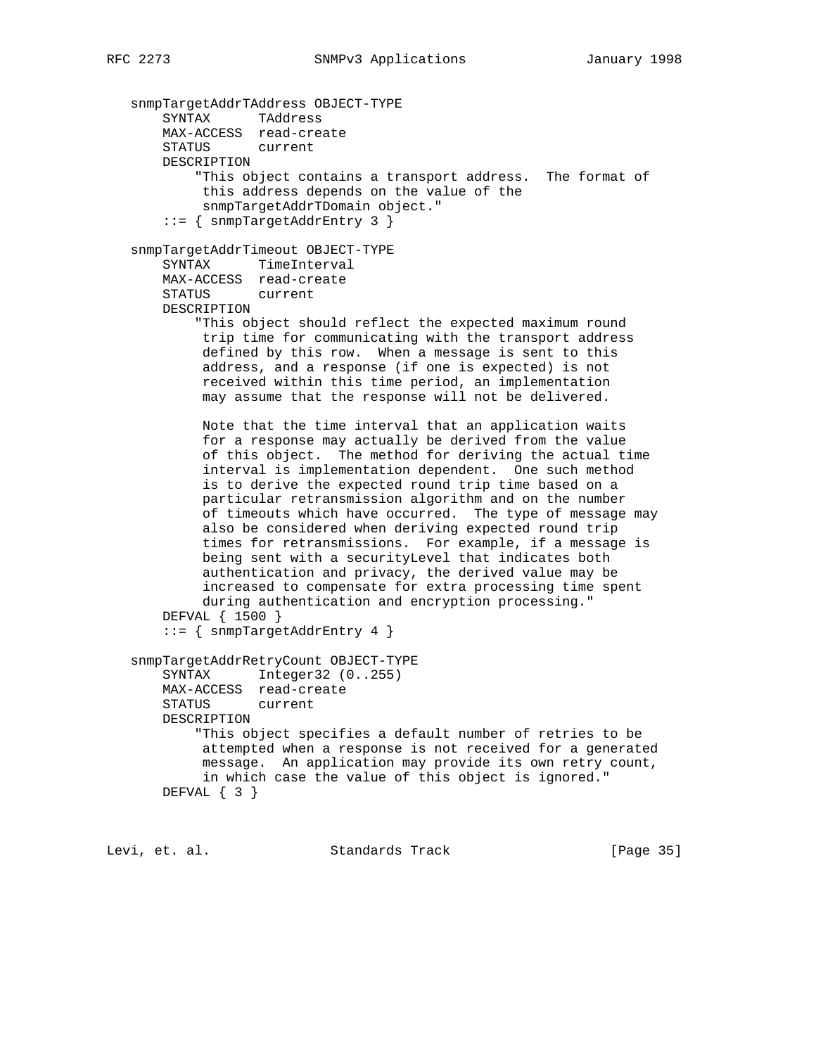```
snmpTargetAddrTAddress OBJECT-TYPE
    SYNTAX      TAddress
    MAX-ACCESS  read-create
    STATUS      current
    DESCRIPTION
        "This object contains a transport address.  The format of
         this address depends on the value of the
         snmpTargetAddrTDomain object."
    ::= { snmpTargetAddrEntry 3 }

snmpTargetAddrTimeout OBJECT-TYPE
    SYNTAX      TimeInterval
    MAX-ACCESS  read-create
    STATUS      current
    DESCRIPTION
        "This object should reflect the expected maximum round
         trip time for communicating with the transport address
         defined by this row.  When a message is sent to this
         address, and a response (if one is expected) is not
         received within this time period, an implementation
         may assume that the response will not be delivered.

         Note that the time interval that an application waits
         for a response may actually be derived from the value
         of this object.  The method for deriving the actual time
         interval is implementation dependent.  One such method
         is to derive the expected round trip time based on a
         particular retransmission algorithm and on the number
         of timeouts which have occurred.  The type of message may
         also be considered when deriving expected round trip
         times for retransmissions.  For example, if a message is
         being sent with a securityLevel that indicates both
         authentication and privacy, the derived value may be
         increased to compensate for extra processing time spent
         during authentication and encryption processing."
    DEFVAL { 1500 }
    ::= { snmpTargetAddrEntry 4 }

snmpTargetAddrRetryCount OBJECT-TYPE
    SYNTAX      Integer32 (0..255)
    MAX-ACCESS  read-create
    STATUS      current
    DESCRIPTION
        "This object specifies a default number of retries to be
         attempted when a response is not received for a generated
         message.  An application may provide its own retry count,
         in which case the value of this object is ignored."
    DEFVAL { 3 }
```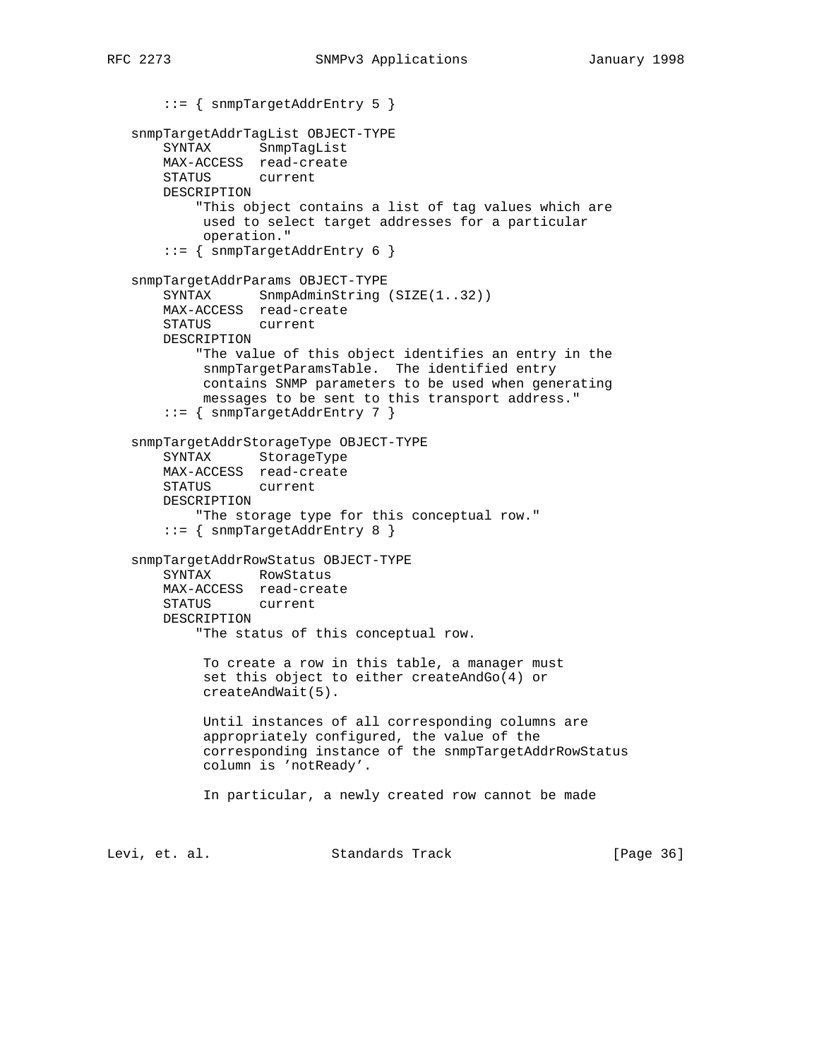```
       ::= { snmpTargetAddrEntry 5 }

   snmpTargetAddrTagList OBJECT-TYPE
       SYNTAX      SnmpTagList
       MAX-ACCESS  read-create
       STATUS      current
       DESCRIPTION
           "This object contains a list of tag values which are
            used to select target addresses for a particular
            operation."
       ::= { snmpTargetAddrEntry 6 }

   snmpTargetAddrParams OBJECT-TYPE
       SYNTAX      SnmpAdminString (SIZE(1..32))
       MAX-ACCESS  read-create
       STATUS      current
       DESCRIPTION
           "The value of this object identifies an entry in the
            snmpTargetParamsTable.  The identified entry
            contains SNMP parameters to be used when generating
            messages to be sent to this transport address."
       ::= { snmpTargetAddrEntry 7 }

   snmpTargetAddrStorageType OBJECT-TYPE
       SYNTAX      StorageType
       MAX-ACCESS  read-create
       STATUS      current
       DESCRIPTION
           "The storage type for this conceptual row."
       ::= { snmpTargetAddrEntry 8 }

   snmpTargetAddrRowStatus OBJECT-TYPE
       SYNTAX      RowStatus
       MAX-ACCESS  read-create
       STATUS      current
       DESCRIPTION
           "The status of this conceptual row.

            To create a row in this table, a manager must
            set this object to either createAndGo(4) or
            createAndWait(5).

            Until instances of all corresponding columns are
            appropriately configured, the value of the
            corresponding instance of the snmpTargetAddrRowStatus
            column is 'notReady'.

            In particular, a newly created row cannot be made
```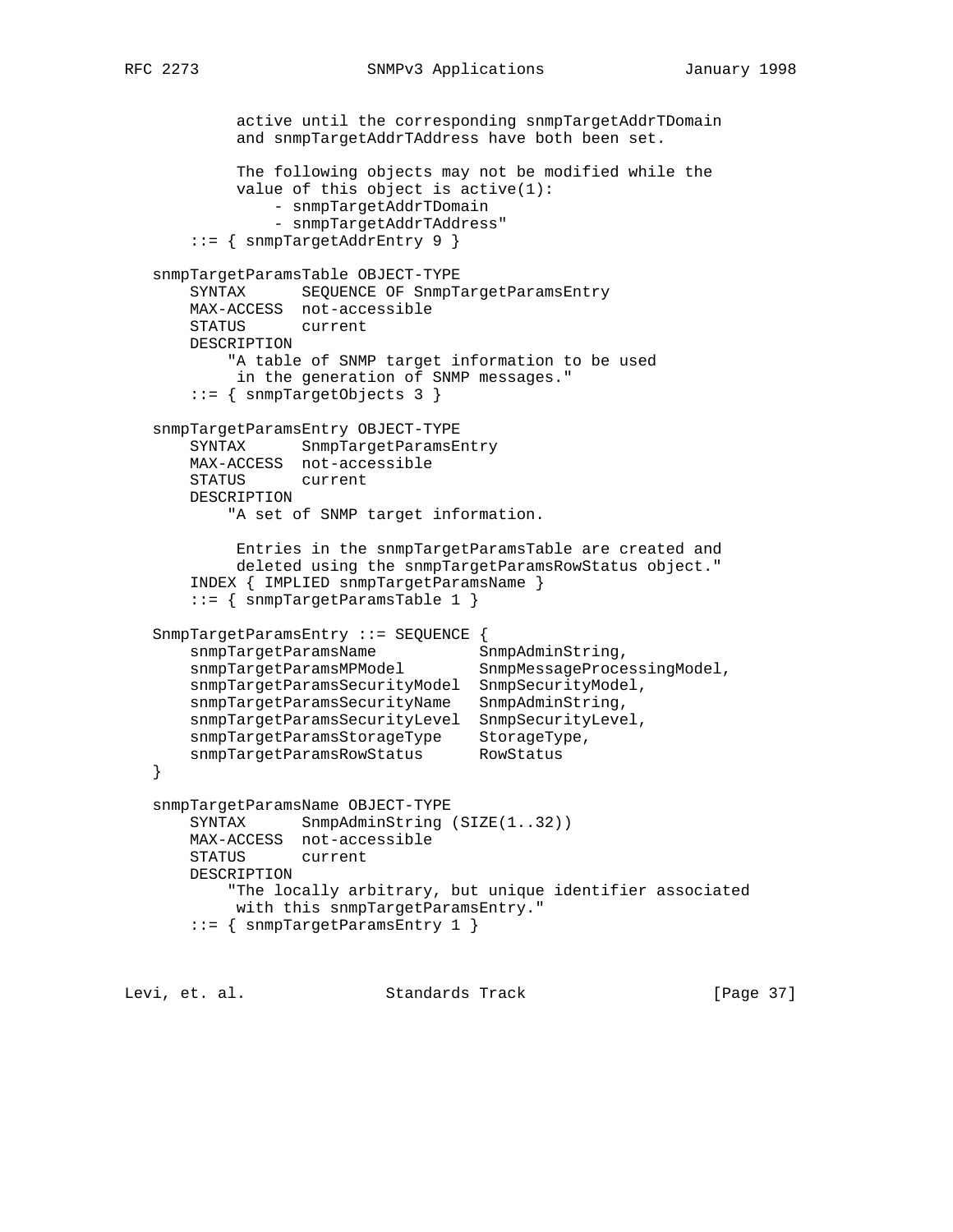```
            active until the corresponding snmpTargetAddrTDomain
            and snmpTargetAddrTAddress have both been set.

            The following objects may not be modified while the
            value of this object is active(1):
                - snmpTargetAddrTDomain
                - snmpTargetAddrTAddress"
        ::= { snmpTargetAddrEntry 9 }

    snmpTargetParamsTable OBJECT-TYPE
        SYNTAX      SEQUENCE OF SnmpTargetParamsEntry
        MAX-ACCESS  not-accessible
        STATUS      current
        DESCRIPTION
            "A table of SNMP target information to be used
             in the generation of SNMP messages."
        ::= { snmpTargetObjects 3 }

    snmpTargetParamsEntry OBJECT-TYPE
        SYNTAX      SnmpTargetParamsEntry
        MAX-ACCESS  not-accessible
        STATUS      current
        DESCRIPTION
            "A set of SNMP target information.

             Entries in the snmpTargetParamsTable are created and
             deleted using the snmpTargetParamsRowStatus object."
        INDEX { IMPLIED snmpTargetParamsName }
        ::= { snmpTargetParamsTable 1 }

    SnmpTargetParamsEntry ::= SEQUENCE {
        snmpTargetParamsName           SnmpAdminString,
        snmpTargetParamsMPModel        SnmpMessageProcessingModel,
        snmpTargetParamsSecurityModel  SnmpSecurityModel,
        snmpTargetParamsSecurityName   SnmpAdminString,
        snmpTargetParamsSecurityLevel  SnmpSecurityLevel,
        snmpTargetParamsStorageType    StorageType,
        snmpTargetParamsRowStatus      RowStatus
    }

    snmpTargetParamsName OBJECT-TYPE
        SYNTAX      SnmpAdminString (SIZE(1..32))
        MAX-ACCESS  not-accessible
        STATUS      current
        DESCRIPTION
            "The locally arbitrary, but unique identifier associated
             with this snmpTargetParamsEntry."
        ::= { snmpTargetParamsEntry 1 }
```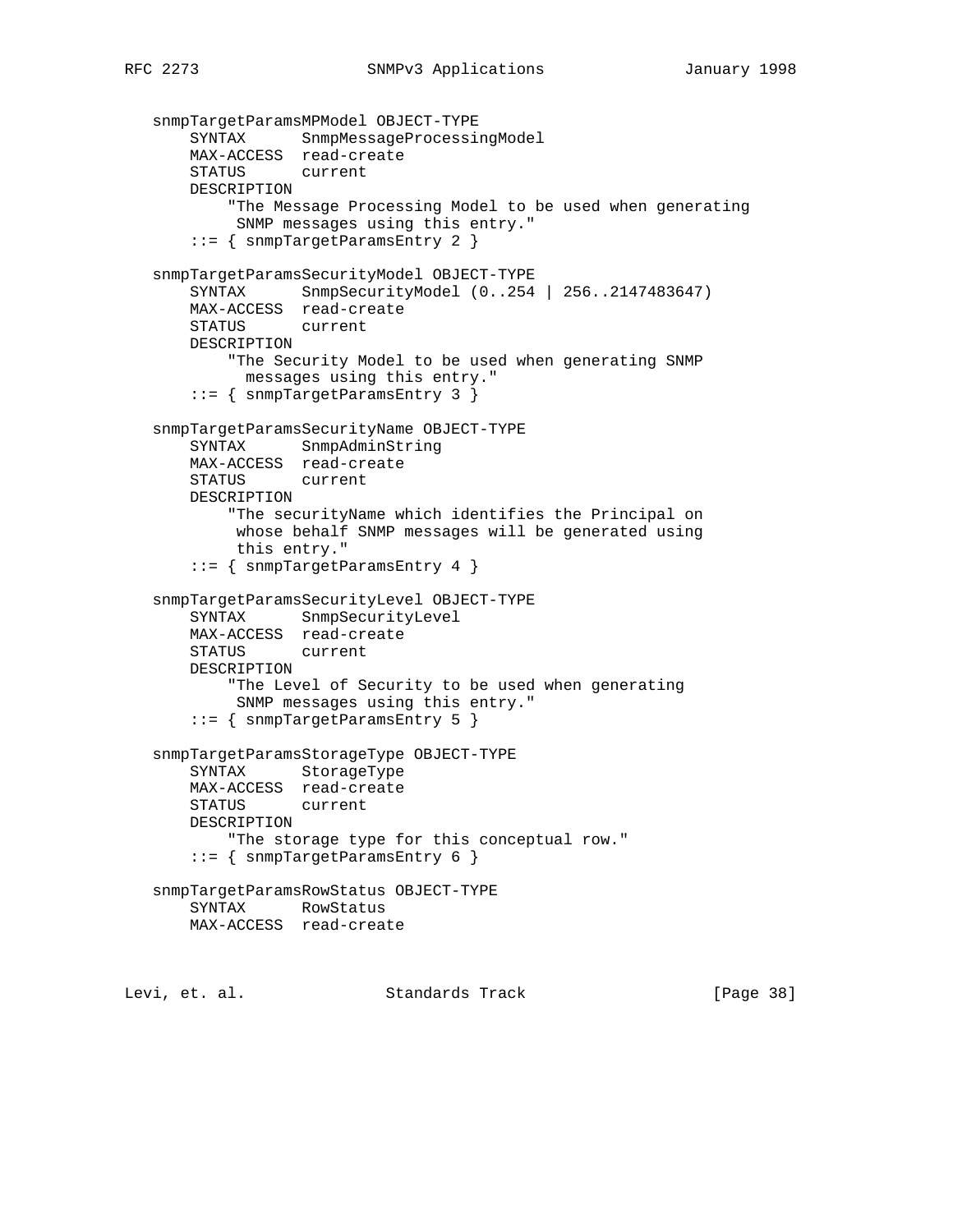```
   snmpTargetParamsMPModel OBJECT-TYPE
       SYNTAX      SnmpMessageProcessingModel
       MAX-ACCESS  read-create
       STATUS      current
       DESCRIPTION
           "The Message Processing Model to be used when generating
            SNMP messages using this entry."
       ::= { snmpTargetParamsEntry 2 }

   snmpTargetParamsSecurityModel OBJECT-TYPE
       SYNTAX      SnmpSecurityModel (0..254 | 256..2147483647)
       MAX-ACCESS  read-create
       STATUS      current
       DESCRIPTION
           "The Security Model to be used when generating SNMP
             messages using this entry."
       ::= { snmpTargetParamsEntry 3 }

   snmpTargetParamsSecurityName OBJECT-TYPE
       SYNTAX      SnmpAdminString
       MAX-ACCESS  read-create
       STATUS      current
       DESCRIPTION
           "The securityName which identifies the Principal on
            whose behalf SNMP messages will be generated using
            this entry."
       ::= { snmpTargetParamsEntry 4 }

   snmpTargetParamsSecurityLevel OBJECT-TYPE
       SYNTAX      SnmpSecurityLevel
       MAX-ACCESS  read-create
       STATUS      current
       DESCRIPTION
           "The Level of Security to be used when generating
            SNMP messages using this entry."
       ::= { snmpTargetParamsEntry 5 }

   snmpTargetParamsStorageType OBJECT-TYPE
       SYNTAX      StorageType
       MAX-ACCESS  read-create
       STATUS      current
       DESCRIPTION
           "The storage type for this conceptual row."
       ::= { snmpTargetParamsEntry 6 }

   snmpTargetParamsRowStatus OBJECT-TYPE
       SYNTAX      RowStatus
       MAX-ACCESS  read-create
```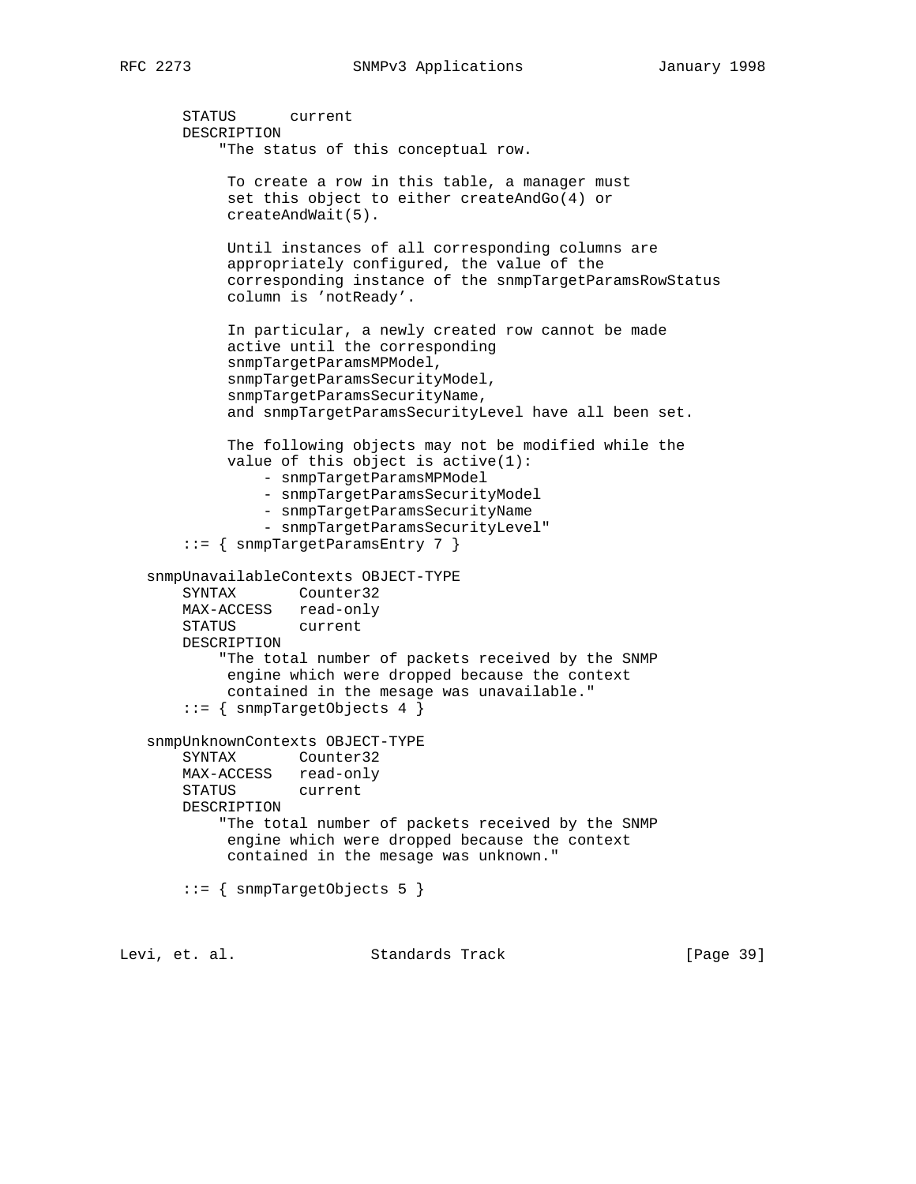```
        STATUS      current
        DESCRIPTION
            "The status of this conceptual row.

             To create a row in this table, a manager must
             set this object to either createAndGo(4) or
             createAndWait(5).

             Until instances of all corresponding columns are
             appropriately configured, the value of the
             corresponding instance of the snmpTargetParamsRowStatus
             column is 'notReady'.

             In particular, a newly created row cannot be made
             active until the corresponding
             snmpTargetParamsMPModel,
             snmpTargetParamsSecurityModel,
             snmpTargetParamsSecurityName,
             and snmpTargetParamsSecurityLevel have all been set.

             The following objects may not be modified while the
             value of this object is active(1):
                 - snmpTargetParamsMPModel
                 - snmpTargetParamsSecurityModel
                 - snmpTargetParamsSecurityName
                 - snmpTargetParamsSecurityLevel"
        ::= { snmpTargetParamsEntry 7 }

    snmpUnavailableContexts OBJECT-TYPE
        SYNTAX       Counter32
        MAX-ACCESS   read-only
        STATUS       current
        DESCRIPTION
            "The total number of packets received by the SNMP
             engine which were dropped because the context
             contained in the mesage was unavailable."
        ::= { snmpTargetObjects 4 }

    snmpUnknownContexts OBJECT-TYPE
        SYNTAX       Counter32
        MAX-ACCESS   read-only
        STATUS       current
        DESCRIPTION
            "The total number of packets received by the SNMP
             engine which were dropped because the context
             contained in the mesage was unknown."

        ::= { snmpTargetObjects 5 }
```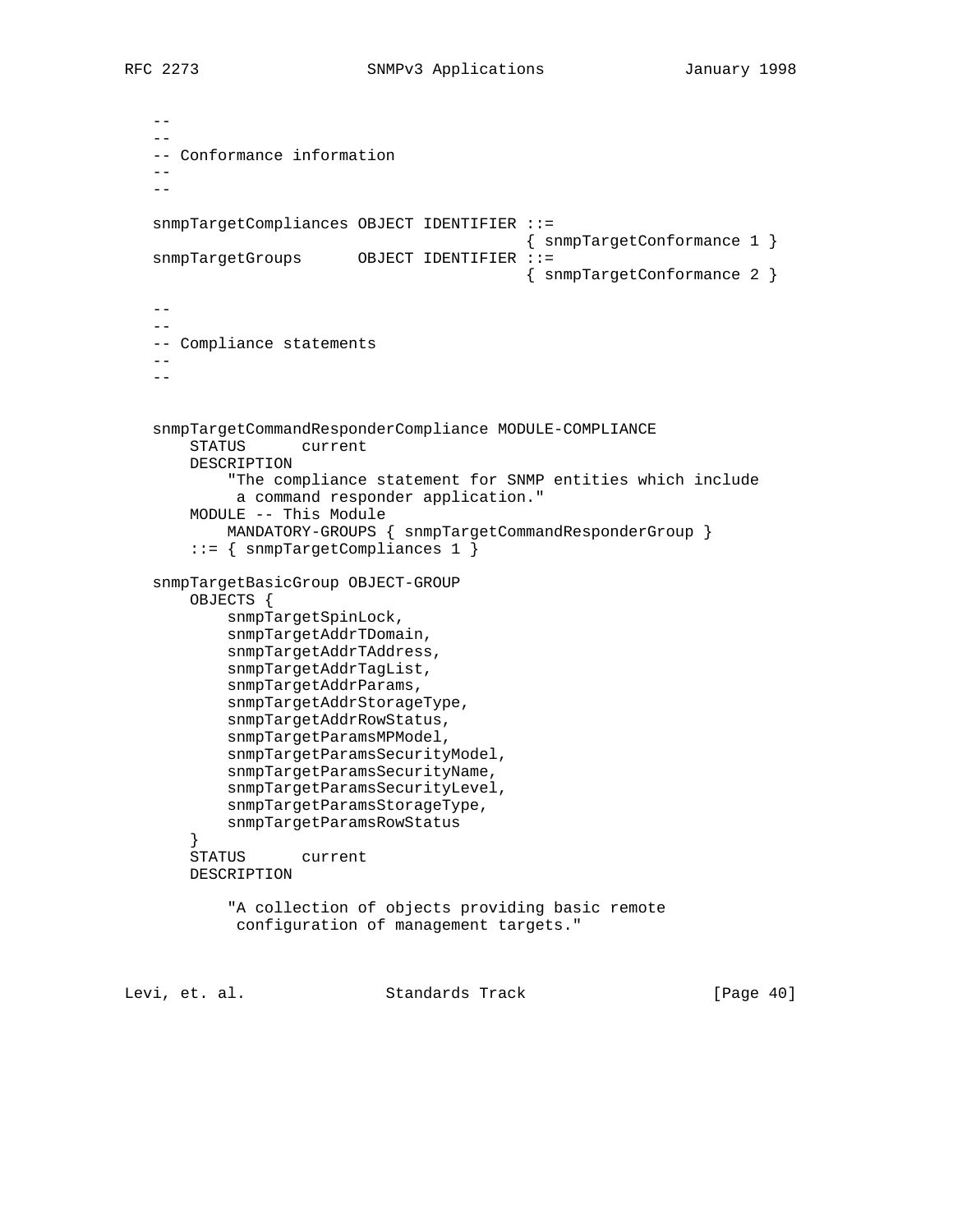```
   --
   --
   -- Conformance information
   --
   --

   snmpTargetCompliances OBJECT IDENTIFIER ::=
                                           { snmpTargetConformance 1 }
   snmpTargetGroups      OBJECT IDENTIFIER ::=
                                           { snmpTargetConformance 2 }

   --
   --
   -- Compliance statements
   --
   --


   snmpTargetCommandResponderCompliance MODULE-COMPLIANCE
       STATUS      current
       DESCRIPTION
           "The compliance statement for SNMP entities which include
            a command responder application."
       MODULE -- This Module
           MANDATORY-GROUPS { snmpTargetCommandResponderGroup }
       ::= { snmpTargetCompliances 1 }

   snmpTargetBasicGroup OBJECT-GROUP
       OBJECTS {
           snmpTargetSpinLock,
           snmpTargetAddrTDomain,
           snmpTargetAddrTAddress,
           snmpTargetAddrTagList,
           snmpTargetAddrParams,
           snmpTargetAddrStorageType,
           snmpTargetAddrRowStatus,
           snmpTargetParamsMPModel,
           snmpTargetParamsSecurityModel,
           snmpTargetParamsSecurityName,
           snmpTargetParamsSecurityLevel,
           snmpTargetParamsStorageType,
           snmpTargetParamsRowStatus
       }
       STATUS      current
       DESCRIPTION

           "A collection of objects providing basic remote
            configuration of management targets."
```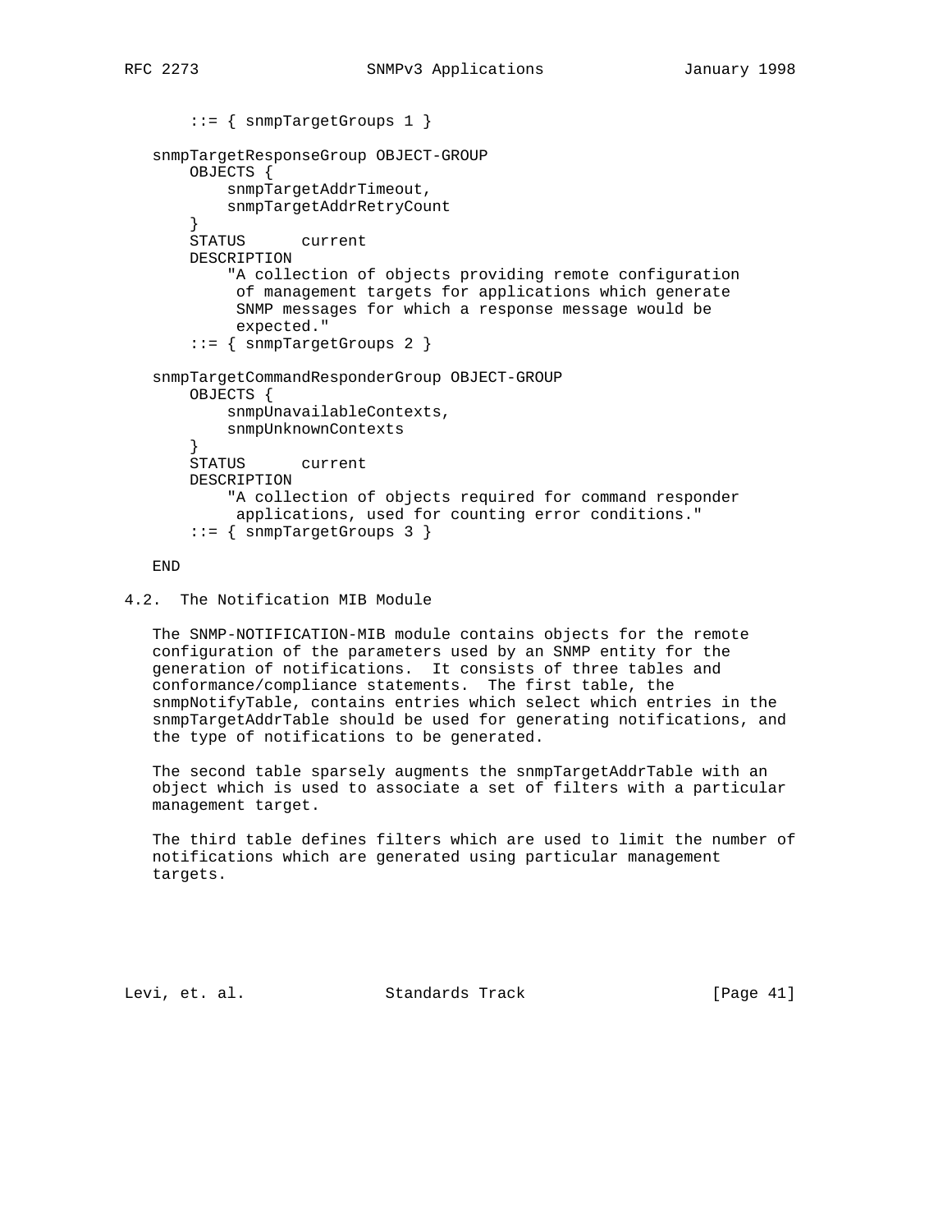```
    ::= { snmpTargetGroups 1 }

snmpTargetResponseGroup OBJECT-GROUP
    OBJECTS {
        snmpTargetAddrTimeout,
        snmpTargetAddrRetryCount
    }
    STATUS      current
    DESCRIPTION
        "A collection of objects providing remote configuration
         of management targets for applications which generate
         SNMP messages for which a response message would be
         expected."
    ::= { snmpTargetGroups 2 }

snmpTargetCommandResponderGroup OBJECT-GROUP
    OBJECTS {
        snmpUnavailableContexts,
        snmpUnknownContexts
    }
    STATUS      current
    DESCRIPTION
        "A collection of objects required for command responder
         applications, used for counting error conditions."
    ::= { snmpTargetGroups 3 }

END
```

## 4.2. The Notification MIB Module

The SNMP-NOTIFICATION-MIB module contains objects for the remote configuration of the parameters used by an SNMP entity for the generation of notifications. It consists of three tables and conformance/compliance statements. The first table, the snmpNotifyTable, contains entries which select which entries in the snmpTargetAddrTable should be used for generating notifications, and the type of notifications to be generated.

The second table sparsely augments the snmpTargetAddrTable with an object which is used to associate a set of filters with a particular management target.

The third table defines filters which are used to limit the number of notifications which are generated using particular management targets.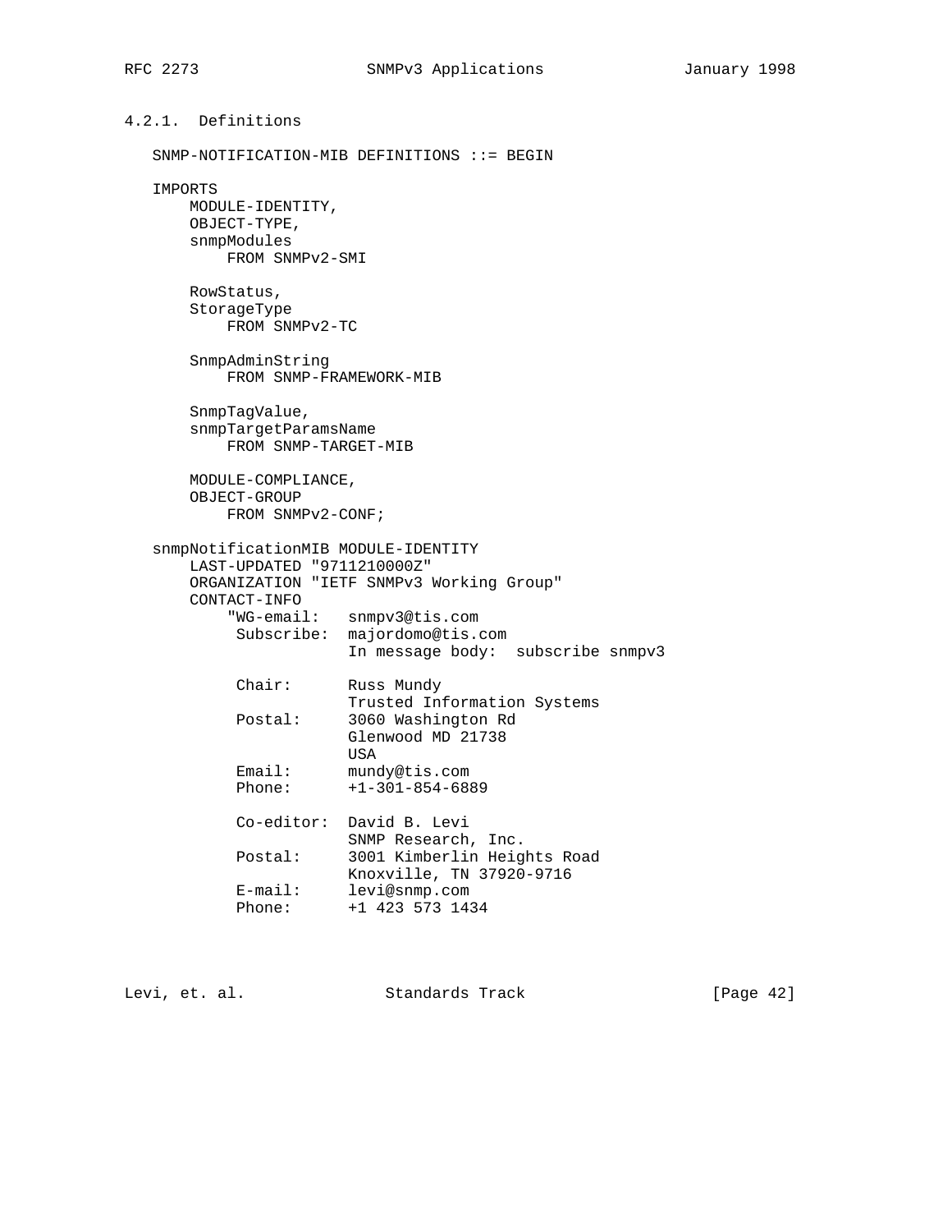#### 4.2.1. Definitions

```
SNMP-NOTIFICATION-MIB DEFINITIONS ::= BEGIN

IMPORTS
    MODULE-IDENTITY,
    OBJECT-TYPE,
    snmpModules
        FROM SNMPv2-SMI

    RowStatus,
    StorageType
        FROM SNMPv2-TC

    SnmpAdminString
        FROM SNMP-FRAMEWORK-MIB

    SnmpTagValue,
    snmpTargetParamsName
        FROM SNMP-TARGET-MIB

    MODULE-COMPLIANCE,
    OBJECT-GROUP
        FROM SNMPv2-CONF;

snmpNotificationMIB MODULE-IDENTITY
    LAST-UPDATED "9711210000Z"
    ORGANIZATION "IETF SNMPv3 Working Group"
    CONTACT-INFO
        "WG-email:   snmpv3@tis.com
         Subscribe:  majordomo@tis.com
                     In message body:  subscribe snmpv3

         Chair:      Russ Mundy
                     Trusted Information Systems
         Postal:     3060 Washington Rd
                     Glenwood MD 21738
                     USA
         Email:      mundy@tis.com
         Phone:      +1-301-854-6889

         Co-editor:  David B. Levi
                     SNMP Research, Inc.
         Postal:     3001 Kimberlin Heights Road
                     Knoxville, TN 37920-9716
         E-mail:     levi@snmp.com
         Phone:      +1 423 573 1434
```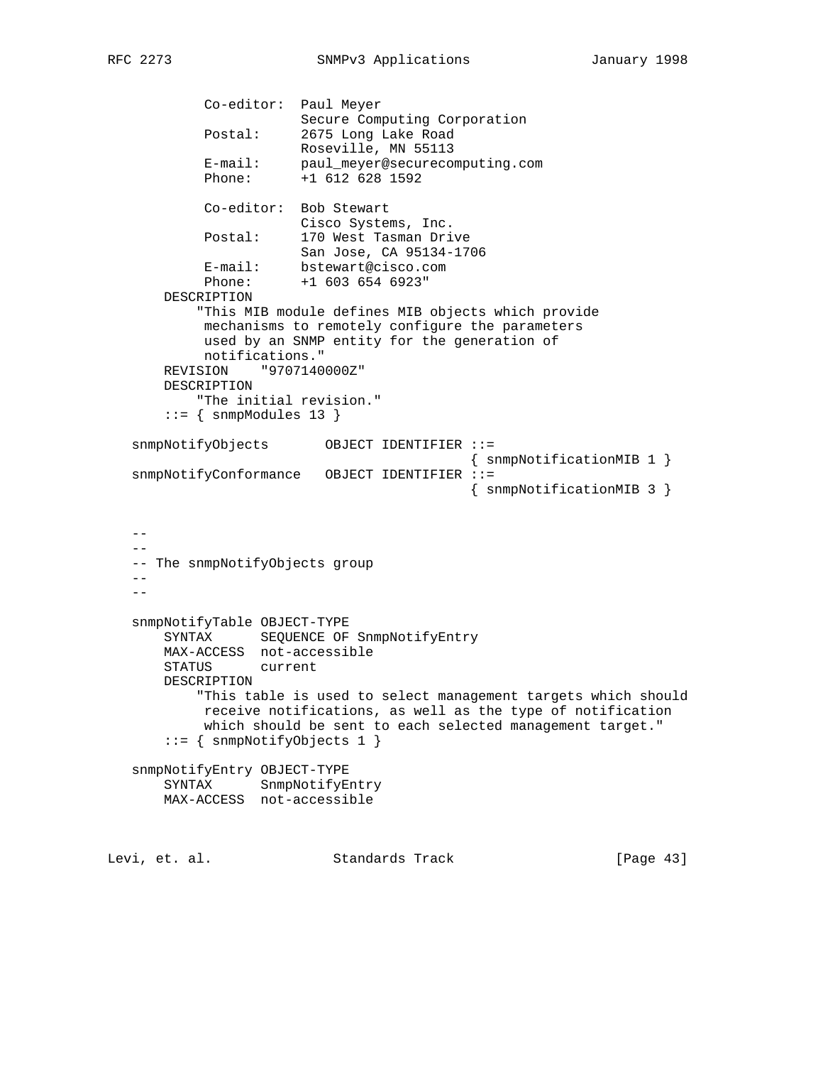```
            Co-editor:  Paul Meyer
                        Secure Computing Corporation
            Postal:     2675 Long Lake Road
                        Roseville, MN 55113
            E-mail:     paul_meyer@securecomputing.com
            Phone:      +1 612 628 1592

            Co-editor:  Bob Stewart
                        Cisco Systems, Inc.
            Postal:     170 West Tasman Drive
                        San Jose, CA 95134-1706
            E-mail:     bstewart@cisco.com
            Phone:      +1 603 654 6923"
       DESCRIPTION
           "This MIB module defines MIB objects which provide
            mechanisms to remotely configure the parameters
            used by an SNMP entity for the generation of
            notifications."
       REVISION    "9707140000Z"
       DESCRIPTION
           "The initial revision."
       ::= { snmpModules 13 }

   snmpNotifyObjects       OBJECT IDENTIFIER ::=
                                             { snmpNotificationMIB 1 }
   snmpNotifyConformance   OBJECT IDENTIFIER ::=
                                             { snmpNotificationMIB 3 }


   --
   --
   -- The snmpNotifyObjects group
   --
   --

   snmpNotifyTable OBJECT-TYPE
       SYNTAX      SEQUENCE OF SnmpNotifyEntry
       MAX-ACCESS  not-accessible
       STATUS      current
       DESCRIPTION
           "This table is used to select management targets which should
            receive notifications, as well as the type of notification
            which should be sent to each selected management target."
       ::= { snmpNotifyObjects 1 }

   snmpNotifyEntry OBJECT-TYPE
       SYNTAX      SnmpNotifyEntry
       MAX-ACCESS  not-accessible
```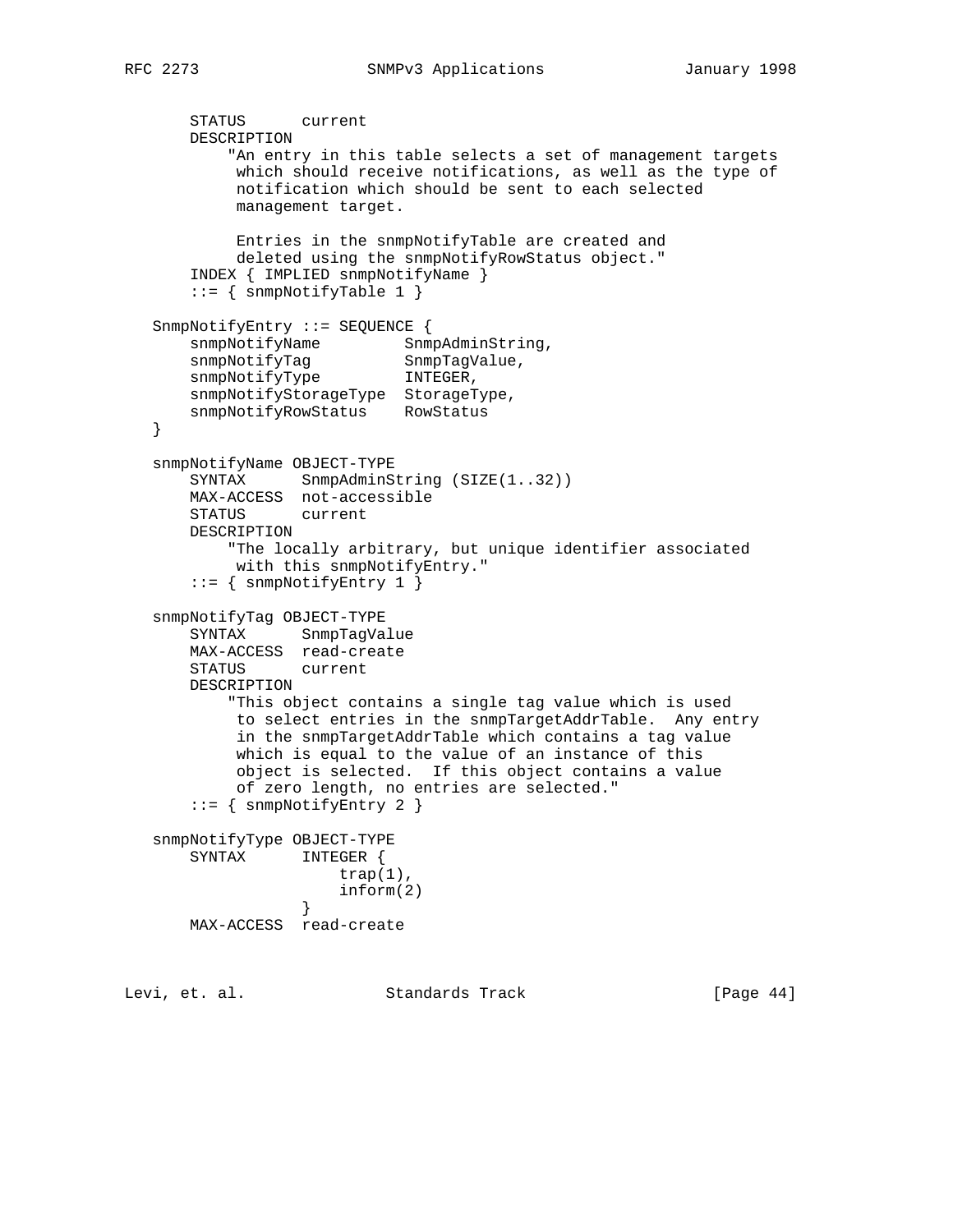```
       STATUS      current
       DESCRIPTION
           "An entry in this table selects a set of management targets
            which should receive notifications, as well as the type of
            notification which should be sent to each selected
            management target.

            Entries in the snmpNotifyTable are created and
            deleted using the snmpNotifyRowStatus object."
       INDEX { IMPLIED snmpNotifyName }
       ::= { snmpNotifyTable 1 }

   SnmpNotifyEntry ::= SEQUENCE {
       snmpNotifyName         SnmpAdminString,
       snmpNotifyTag          SnmpTagValue,
       snmpNotifyType         INTEGER,
       snmpNotifyStorageType  StorageType,
       snmpNotifyRowStatus    RowStatus
   }

   snmpNotifyName OBJECT-TYPE
       SYNTAX      SnmpAdminString (SIZE(1..32))
       MAX-ACCESS  not-accessible
       STATUS      current
       DESCRIPTION
           "The locally arbitrary, but unique identifier associated
            with this snmpNotifyEntry."
       ::= { snmpNotifyEntry 1 }

   snmpNotifyTag OBJECT-TYPE
       SYNTAX      SnmpTagValue
       MAX-ACCESS  read-create
       STATUS      current
       DESCRIPTION
           "This object contains a single tag value which is used
            to select entries in the snmpTargetAddrTable.  Any entry
            in the snmpTargetAddrTable which contains a tag value
            which is equal to the value of an instance of this
            object is selected.  If this object contains a value
            of zero length, no entries are selected."
       ::= { snmpNotifyEntry 2 }

   snmpNotifyType OBJECT-TYPE
       SYNTAX      INTEGER {
                       trap(1),
                       inform(2)
                   }
       MAX-ACCESS  read-create
```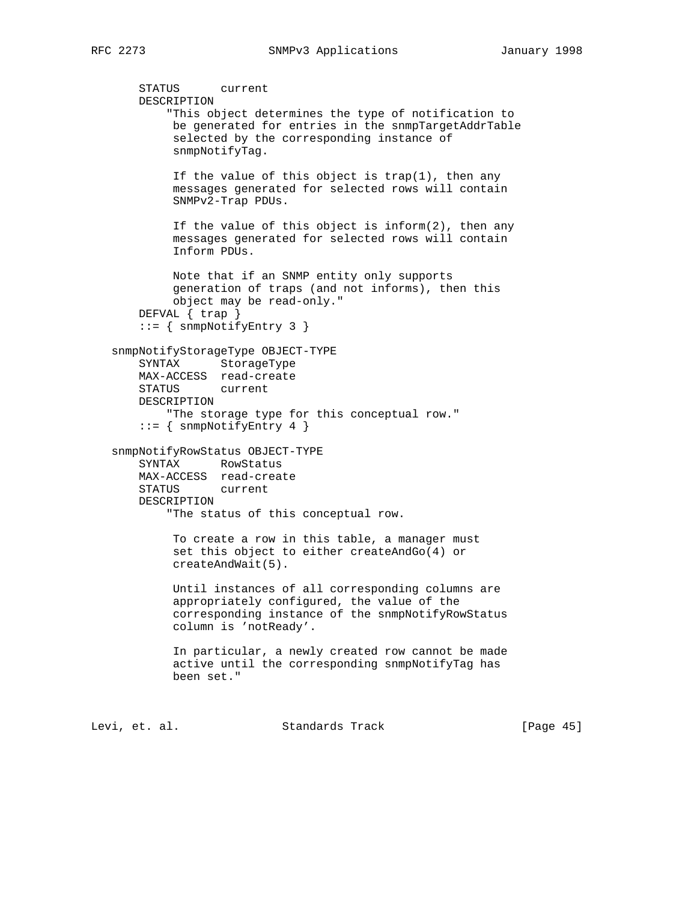```
       STATUS      current
       DESCRIPTION
           "This object determines the type of notification to
            be generated for entries in the snmpTargetAddrTable
            selected by the corresponding instance of
            snmpNotifyTag.

            If the value of this object is trap(1), then any
            messages generated for selected rows will contain
            SNMPv2-Trap PDUs.

            If the value of this object is inform(2), then any
            messages generated for selected rows will contain
            Inform PDUs.

            Note that if an SNMP entity only supports
            generation of traps (and not informs), then this
            object may be read-only."
       DEFVAL { trap }
       ::= { snmpNotifyEntry 3 }

   snmpNotifyStorageType OBJECT-TYPE
       SYNTAX      StorageType
       MAX-ACCESS  read-create
       STATUS      current
       DESCRIPTION
           "The storage type for this conceptual row."
       ::= { snmpNotifyEntry 4 }

   snmpNotifyRowStatus OBJECT-TYPE
       SYNTAX      RowStatus
       MAX-ACCESS  read-create
       STATUS      current
       DESCRIPTION
           "The status of this conceptual row.

            To create a row in this table, a manager must
            set this object to either createAndGo(4) or
            createAndWait(5).

            Until instances of all corresponding columns are
            appropriately configured, the value of the
            corresponding instance of the snmpNotifyRowStatus
            column is 'notReady'.

            In particular, a newly created row cannot be made
            active until the corresponding snmpNotifyTag has
            been set."
```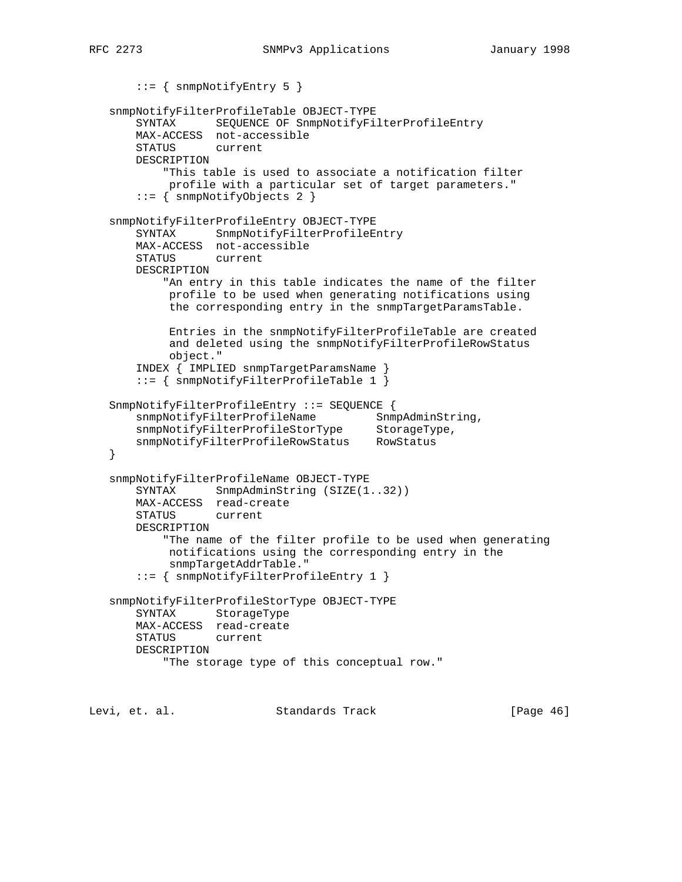```
        ::= { snmpNotifyEntry 5 }

    snmpNotifyFilterProfileTable OBJECT-TYPE
        SYNTAX      SEQUENCE OF SnmpNotifyFilterProfileEntry
        MAX-ACCESS  not-accessible
        STATUS      current
        DESCRIPTION
            "This table is used to associate a notification filter
             profile with a particular set of target parameters."
        ::= { snmpNotifyObjects 2 }

    snmpNotifyFilterProfileEntry OBJECT-TYPE
        SYNTAX      SnmpNotifyFilterProfileEntry
        MAX-ACCESS  not-accessible
        STATUS      current
        DESCRIPTION
            "An entry in this table indicates the name of the filter
             profile to be used when generating notifications using
             the corresponding entry in the snmpTargetParamsTable.

             Entries in the snmpNotifyFilterProfileTable are created
             and deleted using the snmpNotifyFilterProfileRowStatus
             object."
        INDEX { IMPLIED snmpTargetParamsName }
        ::= { snmpNotifyFilterProfileTable 1 }

    SnmpNotifyFilterProfileEntry ::= SEQUENCE {
        snmpNotifyFilterProfileName         SnmpAdminString,
        snmpNotifyFilterProfileStorType     StorageType,
        snmpNotifyFilterProfileRowStatus    RowStatus
    }

    snmpNotifyFilterProfileName OBJECT-TYPE
        SYNTAX      SnmpAdminString (SIZE(1..32))
        MAX-ACCESS  read-create
        STATUS      current
        DESCRIPTION
            "The name of the filter profile to be used when generating
             notifications using the corresponding entry in the
             snmpTargetAddrTable."
        ::= { snmpNotifyFilterProfileEntry 1 }

    snmpNotifyFilterProfileStorType OBJECT-TYPE
        SYNTAX      StorageType
        MAX-ACCESS  read-create
        STATUS      current
        DESCRIPTION
            "The storage type of this conceptual row."
```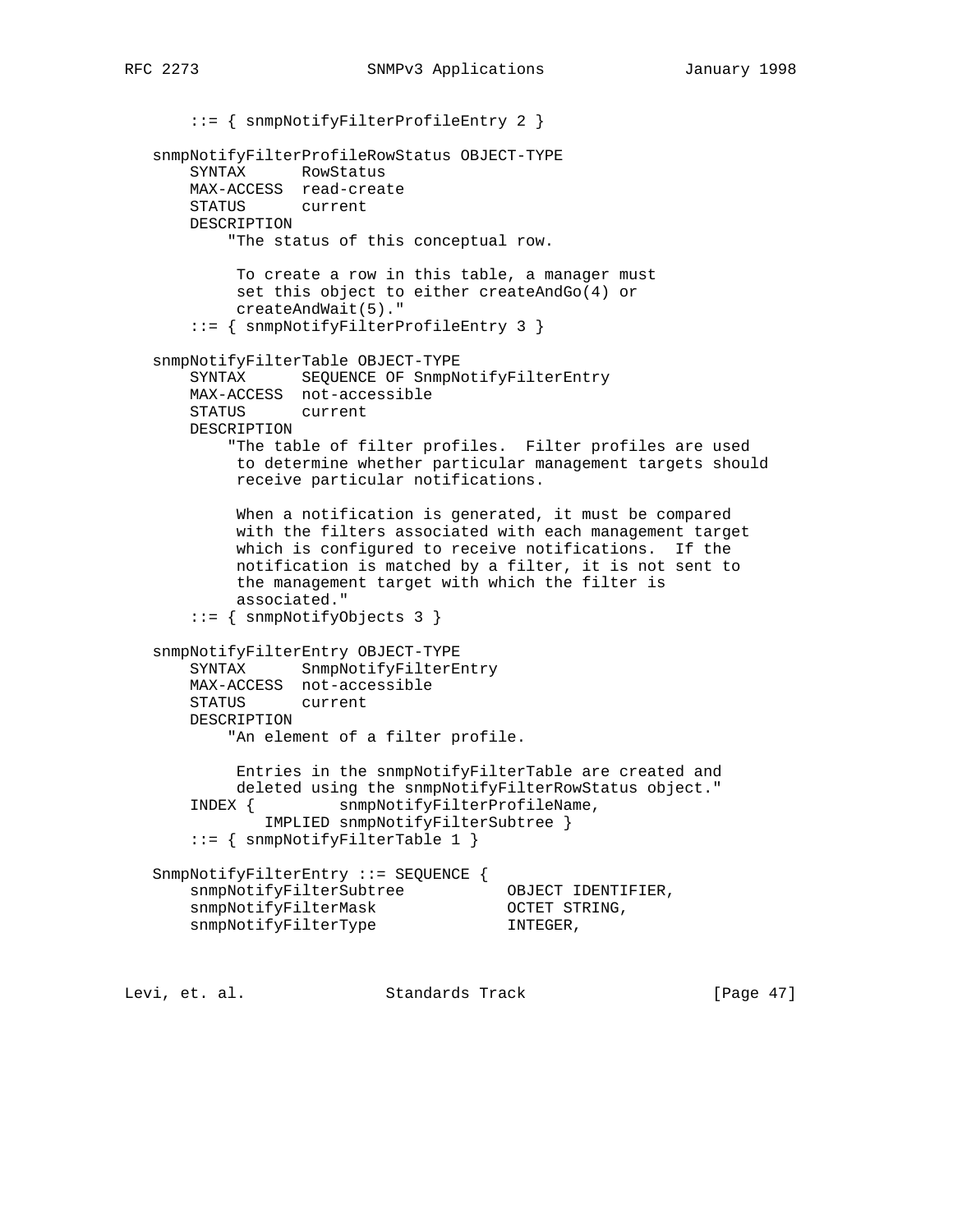```
       ::= { snmpNotifyFilterProfileEntry 2 }

   snmpNotifyFilterProfileRowStatus OBJECT-TYPE
       SYNTAX      RowStatus
       MAX-ACCESS  read-create
       STATUS      current
       DESCRIPTION
           "The status of this conceptual row.

            To create a row in this table, a manager must
            set this object to either createAndGo(4) or
            createAndWait(5)."
       ::= { snmpNotifyFilterProfileEntry 3 }

   snmpNotifyFilterTable OBJECT-TYPE
       SYNTAX      SEQUENCE OF SnmpNotifyFilterEntry
       MAX-ACCESS  not-accessible
       STATUS      current
       DESCRIPTION
           "The table of filter profiles.  Filter profiles are used
            to determine whether particular management targets should
            receive particular notifications.

            When a notification is generated, it must be compared
            with the filters associated with each management target
            which is configured to receive notifications.  If the
            notification is matched by a filter, it is not sent to
            the management target with which the filter is
            associated."
       ::= { snmpNotifyObjects 3 }

   snmpNotifyFilterEntry OBJECT-TYPE
       SYNTAX      SnmpNotifyFilterEntry
       MAX-ACCESS  not-accessible
       STATUS      current
       DESCRIPTION
           "An element of a filter profile.

            Entries in the snmpNotifyFilterTable are created and
            deleted using the snmpNotifyFilterRowStatus object."
       INDEX {         snmpNotifyFilterProfileName,
               IMPLIED snmpNotifyFilterSubtree }
       ::= { snmpNotifyFilterTable 1 }

   SnmpNotifyFilterEntry ::= SEQUENCE {
       snmpNotifyFilterSubtree           OBJECT IDENTIFIER,
       snmpNotifyFilterMask              OCTET STRING,
       snmpNotifyFilterType              INTEGER,
```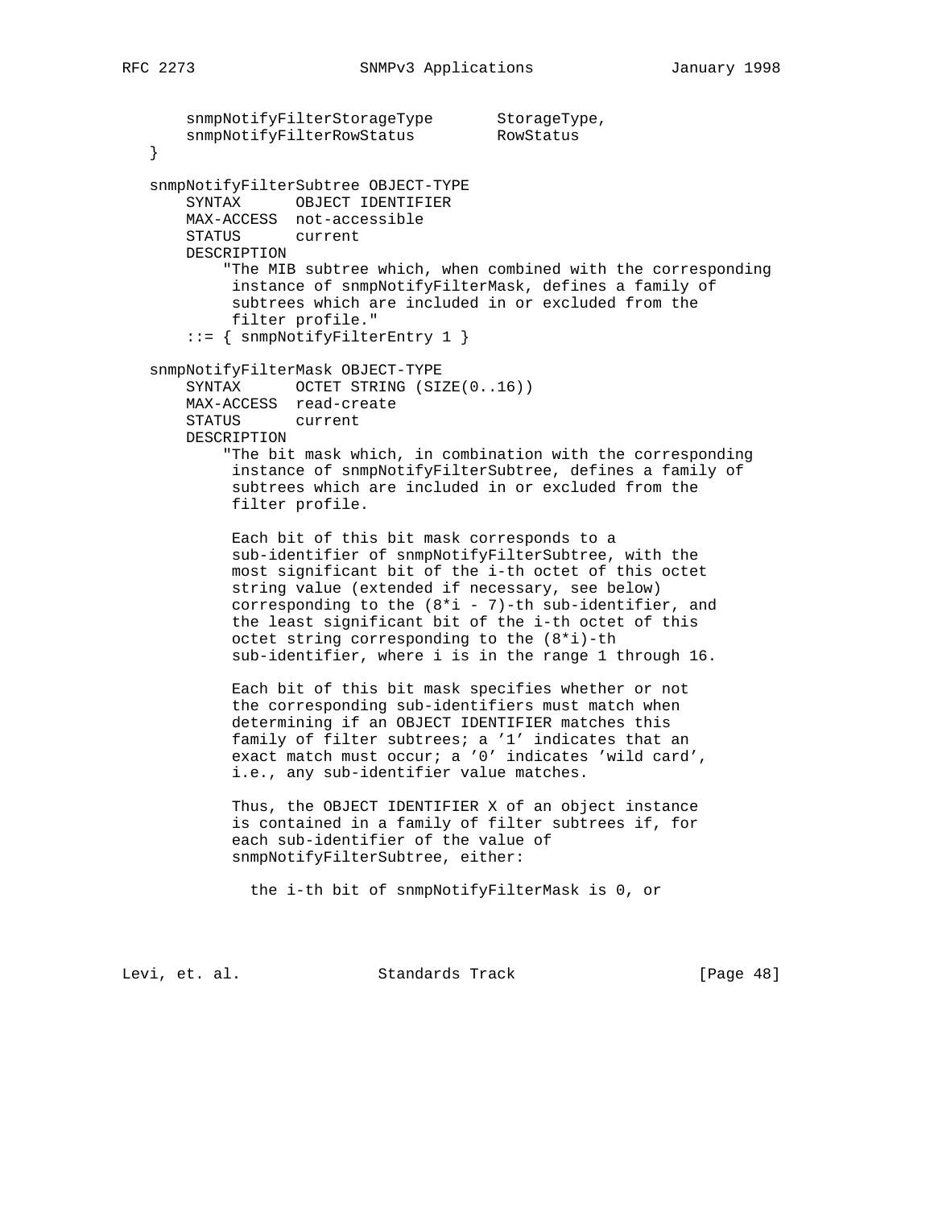```
       snmpNotifyFilterStorageType       StorageType,
       snmpNotifyFilterRowStatus         RowStatus
   }

   snmpNotifyFilterSubtree OBJECT-TYPE
       SYNTAX      OBJECT IDENTIFIER
       MAX-ACCESS  not-accessible
       STATUS      current
       DESCRIPTION
           "The MIB subtree which, when combined with the corresponding
            instance of snmpNotifyFilterMask, defines a family of
            subtrees which are included in or excluded from the
            filter profile."
       ::= { snmpNotifyFilterEntry 1 }

   snmpNotifyFilterMask OBJECT-TYPE
       SYNTAX      OCTET STRING (SIZE(0..16))
       MAX-ACCESS  read-create
       STATUS      current
       DESCRIPTION
          "The bit mask which, in combination with the corresponding
           instance of snmpNotifyFilterSubtree, defines a family of
           subtrees which are included in or excluded from the
           filter profile.

           Each bit of this bit mask corresponds to a
           sub-identifier of snmpNotifyFilterSubtree, with the
           most significant bit of the i-th octet of this octet
           string value (extended if necessary, see below)
           corresponding to the (8*i - 7)-th sub-identifier, and
           the least significant bit of the i-th octet of this
           octet string corresponding to the (8*i)-th
           sub-identifier, where i is in the range 1 through 16.

           Each bit of this bit mask specifies whether or not
           the corresponding sub-identifiers must match when
           determining if an OBJECT IDENTIFIER matches this
           family of filter subtrees; a '1' indicates that an
           exact match must occur; a '0' indicates 'wild card',
           i.e., any sub-identifier value matches.

           Thus, the OBJECT IDENTIFIER X of an object instance
           is contained in a family of filter subtrees if, for
           each sub-identifier of the value of
           snmpNotifyFilterSubtree, either:

             the i-th bit of snmpNotifyFilterMask is 0, or
```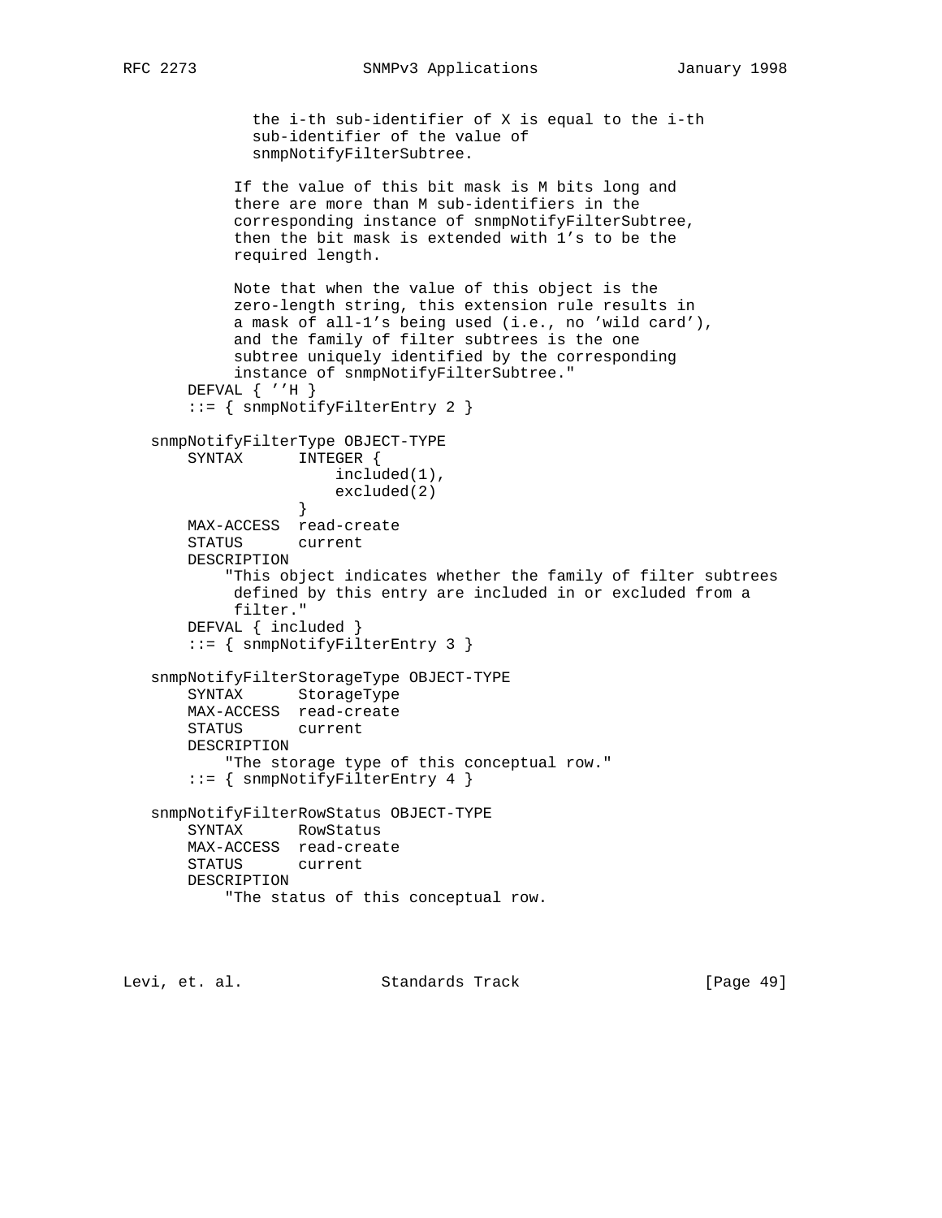```
              the i-th sub-identifier of X is equal to the i-th
              sub-identifier of the value of
              snmpNotifyFilterSubtree.

            If the value of this bit mask is M bits long and
            there are more than M sub-identifiers in the
            corresponding instance of snmpNotifyFilterSubtree,
            then the bit mask is extended with 1's to be the
            required length.

            Note that when the value of this object is the
            zero-length string, this extension rule results in
            a mask of all-1's being used (i.e., no 'wild card'),
            and the family of filter subtrees is the one
            subtree uniquely identified by the corresponding
            instance of snmpNotifyFilterSubtree."
       DEFVAL { ''H }
       ::= { snmpNotifyFilterEntry 2 }

   snmpNotifyFilterType OBJECT-TYPE
       SYNTAX      INTEGER {
                       included(1),
                       excluded(2)
                   }
       MAX-ACCESS  read-create
       STATUS      current
       DESCRIPTION
           "This object indicates whether the family of filter subtrees
            defined by this entry are included in or excluded from a
            filter."
       DEFVAL { included }
       ::= { snmpNotifyFilterEntry 3 }

   snmpNotifyFilterStorageType OBJECT-TYPE
       SYNTAX      StorageType
       MAX-ACCESS  read-create
       STATUS      current
       DESCRIPTION
           "The storage type of this conceptual row."
       ::= { snmpNotifyFilterEntry 4 }

   snmpNotifyFilterRowStatus OBJECT-TYPE
       SYNTAX      RowStatus
       MAX-ACCESS  read-create
       STATUS      current
       DESCRIPTION
           "The status of this conceptual row.
```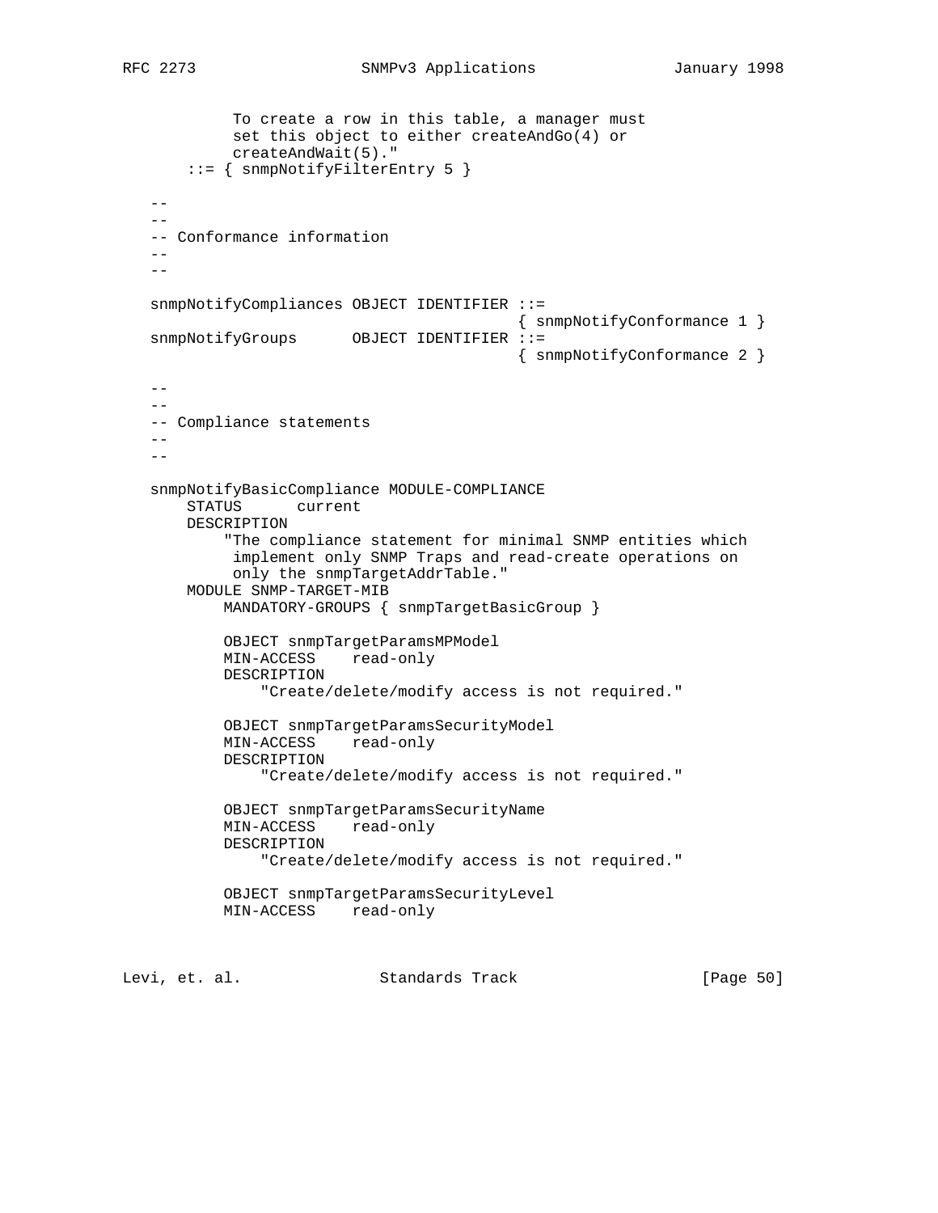```
            To create a row in this table, a manager must
            set this object to either createAndGo(4) or
            createAndWait(5)."
       ::= { snmpNotifyFilterEntry 5 }

   --
   --
   -- Conformance information
   --
   --

   snmpNotifyCompliances OBJECT IDENTIFIER ::=
                                       { snmpNotifyConformance 1 }
   snmpNotifyGroups      OBJECT IDENTIFIER ::=
                                       { snmpNotifyConformance 2 }

   --
   --
   -- Compliance statements
   --
   --

   snmpNotifyBasicCompliance MODULE-COMPLIANCE
       STATUS      current
       DESCRIPTION
           "The compliance statement for minimal SNMP entities which
            implement only SNMP Traps and read-create operations on
            only the snmpTargetAddrTable."
       MODULE SNMP-TARGET-MIB
           MANDATORY-GROUPS { snmpTargetBasicGroup }

           OBJECT snmpTargetParamsMPModel
           MIN-ACCESS    read-only
           DESCRIPTION
               "Create/delete/modify access is not required."

           OBJECT snmpTargetParamsSecurityModel
           MIN-ACCESS    read-only
           DESCRIPTION
               "Create/delete/modify access is not required."

           OBJECT snmpTargetParamsSecurityName
           MIN-ACCESS    read-only
           DESCRIPTION
               "Create/delete/modify access is not required."

           OBJECT snmpTargetParamsSecurityLevel
           MIN-ACCESS    read-only
```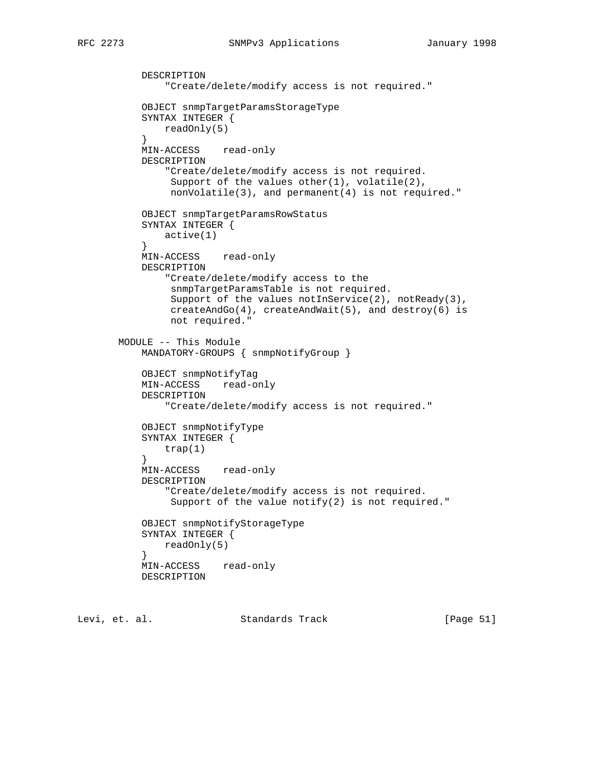```
           DESCRIPTION
               "Create/delete/modify access is not required."

           OBJECT snmpTargetParamsStorageType
           SYNTAX INTEGER {
               readOnly(5)
           }
           MIN-ACCESS    read-only
           DESCRIPTION
               "Create/delete/modify access is not required.
                Support of the values other(1), volatile(2),
                nonVolatile(3), and permanent(4) is not required."

           OBJECT snmpTargetParamsRowStatus
           SYNTAX INTEGER {
               active(1)
           }
           MIN-ACCESS    read-only
           DESCRIPTION
               "Create/delete/modify access to the
                snmpTargetParamsTable is not required.
                Support of the values notInService(2), notReady(3),
                createAndGo(4), createAndWait(5), and destroy(6) is
                not required."

       MODULE -- This Module
           MANDATORY-GROUPS { snmpNotifyGroup }

           OBJECT snmpNotifyTag
           MIN-ACCESS    read-only
           DESCRIPTION
               "Create/delete/modify access is not required."

           OBJECT snmpNotifyType
           SYNTAX INTEGER {
               trap(1)
           }
           MIN-ACCESS    read-only
           DESCRIPTION
               "Create/delete/modify access is not required.
                Support of the value notify(2) is not required."

           OBJECT snmpNotifyStorageType
           SYNTAX INTEGER {
               readOnly(5)
           }
           MIN-ACCESS    read-only
           DESCRIPTION
```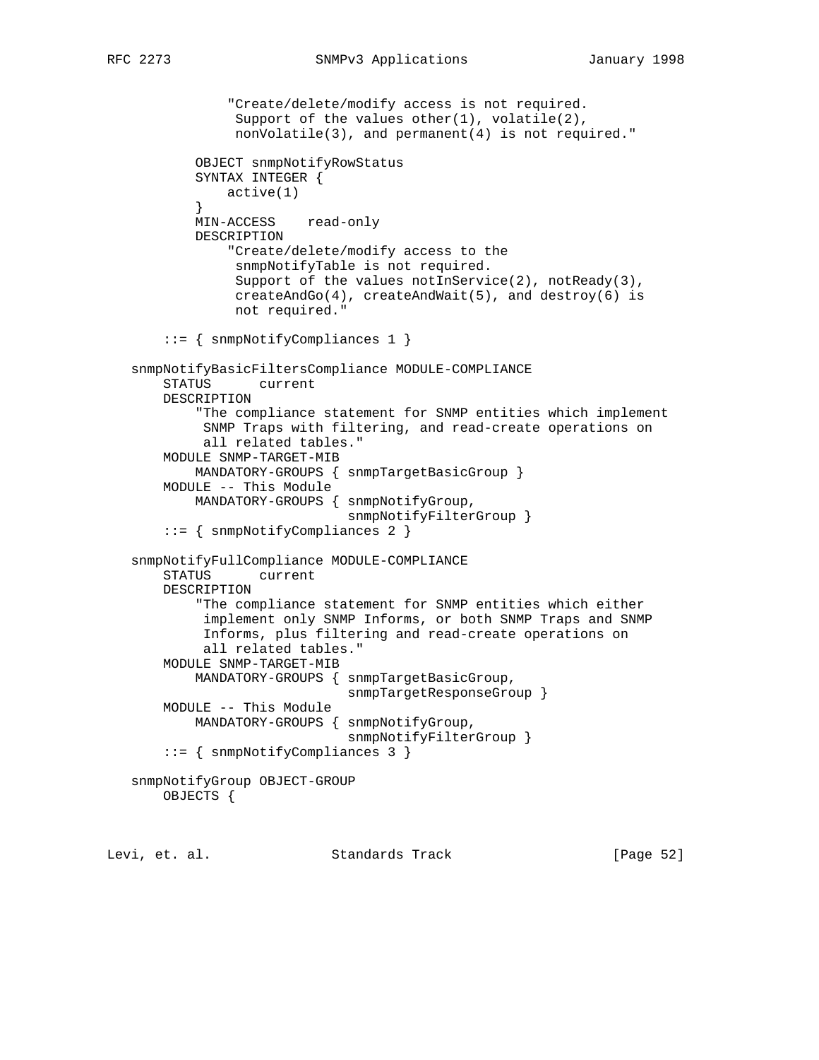```
                "Create/delete/modify access is not required.
                 Support of the values other(1), volatile(2),
                 nonVolatile(3), and permanent(4) is not required."

            OBJECT snmpNotifyRowStatus
            SYNTAX INTEGER {
                active(1)
            }
            MIN-ACCESS    read-only
            DESCRIPTION
                "Create/delete/modify access to the
                 snmpNotifyTable is not required.
                 Support of the values notInService(2), notReady(3),
                 createAndGo(4), createAndWait(5), and destroy(6) is
                 not required."

        ::= { snmpNotifyCompliances 1 }

    snmpNotifyBasicFiltersCompliance MODULE-COMPLIANCE
        STATUS      current
        DESCRIPTION
            "The compliance statement for SNMP entities which implement
             SNMP Traps with filtering, and read-create operations on
             all related tables."
        MODULE SNMP-TARGET-MIB
            MANDATORY-GROUPS { snmpTargetBasicGroup }
        MODULE -- This Module
            MANDATORY-GROUPS { snmpNotifyGroup,
                               snmpNotifyFilterGroup }
        ::= { snmpNotifyCompliances 2 }

    snmpNotifyFullCompliance MODULE-COMPLIANCE
        STATUS      current
        DESCRIPTION
            "The compliance statement for SNMP entities which either
             implement only SNMP Informs, or both SNMP Traps and SNMP
             Informs, plus filtering and read-create operations on
             all related tables."
        MODULE SNMP-TARGET-MIB
            MANDATORY-GROUPS { snmpTargetBasicGroup,
                               snmpTargetResponseGroup }
        MODULE -- This Module
            MANDATORY-GROUPS { snmpNotifyGroup,
                               snmpNotifyFilterGroup }
        ::= { snmpNotifyCompliances 3 }

    snmpNotifyGroup OBJECT-GROUP
        OBJECTS {
```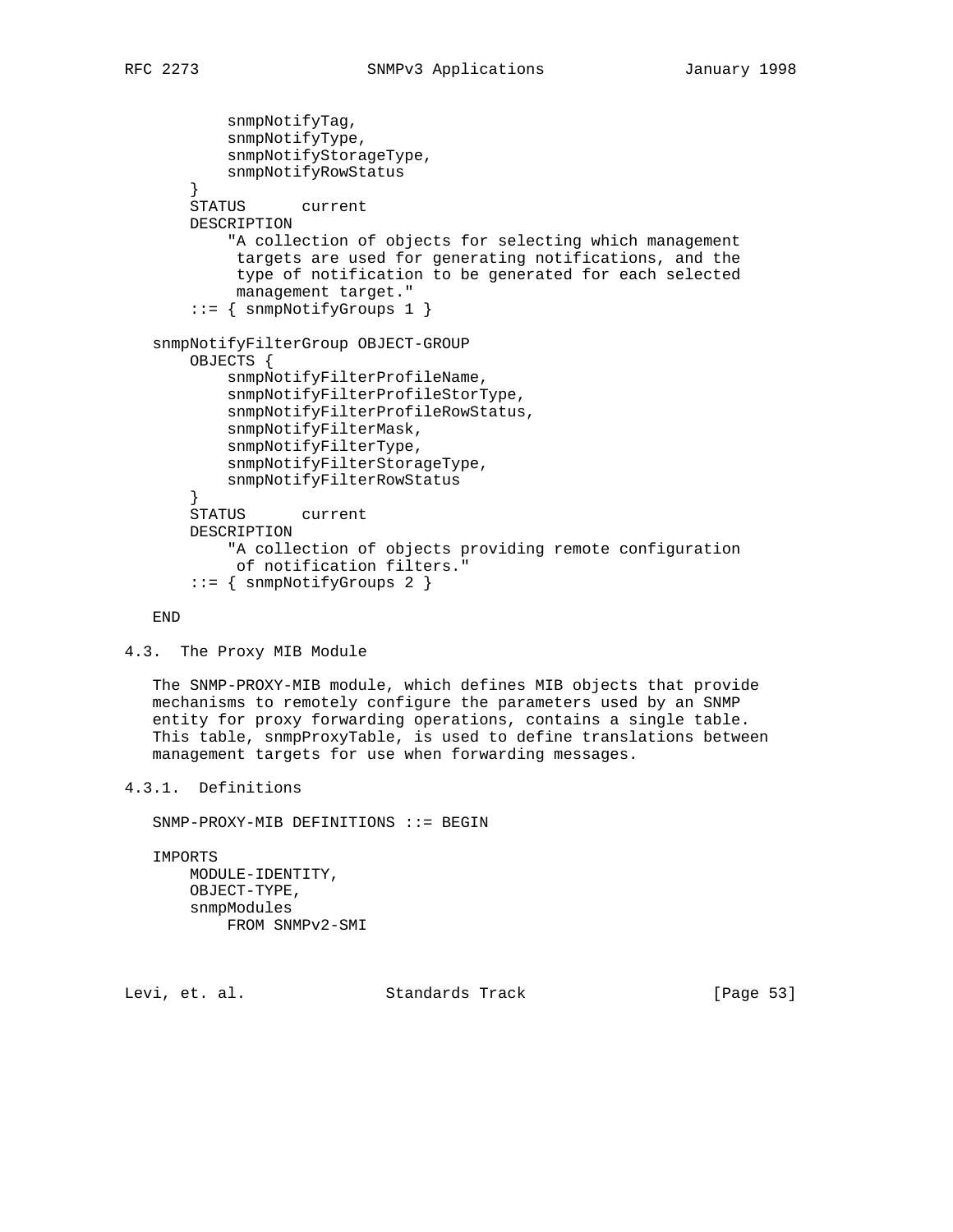```
           snmpNotifyTag,
           snmpNotifyType,
           snmpNotifyStorageType,
           snmpNotifyRowStatus
       }
       STATUS      current
       DESCRIPTION
           "A collection of objects for selecting which management
            targets are used for generating notifications, and the
            type of notification to be generated for each selected
            management target."
       ::= { snmpNotifyGroups 1 }

   snmpNotifyFilterGroup OBJECT-GROUP
       OBJECTS {
           snmpNotifyFilterProfileName,
           snmpNotifyFilterProfileStorType,
           snmpNotifyFilterProfileRowStatus,
           snmpNotifyFilterMask,
           snmpNotifyFilterType,
           snmpNotifyFilterStorageType,
           snmpNotifyFilterRowStatus
       }
       STATUS      current
       DESCRIPTION
           "A collection of objects providing remote configuration
            of notification filters."
       ::= { snmpNotifyGroups 2 }

   END
```

### 4.3. The Proxy MIB Module

The SNMP-PROXY-MIB module, which defines MIB objects that provide mechanisms to remotely configure the parameters used by an SNMP entity for proxy forwarding operations, contains a single table. This table, snmpProxyTable, is used to define translations between management targets for use when forwarding messages.

#### 4.3.1. Definitions

```
   SNMP-PROXY-MIB DEFINITIONS ::= BEGIN

   IMPORTS
       MODULE-IDENTITY,
       OBJECT-TYPE,
       snmpModules
           FROM SNMPv2-SMI
```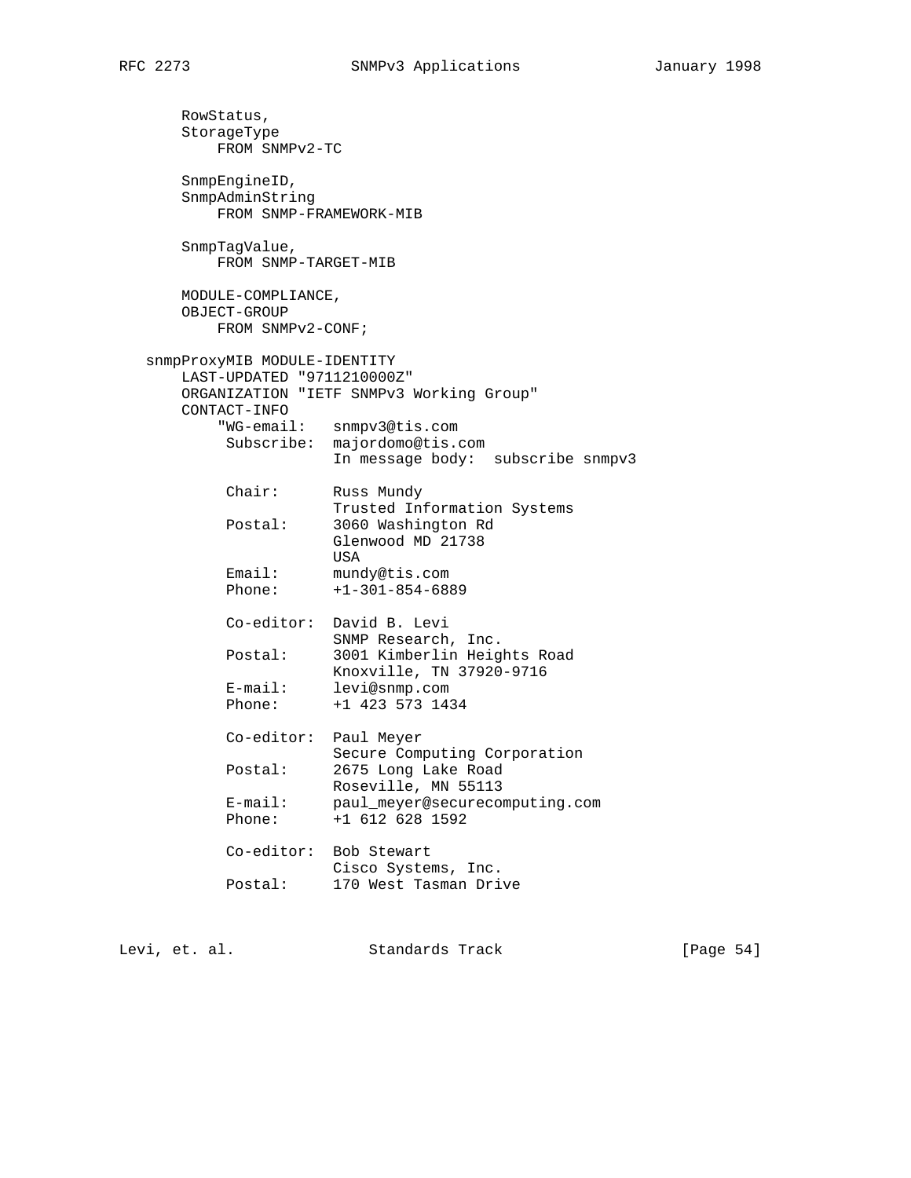```
       RowStatus,
       StorageType
           FROM SNMPv2-TC

       SnmpEngineID,
       SnmpAdminString
           FROM SNMP-FRAMEWORK-MIB

       SnmpTagValue,
           FROM SNMP-TARGET-MIB

       MODULE-COMPLIANCE,
       OBJECT-GROUP
           FROM SNMPv2-CONF;

   snmpProxyMIB MODULE-IDENTITY
       LAST-UPDATED "9711210000Z"
       ORGANIZATION "IETF SNMPv3 Working Group"
       CONTACT-INFO
           "WG-email:   snmpv3@tis.com
            Subscribe:  majordomo@tis.com
                        In message body:  subscribe snmpv3

            Chair:      Russ Mundy
                        Trusted Information Systems
            Postal:     3060 Washington Rd
                        Glenwood MD 21738
                        USA
            Email:      mundy@tis.com
            Phone:      +1-301-854-6889

            Co-editor:  David B. Levi
                        SNMP Research, Inc.
            Postal:     3001 Kimberlin Heights Road
                        Knoxville, TN 37920-9716
            E-mail:     levi@snmp.com
            Phone:      +1 423 573 1434

            Co-editor:  Paul Meyer
                        Secure Computing Corporation
            Postal:     2675 Long Lake Road
                        Roseville, MN 55113
            E-mail:     paul_meyer@securecomputing.com
            Phone:      +1 612 628 1592

            Co-editor:  Bob Stewart
                        Cisco Systems, Inc.
            Postal:     170 West Tasman Drive
```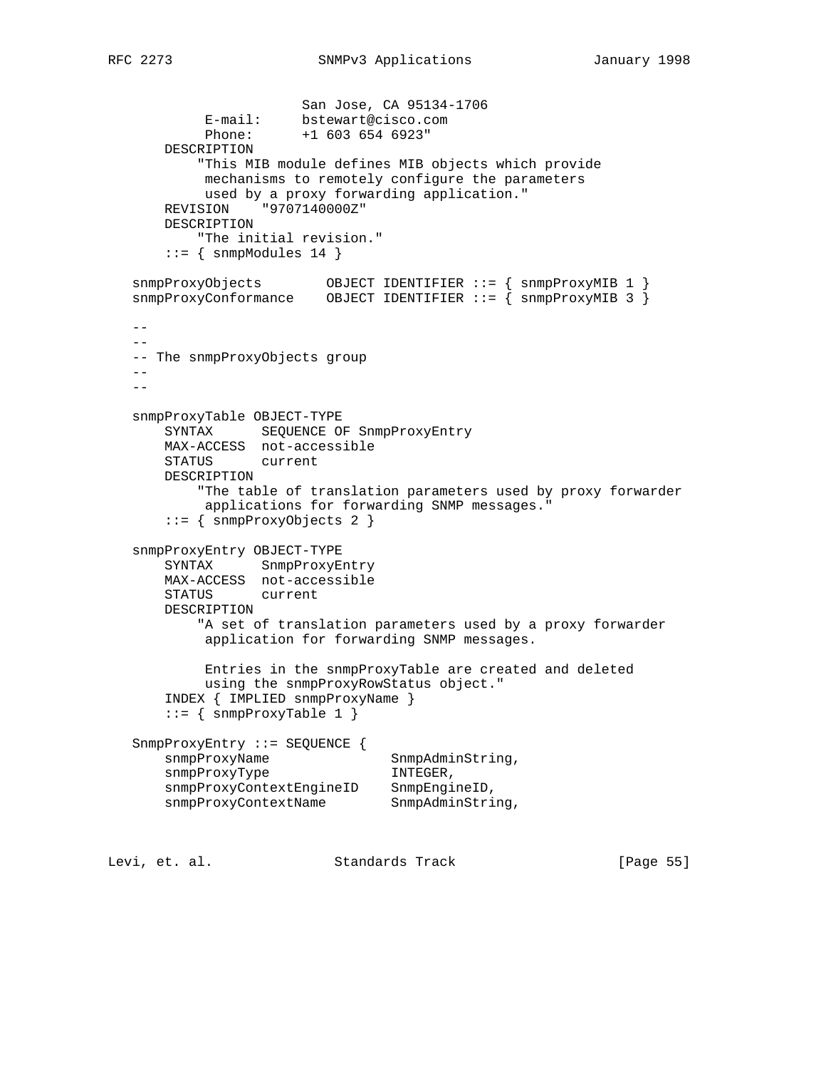```
                        San Jose, CA 95134-1706
            E-mail:     bstewart@cisco.com
            Phone:      +1 603 654 6923"
        DESCRIPTION
            "This MIB module defines MIB objects which provide
             mechanisms to remotely configure the parameters
             used by a proxy forwarding application."
        REVISION    "9707140000Z"
        DESCRIPTION
            "The initial revision."
        ::= { snmpModules 14 }

    snmpProxyObjects        OBJECT IDENTIFIER ::= { snmpProxyMIB 1 }
    snmpProxyConformance    OBJECT IDENTIFIER ::= { snmpProxyMIB 3 }

    --
    --
    -- The snmpProxyObjects group
    --
    --

    snmpProxyTable OBJECT-TYPE
        SYNTAX      SEQUENCE OF SnmpProxyEntry
        MAX-ACCESS  not-accessible
        STATUS      current
        DESCRIPTION
            "The table of translation parameters used by proxy forwarder
             applications for forwarding SNMP messages."
        ::= { snmpProxyObjects 2 }

    snmpProxyEntry OBJECT-TYPE
        SYNTAX      SnmpProxyEntry
        MAX-ACCESS  not-accessible
        STATUS      current
        DESCRIPTION
            "A set of translation parameters used by a proxy forwarder
             application for forwarding SNMP messages.

             Entries in the snmpProxyTable are created and deleted
             using the snmpProxyRowStatus object."
        INDEX { IMPLIED snmpProxyName }
        ::= { snmpProxyTable 1 }

    SnmpProxyEntry ::= SEQUENCE {
        snmpProxyName               SnmpAdminString,
        snmpProxyType               INTEGER,
        snmpProxyContextEngineID    SnmpEngineID,
        snmpProxyContextName        SnmpAdminString,
```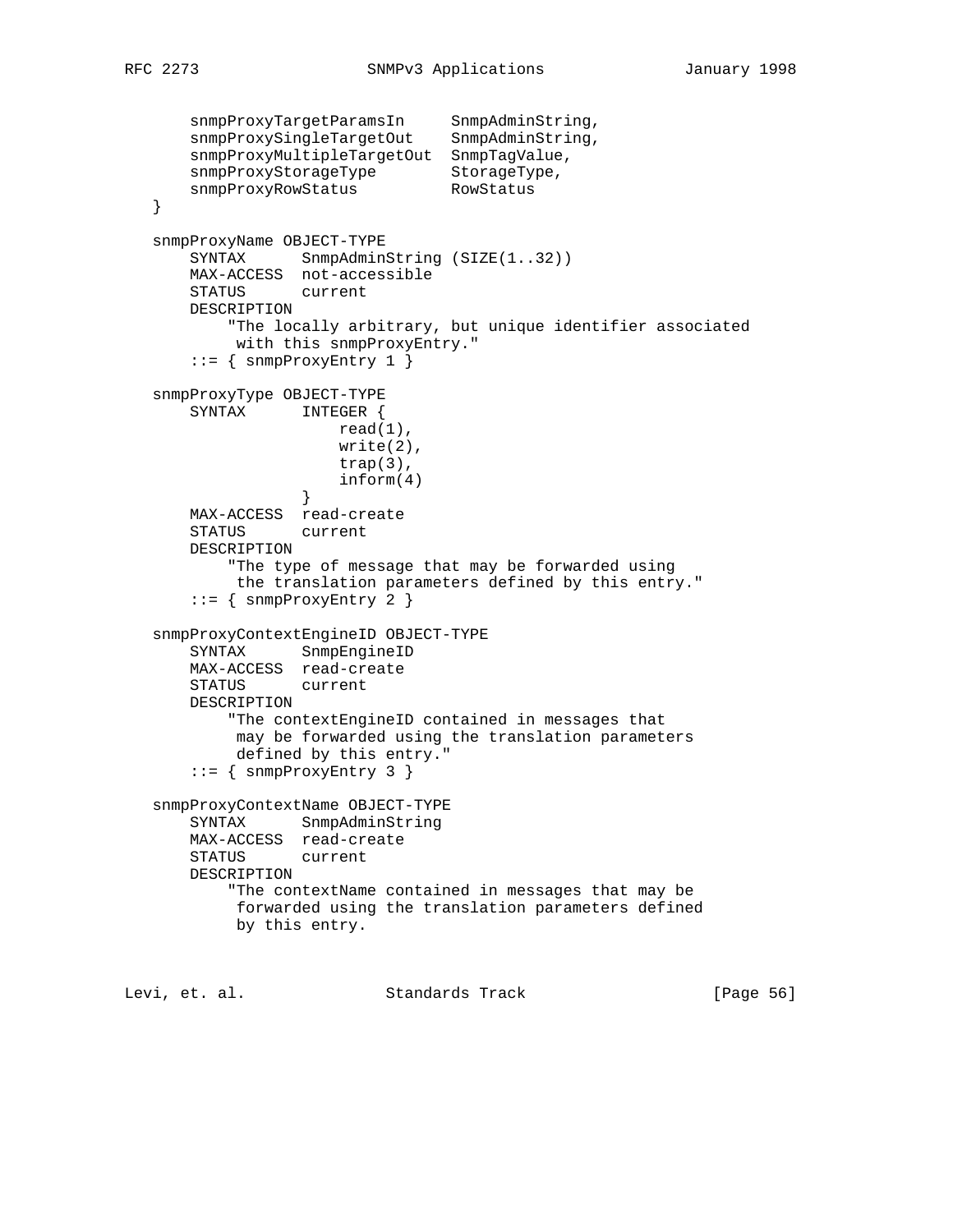```
       snmpProxyTargetParamsIn     SnmpAdminString,
       snmpProxySingleTargetOut    SnmpAdminString,
       snmpProxyMultipleTargetOut  SnmpTagValue,
       snmpProxyStorageType        StorageType,
       snmpProxyRowStatus          RowStatus
   }

   snmpProxyName OBJECT-TYPE
       SYNTAX      SnmpAdminString (SIZE(1..32))
       MAX-ACCESS  not-accessible
       STATUS      current
       DESCRIPTION
           "The locally arbitrary, but unique identifier associated
            with this snmpProxyEntry."
       ::= { snmpProxyEntry 1 }

   snmpProxyType OBJECT-TYPE
       SYNTAX      INTEGER {
                       read(1),
                       write(2),
                       trap(3),
                       inform(4)
                   }
       MAX-ACCESS  read-create
       STATUS      current
       DESCRIPTION
           "The type of message that may be forwarded using
            the translation parameters defined by this entry."
       ::= { snmpProxyEntry 2 }

   snmpProxyContextEngineID OBJECT-TYPE
       SYNTAX      SnmpEngineID
       MAX-ACCESS  read-create
       STATUS      current
       DESCRIPTION
           "The contextEngineID contained in messages that
            may be forwarded using the translation parameters
            defined by this entry."
       ::= { snmpProxyEntry 3 }

   snmpProxyContextName OBJECT-TYPE
       SYNTAX      SnmpAdminString
       MAX-ACCESS  read-create
       STATUS      current
       DESCRIPTION
           "The contextName contained in messages that may be
            forwarded using the translation parameters defined
            by this entry.
```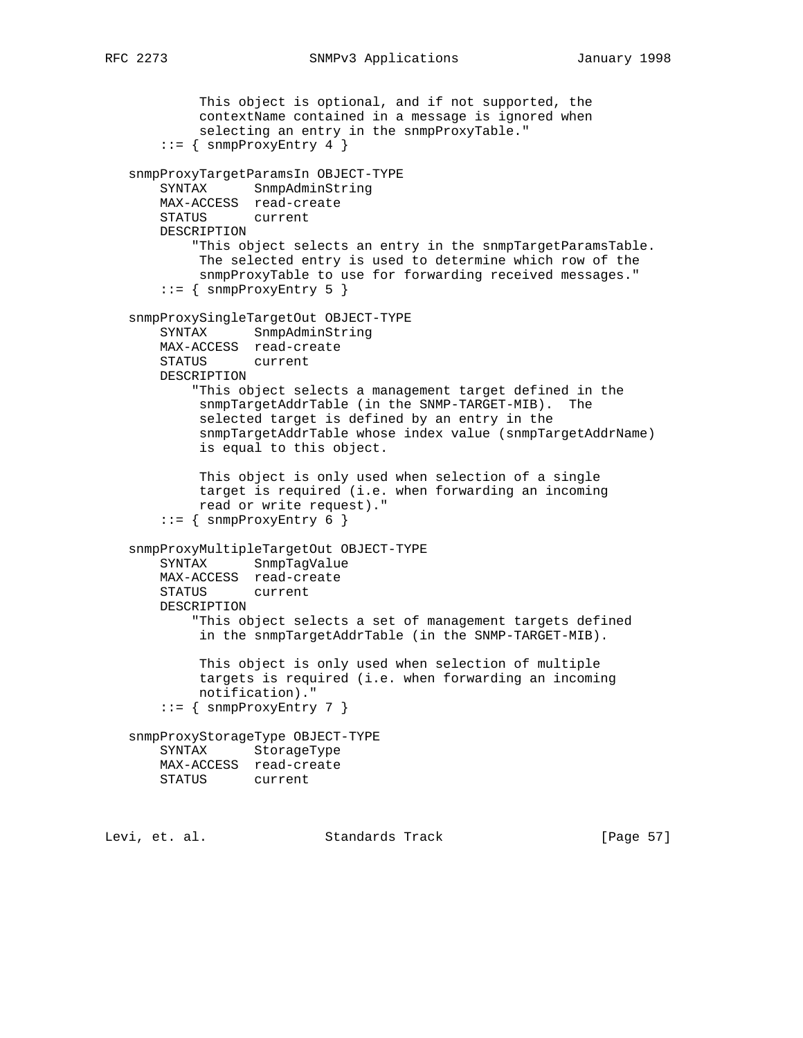```
           This object is optional, and if not supported, the
           contextName contained in a message is ignored when
           selecting an entry in the snmpProxyTable."
       ::= { snmpProxyEntry 4 }

   snmpProxyTargetParamsIn OBJECT-TYPE
       SYNTAX      SnmpAdminString
       MAX-ACCESS  read-create
       STATUS      current
       DESCRIPTION
           "This object selects an entry in the snmpTargetParamsTable.
           The selected entry is used to determine which row of the
           snmpProxyTable to use for forwarding received messages."
       ::= { snmpProxyEntry 5 }

   snmpProxySingleTargetOut OBJECT-TYPE
       SYNTAX      SnmpAdminString
       MAX-ACCESS  read-create
       STATUS      current
       DESCRIPTION
           "This object selects a management target defined in the
           snmpTargetAddrTable (in the SNMP-TARGET-MIB).  The
           selected target is defined by an entry in the
           snmpTargetAddrTable whose index value (snmpTargetAddrName)
           is equal to this object.

           This object is only used when selection of a single
           target is required (i.e. when forwarding an incoming
           read or write request)."
       ::= { snmpProxyEntry 6 }

   snmpProxyMultipleTargetOut OBJECT-TYPE
       SYNTAX      SnmpTagValue
       MAX-ACCESS  read-create
       STATUS      current
       DESCRIPTION
           "This object selects a set of management targets defined
           in the snmpTargetAddrTable (in the SNMP-TARGET-MIB).

           This object is only used when selection of multiple
           targets is required (i.e. when forwarding an incoming
           notification)."
       ::= { snmpProxyEntry 7 }

   snmpProxyStorageType OBJECT-TYPE
       SYNTAX      StorageType
       MAX-ACCESS  read-create
       STATUS      current
```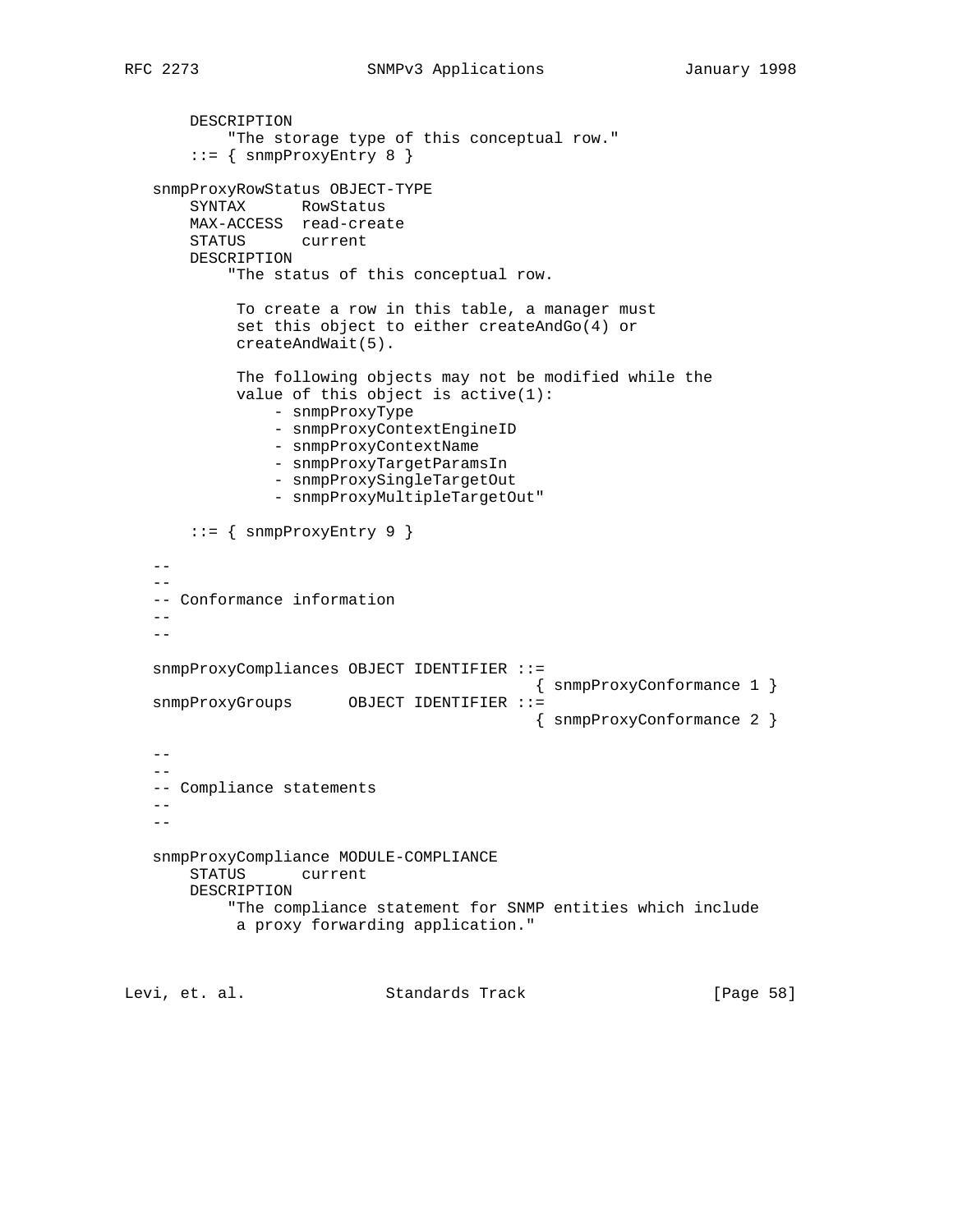```
       DESCRIPTION
           "The storage type of this conceptual row."
       ::= { snmpProxyEntry 8 }

   snmpProxyRowStatus OBJECT-TYPE
       SYNTAX      RowStatus
       MAX-ACCESS  read-create
       STATUS      current
       DESCRIPTION
           "The status of this conceptual row.

            To create a row in this table, a manager must
            set this object to either createAndGo(4) or
            createAndWait(5).

            The following objects may not be modified while the
            value of this object is active(1):
                - snmpProxyType
                - snmpProxyContextEngineID
                - snmpProxyContextName
                - snmpProxyTargetParamsIn
                - snmpProxySingleTargetOut
                - snmpProxyMultipleTargetOut"

       ::= { snmpProxyEntry 9 }

   --
   --
   -- Conformance information
   --
   --

   snmpProxyCompliances OBJECT IDENTIFIER ::=
                                           { snmpProxyConformance 1 }
   snmpProxyGroups      OBJECT IDENTIFIER ::=
                                           { snmpProxyConformance 2 }

   --
   --
   -- Compliance statements
   --
   --

   snmpProxyCompliance MODULE-COMPLIANCE
       STATUS      current
       DESCRIPTION
           "The compliance statement for SNMP entities which include
            a proxy forwarding application."
```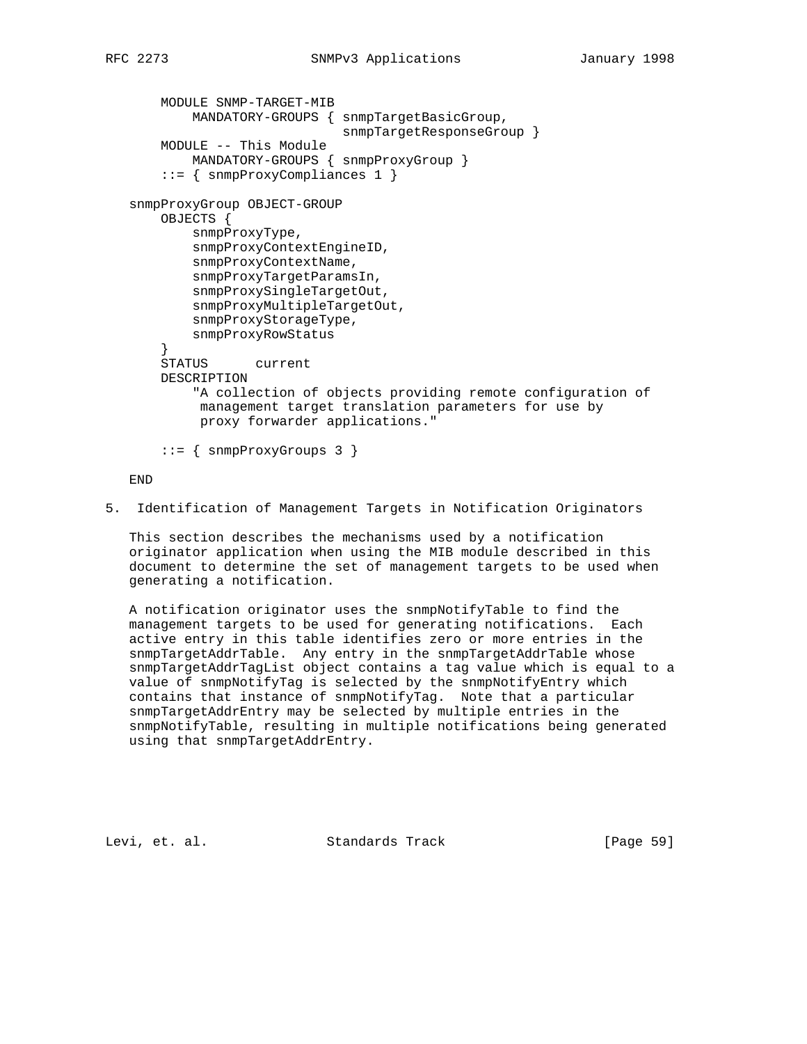```
    MODULE SNMP-TARGET-MIB
        MANDATORY-GROUPS { snmpTargetBasicGroup,
                           snmpTargetResponseGroup }
    MODULE -- This Module
        MANDATORY-GROUPS { snmpProxyGroup }
    ::= { snmpProxyCompliances 1 }

snmpProxyGroup OBJECT-GROUP
    OBJECTS {
        snmpProxyType,
        snmpProxyContextEngineID,
        snmpProxyContextName,
        snmpProxyTargetParamsIn,
        snmpProxySingleTargetOut,
        snmpProxyMultipleTargetOut,
        snmpProxyStorageType,
        snmpProxyRowStatus
    }
    STATUS      current
    DESCRIPTION
        "A collection of objects providing remote configuration of
         management target translation parameters for use by
         proxy forwarder applications."

    ::= { snmpProxyGroups 3 }

END
```

## 5. Identification of Management Targets in Notification Originators

This section describes the mechanisms used by a notification originator application when using the MIB module described in this document to determine the set of management targets to be used when generating a notification.

A notification originator uses the snmpNotifyTable to find the management targets to be used for generating notifications. Each active entry in this table identifies zero or more entries in the snmpTargetAddrTable. Any entry in the snmpTargetAddrTable whose snmpTargetAddrTagList object contains a tag value which is equal to a value of snmpNotifyTag is selected by the snmpNotifyEntry which contains that instance of snmpNotifyTag. Note that a particular snmpTargetAddrEntry may be selected by multiple entries in the snmpNotifyTable, resulting in multiple notifications being generated using that snmpTargetAddrEntry.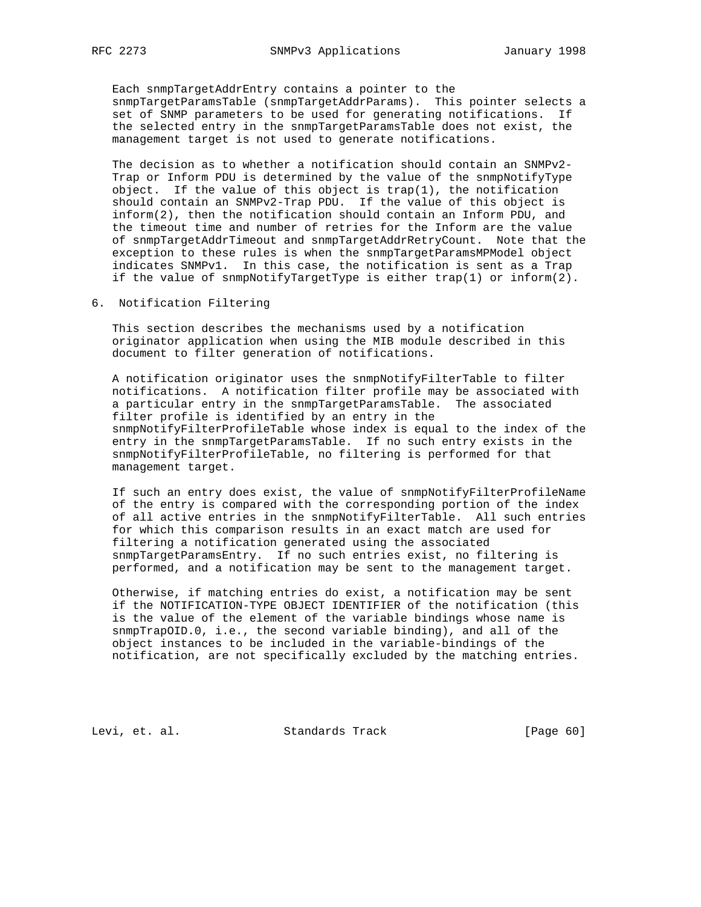Each snmpTargetAddrEntry contains a pointer to the snmpTargetParamsTable (snmpTargetAddrParams). This pointer selects a set of SNMP parameters to be used for generating notifications. If the selected entry in the snmpTargetParamsTable does not exist, the management target is not used to generate notifications.

The decision as to whether a notification should contain an SNMPv2-Trap or Inform PDU is determined by the value of the snmpNotifyType object. If the value of this object is trap(1), the notification should contain an SNMPv2-Trap PDU. If the value of this object is inform(2), then the notification should contain an Inform PDU, and the timeout time and number of retries for the Inform are the value of snmpTargetAddrTimeout and snmpTargetAddrRetryCount. Note that the exception to these rules is when the snmpTargetParamsMPModel object indicates SNMPv1. In this case, the notification is sent as a Trap if the value of snmpNotifyTargetType is either trap(1) or inform(2).

## 6. Notification Filtering

This section describes the mechanisms used by a notification originator application when using the MIB module described in this document to filter generation of notifications.

A notification originator uses the snmpNotifyFilterTable to filter notifications. A notification filter profile may be associated with a particular entry in the snmpTargetParamsTable. The associated filter profile is identified by an entry in the snmpNotifyFilterProfileTable whose index is equal to the index of the entry in the snmpTargetParamsTable. If no such entry exists in the snmpNotifyFilterProfileTable, no filtering is performed for that management target.

If such an entry does exist, the value of snmpNotifyFilterProfileName of the entry is compared with the corresponding portion of the index of all active entries in the snmpNotifyFilterTable. All such entries for which this comparison results in an exact match are used for filtering a notification generated using the associated snmpTargetParamsEntry. If no such entries exist, no filtering is performed, and a notification may be sent to the management target.

Otherwise, if matching entries do exist, a notification may be sent if the NOTIFICATION-TYPE OBJECT IDENTIFIER of the notification (this is the value of the element of the variable bindings whose name is snmpTrapOID.0, i.e., the second variable binding), and all of the object instances to be included in the variable-bindings of the notification, are not specifically excluded by the matching entries.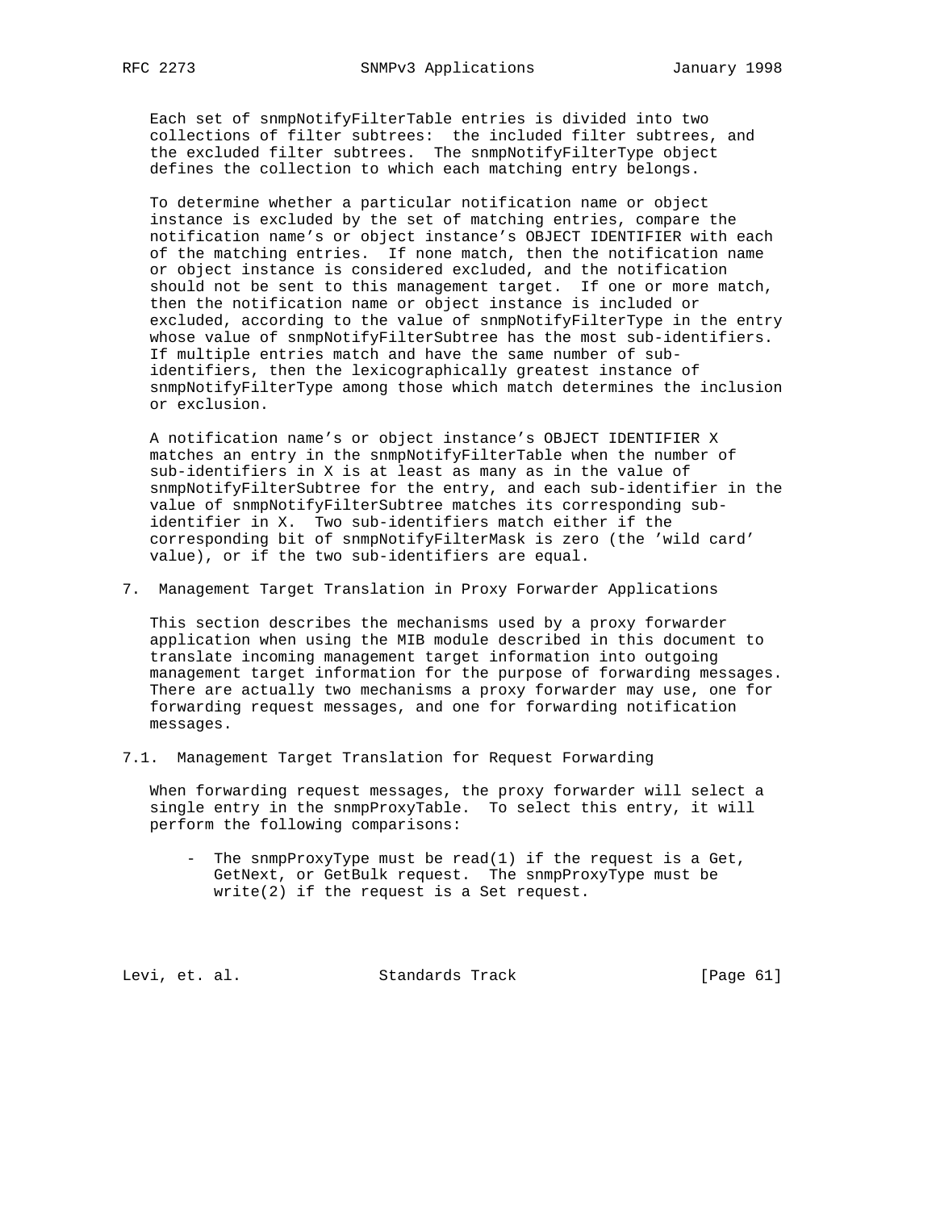Each set of snmpNotifyFilterTable entries is divided into two collections of filter subtrees: the included filter subtrees, and the excluded filter subtrees. The snmpNotifyFilterType object defines the collection to which each matching entry belongs.

To determine whether a particular notification name or object instance is excluded by the set of matching entries, compare the notification name's or object instance's OBJECT IDENTIFIER with each of the matching entries. If none match, then the notification name or object instance is considered excluded, and the notification should not be sent to this management target. If one or more match, then the notification name or object instance is included or excluded, according to the value of snmpNotifyFilterType in the entry whose value of snmpNotifyFilterSubtree has the most sub-identifiers. If multiple entries match and have the same number of sub-identifiers, then the lexicographically greatest instance of snmpNotifyFilterType among those which match determines the inclusion or exclusion.

A notification name's or object instance's OBJECT IDENTIFIER X matches an entry in the snmpNotifyFilterTable when the number of sub-identifiers in X is at least as many as in the value of snmpNotifyFilterSubtree for the entry, and each sub-identifier in the value of snmpNotifyFilterSubtree matches its corresponding sub-identifier in X. Two sub-identifiers match either if the corresponding bit of snmpNotifyFilterMask is zero (the 'wild card' value), or if the two sub-identifiers are equal.

## 7. Management Target Translation in Proxy Forwarder Applications

This section describes the mechanisms used by a proxy forwarder application when using the MIB module described in this document to translate incoming management target information into outgoing management target information for the purpose of forwarding messages. There are actually two mechanisms a proxy forwarder may use, one for forwarding request messages, and one for forwarding notification messages.

### 7.1. Management Target Translation for Request Forwarding

When forwarding request messages, the proxy forwarder will select a single entry in the snmpProxyTable. To select this entry, it will perform the following comparisons:

- The snmpProxyType must be read(1) if the request is a Get, GetNext, or GetBulk request. The snmpProxyType must be write(2) if the request is a Set request.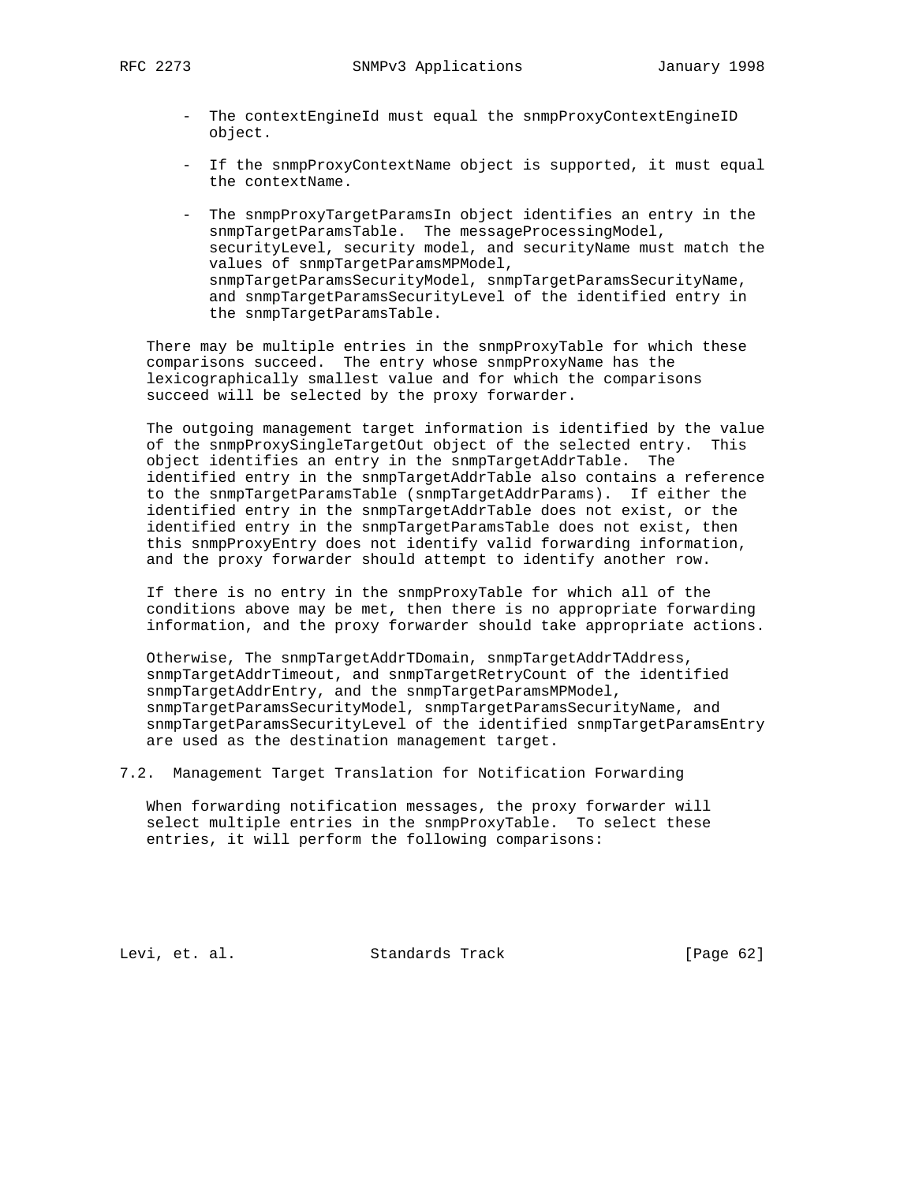- The contextEngineId must equal the snmpProxyContextEngineID object.

- If the snmpProxyContextName object is supported, it must equal the contextName.

- The snmpProxyTargetParamsIn object identifies an entry in the snmpTargetParamsTable. The messageProcessingModel, securityLevel, security model, and securityName must match the values of snmpTargetParamsMPModel, snmpTargetParamsSecurityModel, snmpTargetParamsSecurityName, and snmpTargetParamsSecurityLevel of the identified entry in the snmpTargetParamsTable.

There may be multiple entries in the snmpProxyTable for which these comparisons succeed. The entry whose snmpProxyName has the lexicographically smallest value and for which the comparisons succeed will be selected by the proxy forwarder.

The outgoing management target information is identified by the value of the snmpProxySingleTargetOut object of the selected entry. This object identifies an entry in the snmpTargetAddrTable. The identified entry in the snmpTargetAddrTable also contains a reference to the snmpTargetParamsTable (snmpTargetAddrParams). If either the identified entry in the snmpTargetAddrTable does not exist, or the identified entry in the snmpTargetParamsTable does not exist, then this snmpProxyEntry does not identify valid forwarding information, and the proxy forwarder should attempt to identify another row.

If there is no entry in the snmpProxyTable for which all of the conditions above may be met, then there is no appropriate forwarding information, and the proxy forwarder should take appropriate actions.

Otherwise, The snmpTargetAddrTDomain, snmpTargetAddrTAddress, snmpTargetAddrTimeout, and snmpTargetRetryCount of the identified snmpTargetAddrEntry, and the snmpTargetParamsMPModel, snmpTargetParamsSecurityModel, snmpTargetParamsSecurityName, and snmpTargetParamsSecurityLevel of the identified snmpTargetParamsEntry are used as the destination management target.

## 7.2. Management Target Translation for Notification Forwarding

When forwarding notification messages, the proxy forwarder will select multiple entries in the snmpProxyTable. To select these entries, it will perform the following comparisons: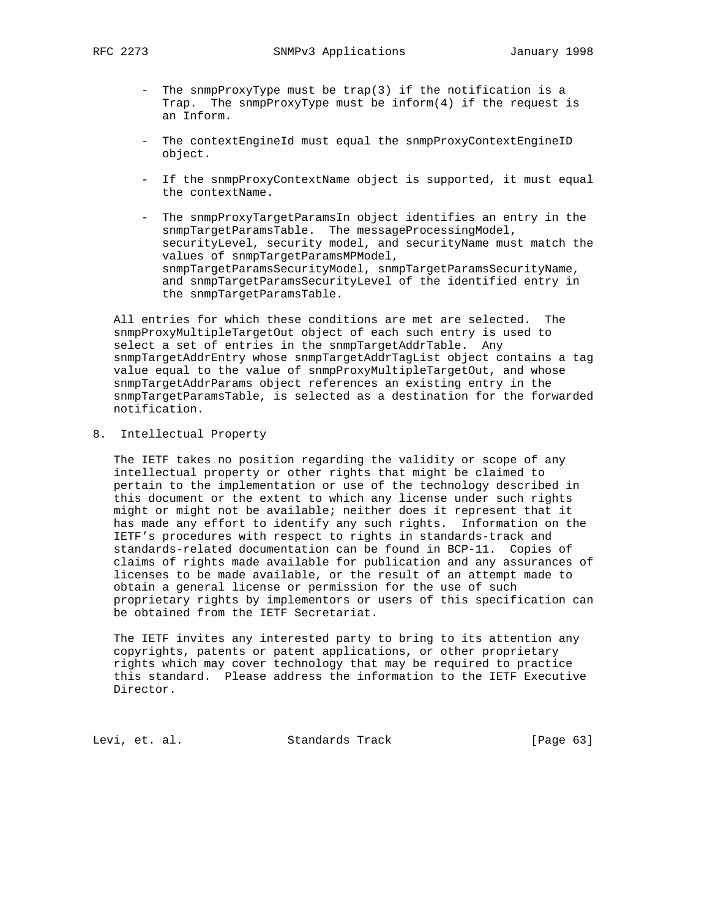- The snmpProxyType must be trap(3) if the notification is a Trap. The snmpProxyType must be inform(4) if the request is an Inform.

- The contextEngineId must equal the snmpProxyContextEngineID object.

- If the snmpProxyContextName object is supported, it must equal the contextName.

- The snmpProxyTargetParamsIn object identifies an entry in the snmpTargetParamsTable. The messageProcessingModel, securityLevel, security model, and securityName must match the values of snmpTargetParamsMPModel, snmpTargetParamsSecurityModel, snmpTargetParamsSecurityName, and snmpTargetParamsSecurityLevel of the identified entry in the snmpTargetParamsTable.

All entries for which these conditions are met are selected. The snmpProxyMultipleTargetOut object of each such entry is used to select a set of entries in the snmpTargetAddrTable. Any snmpTargetAddrEntry whose snmpTargetAddrTagList object contains a tag value equal to the value of snmpProxyMultipleTargetOut, and whose snmpTargetAddrParams object references an existing entry in the snmpTargetParamsTable, is selected as a destination for the forwarded notification.

## 8. Intellectual Property

The IETF takes no position regarding the validity or scope of any intellectual property or other rights that might be claimed to pertain to the implementation or use of the technology described in this document or the extent to which any license under such rights might or might not be available; neither does it represent that it has made any effort to identify any such rights. Information on the IETF's procedures with respect to rights in standards-track and standards-related documentation can be found in BCP-11. Copies of claims of rights made available for publication and any assurances of licenses to be made available, or the result of an attempt made to obtain a general license or permission for the use of such proprietary rights by implementors or users of this specification can be obtained from the IETF Secretariat.

The IETF invites any interested party to bring to its attention any copyrights, patents or patent applications, or other proprietary rights which may cover technology that may be required to practice this standard. Please address the information to the IETF Executive Director.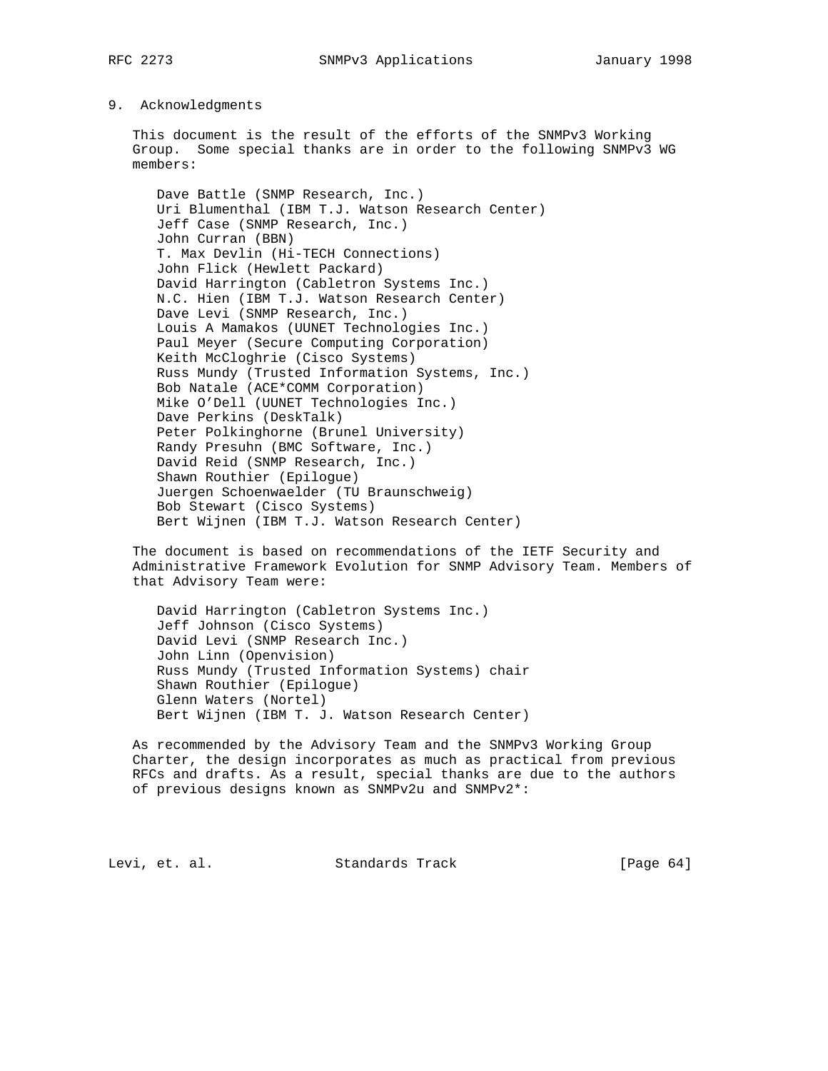## 9. Acknowledgments

This document is the result of the efforts of the SNMPv3 Working Group. Some special thanks are in order to the following SNMPv3 WG members:

Dave Battle (SNMP Research, Inc.)
Uri Blumenthal (IBM T.J. Watson Research Center)
Jeff Case (SNMP Research, Inc.)
John Curran (BBN)
T. Max Devlin (Hi-TECH Connections)
John Flick (Hewlett Packard)
David Harrington (Cabletron Systems Inc.)
N.C. Hien (IBM T.J. Watson Research Center)
Dave Levi (SNMP Research, Inc.)
Louis A Mamakos (UUNET Technologies Inc.)
Paul Meyer (Secure Computing Corporation)
Keith McCloghrie (Cisco Systems)
Russ Mundy (Trusted Information Systems, Inc.)
Bob Natale (ACE*COMM Corporation)
Mike O'Dell (UUNET Technologies Inc.)
Dave Perkins (DeskTalk)
Peter Polkinghorne (Brunel University)
Randy Presuhn (BMC Software, Inc.)
David Reid (SNMP Research, Inc.)
Shawn Routhier (Epilogue)
Juergen Schoenwaelder (TU Braunschweig)
Bob Stewart (Cisco Systems)
Bert Wijnen (IBM T.J. Watson Research Center)

The document is based on recommendations of the IETF Security and Administrative Framework Evolution for SNMP Advisory Team. Members of that Advisory Team were:

David Harrington (Cabletron Systems Inc.)
Jeff Johnson (Cisco Systems)
David Levi (SNMP Research Inc.)
John Linn (Openvision)
Russ Mundy (Trusted Information Systems) chair
Shawn Routhier (Epilogue)
Glenn Waters (Nortel)
Bert Wijnen (IBM T. J. Watson Research Center)

As recommended by the Advisory Team and the SNMPv3 Working Group Charter, the design incorporates as much as practical from previous RFCs and drafts. As a result, special thanks are due to the authors of previous designs known as SNMPv2u and SNMPv2*: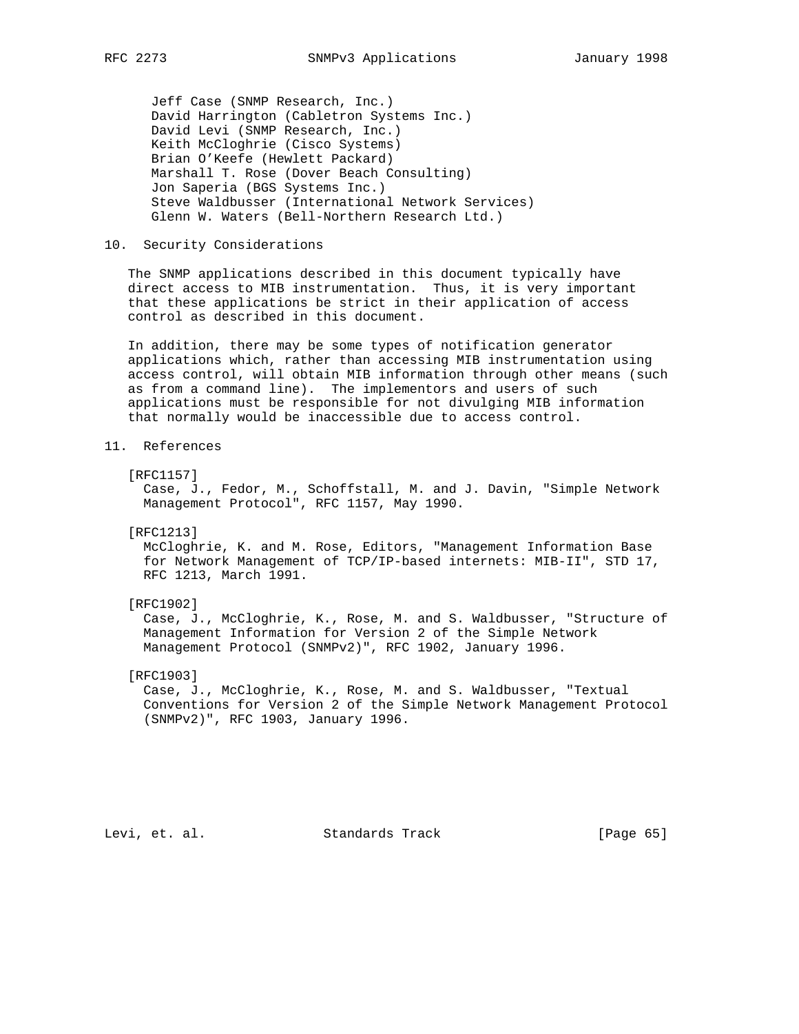Jeff Case (SNMP Research, Inc.)
David Harrington (Cabletron Systems Inc.)
David Levi (SNMP Research, Inc.)
Keith McCloghrie (Cisco Systems)
Brian O'Keefe (Hewlett Packard)
Marshall T. Rose (Dover Beach Consulting)
Jon Saperia (BGS Systems Inc.)
Steve Waldbusser (International Network Services)
Glenn W. Waters (Bell-Northern Research Ltd.)

## 10. Security Considerations

The SNMP applications described in this document typically have direct access to MIB instrumentation. Thus, it is very important that these applications be strict in their application of access control as described in this document.

In addition, there may be some types of notification generator applications which, rather than accessing MIB instrumentation using access control, will obtain MIB information through other means (such as from a command line). The implementors and users of such applications must be responsible for not divulging MIB information that normally would be inaccessible due to access control.

## 11. References

[RFC1157]
Case, J., Fedor, M., Schoffstall, M. and J. Davin, "Simple Network Management Protocol", RFC 1157, May 1990.

[RFC1213]
McCloghrie, K. and M. Rose, Editors, "Management Information Base for Network Management of TCP/IP-based internets: MIB-II", STD 17, RFC 1213, March 1991.

[RFC1902]
Case, J., McCloghrie, K., Rose, M. and S. Waldbusser, "Structure of Management Information for Version 2 of the Simple Network Management Protocol (SNMPv2)", RFC 1902, January 1996.

[RFC1903]
Case, J., McCloghrie, K., Rose, M. and S. Waldbusser, "Textual Conventions for Version 2 of the Simple Network Management Protocol (SNMPv2)", RFC 1903, January 1996.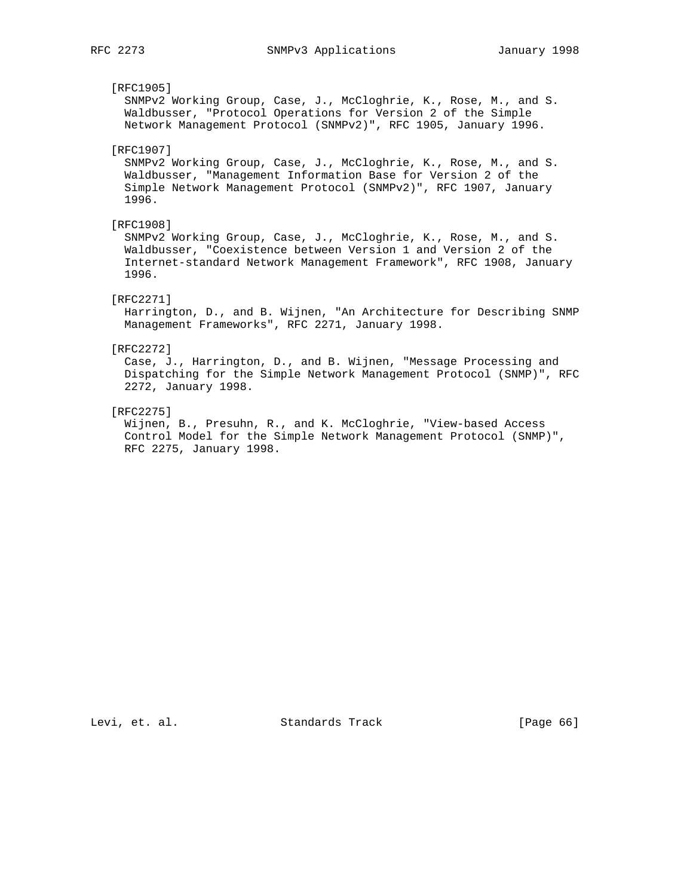[RFC1905]
SNMPv2 Working Group, Case, J., McCloghrie, K., Rose, M., and S. Waldbusser, "Protocol Operations for Version 2 of the Simple Network Management Protocol (SNMPv2)", RFC 1905, January 1996.

[RFC1907]
SNMPv2 Working Group, Case, J., McCloghrie, K., Rose, M., and S. Waldbusser, "Management Information Base for Version 2 of the Simple Network Management Protocol (SNMPv2)", RFC 1907, January 1996.

[RFC1908]
SNMPv2 Working Group, Case, J., McCloghrie, K., Rose, M., and S. Waldbusser, "Coexistence between Version 1 and Version 2 of the Internet-standard Network Management Framework", RFC 1908, January 1996.

[RFC2271]
Harrington, D., and B. Wijnen, "An Architecture for Describing SNMP Management Frameworks", RFC 2271, January 1998.

[RFC2272]
Case, J., Harrington, D., and B. Wijnen, "Message Processing and Dispatching for the Simple Network Management Protocol (SNMP)", RFC 2272, January 1998.

[RFC2275]
Wijnen, B., Presuhn, R., and K. McCloghrie, "View-based Access Control Model for the Simple Network Management Protocol (SNMP)", RFC 2275, January 1998.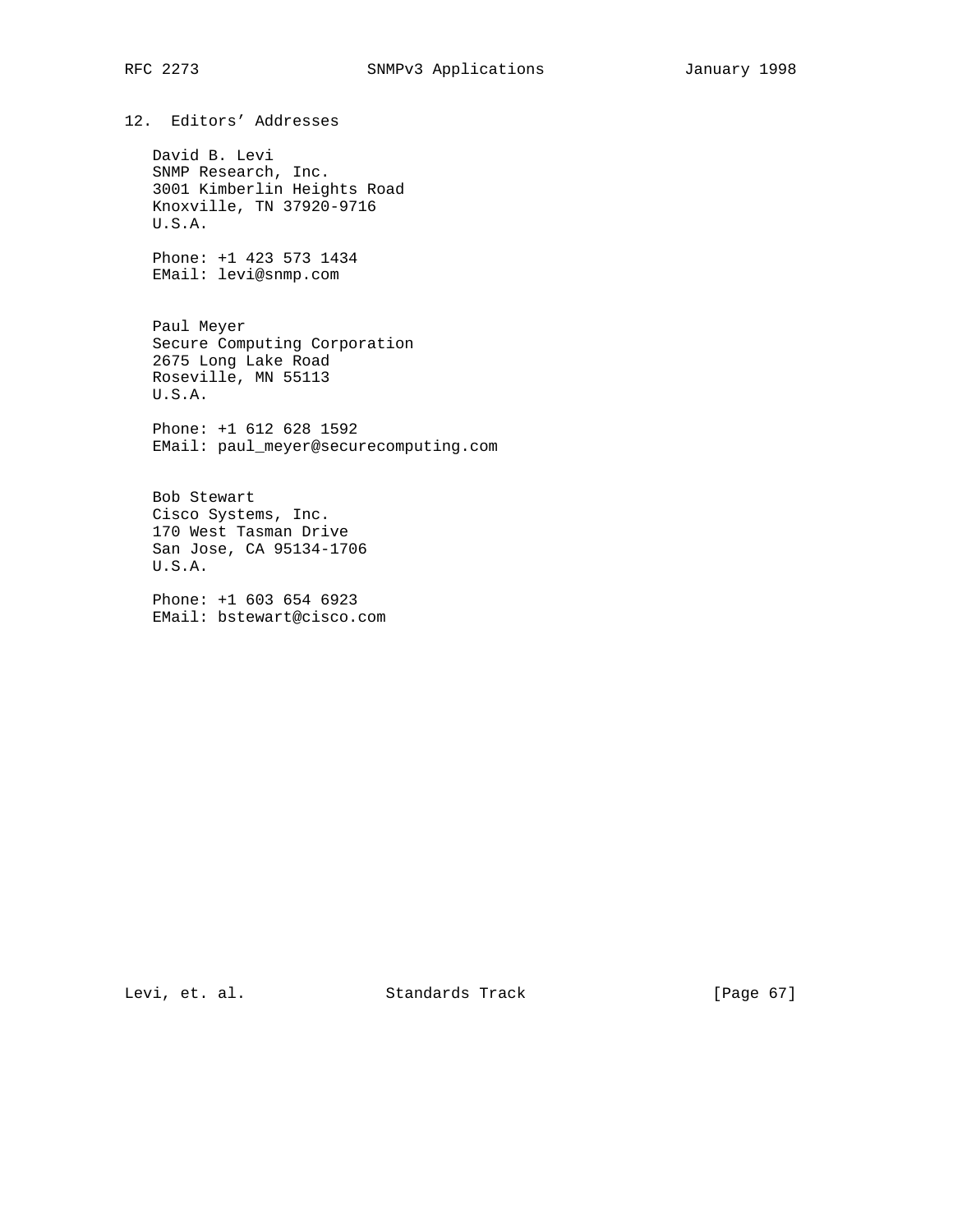## 12. Editors' Addresses

David B. Levi
SNMP Research, Inc.
3001 Kimberlin Heights Road
Knoxville, TN 37920-9716
U.S.A.

Phone: +1 423 573 1434
EMail: levi@snmp.com

Paul Meyer
Secure Computing Corporation
2675 Long Lake Road
Roseville, MN 55113
U.S.A.

Phone: +1 612 628 1592
EMail: paul_meyer@securecomputing.com

Bob Stewart
Cisco Systems, Inc.
170 West Tasman Drive
San Jose, CA 95134-1706
U.S.A.

Phone: +1 603 654 6923
EMail: bstewart@cisco.com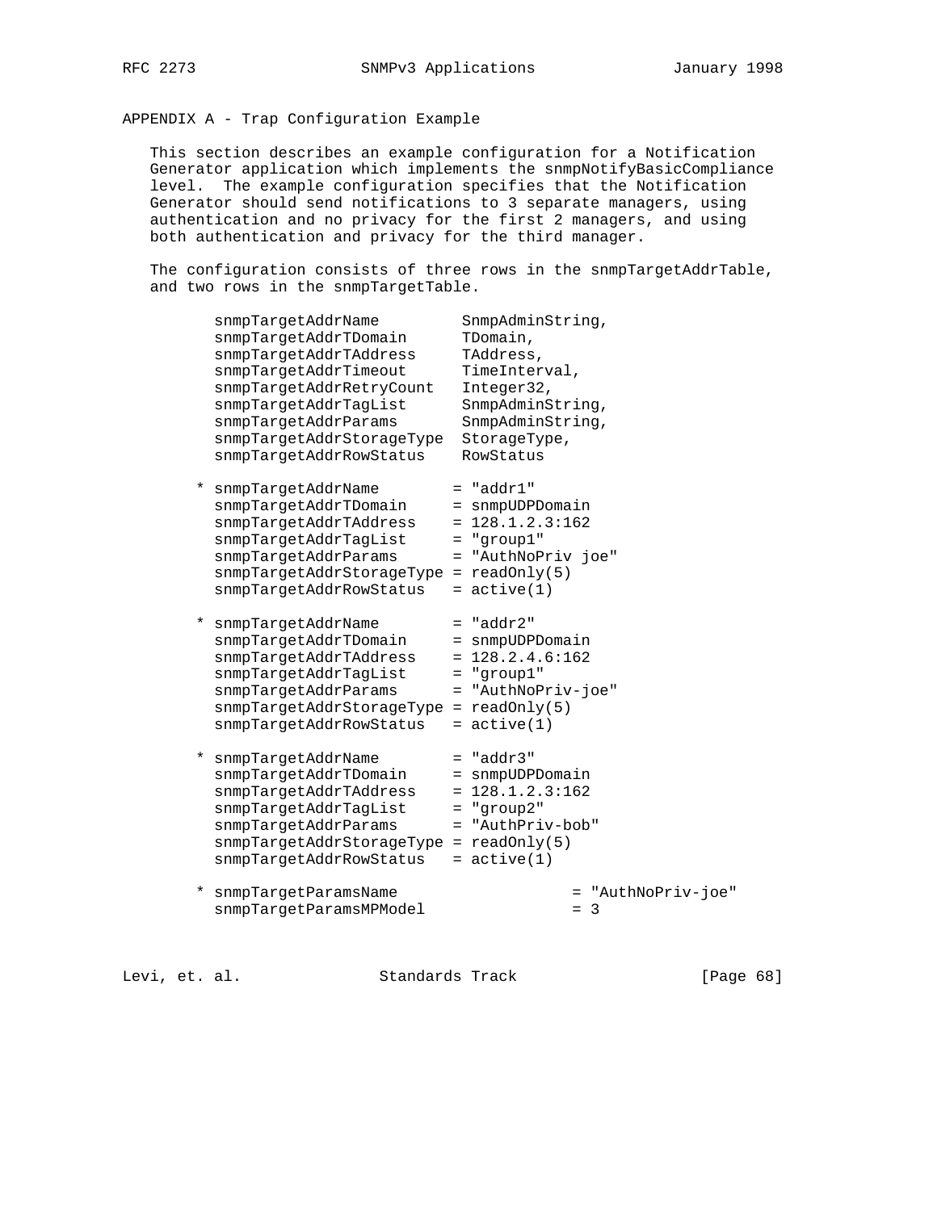## APPENDIX A - Trap Configuration Example

This section describes an example configuration for a Notification Generator application which implements the snmpNotifyBasicCompliance level. The example configuration specifies that the Notification Generator should send notifications to 3 separate managers, using authentication and no privacy for the first 2 managers, and using both authentication and privacy for the third manager.

The configuration consists of three rows in the snmpTargetAddrTable, and two rows in the snmpTargetTable.

```
      snmpTargetAddrName         SnmpAdminString,
      snmpTargetAddrTDomain      TDomain,
      snmpTargetAddrTAddress     TAddress,
      snmpTargetAddrTimeout      TimeInterval,
      snmpTargetAddrRetryCount   Integer32,
      snmpTargetAddrTagList      SnmpAdminString,
      snmpTargetAddrParams       SnmpAdminString,
      snmpTargetAddrStorageType  StorageType,
      snmpTargetAddrRowStatus    RowStatus

    * snmpTargetAddrName        = "addr1"
      snmpTargetAddrTDomain     = snmpUDPDomain
      snmpTargetAddrTAddress    = 128.1.2.3:162
      snmpTargetAddrTagList     = "group1"
      snmpTargetAddrParams      = "AuthNoPriv joe"
      snmpTargetAddrStorageType = readOnly(5)
      snmpTargetAddrRowStatus   = active(1)

    * snmpTargetAddrName        = "addr2"
      snmpTargetAddrTDomain     = snmpUDPDomain
      snmpTargetAddrTAddress    = 128.2.4.6:162
      snmpTargetAddrTagList     = "group1"
      snmpTargetAddrParams      = "AuthNoPriv-joe"
      snmpTargetAddrStorageType = readOnly(5)
      snmpTargetAddrRowStatus   = active(1)

    * snmpTargetAddrName        = "addr3"
      snmpTargetAddrTDomain     = snmpUDPDomain
      snmpTargetAddrTAddress    = 128.1.2.3:162
      snmpTargetAddrTagList     = "group2"
      snmpTargetAddrParams      = "AuthPriv-bob"
      snmpTargetAddrStorageType = readOnly(5)
      snmpTargetAddrRowStatus   = active(1)

    * snmpTargetParamsName                  = "AuthNoPriv-joe"
      snmpTargetParamsMPModel               = 3
```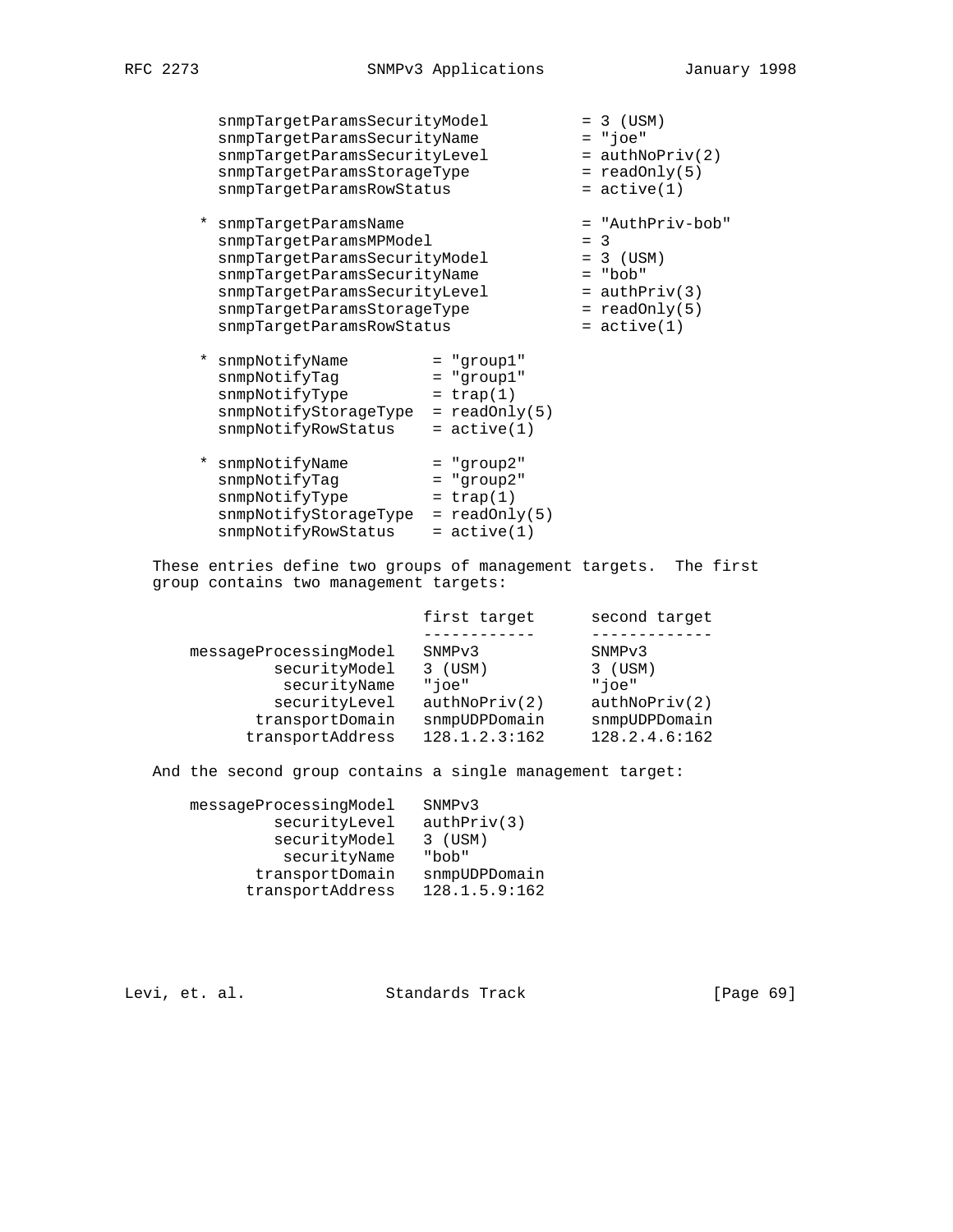```
snmpTargetParamsSecurityModel        = 3 (USM)
snmpTargetParamsSecurityName         = "joe"
snmpTargetParamsSecurityLevel        = authNoPriv(2)
snmpTargetParamsStorageType          = readOnly(5)
snmpTargetParamsRowStatus            = active(1)

* snmpTargetParamsName                 = "AuthPriv-bob"
  snmpTargetParamsMPModel              = 3
  snmpTargetParamsSecurityModel        = 3 (USM)
  snmpTargetParamsSecurityName         = "bob"
  snmpTargetParamsSecurityLevel        = authPriv(3)
  snmpTargetParamsStorageType          = readOnly(5)
  snmpTargetParamsRowStatus            = active(1)

* snmpNotifyName         = "group1"
  snmpNotifyTag          = "group1"
  snmpNotifyType         = trap(1)
  snmpNotifyStorageType  = readOnly(5)
  snmpNotifyRowStatus    = active(1)

* snmpNotifyName         = "group2"
  snmpNotifyTag          = "group2"
  snmpNotifyType         = trap(1)
  snmpNotifyStorageType  = readOnly(5)
  snmpNotifyRowStatus    = active(1)
```

These entries define two groups of management targets. The first group contains two management targets:

```
                        first target      second target
                        ------------      -------------
messageProcessingModel   SNMPv3            SNMPv3
         securityModel   3 (USM)           3 (USM)
          securityName   "joe"             "joe"
         securityLevel   authNoPriv(2)     authNoPriv(2)
       transportDomain   snmpUDPDomain     snmpUDPDomain
      transportAddress   128.1.2.3:162     128.2.4.6:162
```

And the second group contains a single management target:

```
messageProcessingModel   SNMPv3
         securityLevel   authPriv(3)
         securityModel   3 (USM)
          securityName   "bob"
       transportDomain   snmpUDPDomain
      transportAddress   128.1.5.9:162
```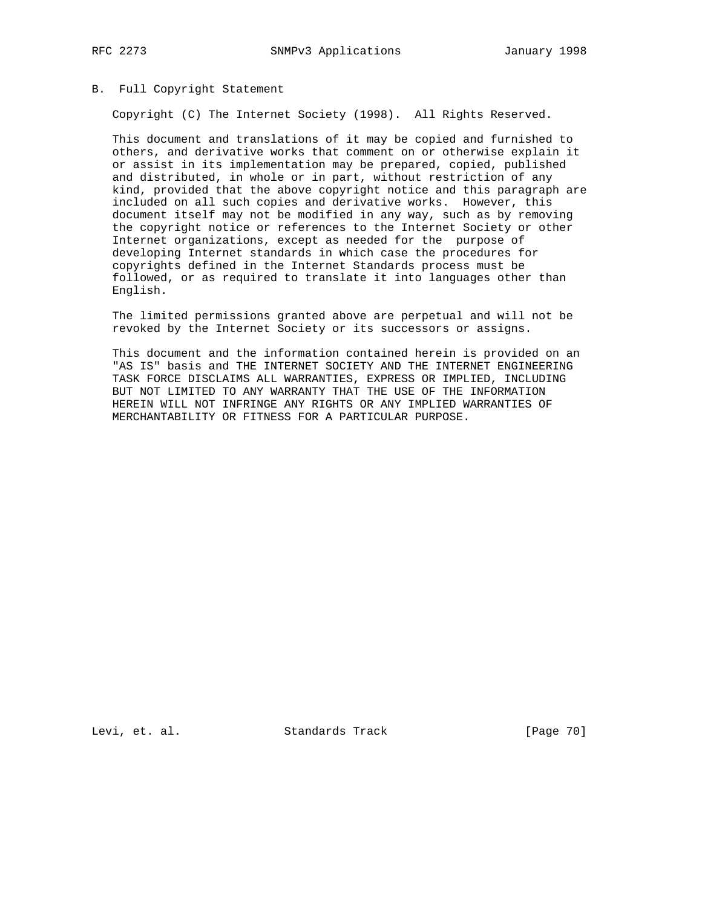## B. Full Copyright Statement

Copyright (C) The Internet Society (1998). All Rights Reserved.

This document and translations of it may be copied and furnished to others, and derivative works that comment on or otherwise explain it or assist in its implementation may be prepared, copied, published and distributed, in whole or in part, without restriction of any kind, provided that the above copyright notice and this paragraph are included on all such copies and derivative works. However, this document itself may not be modified in any way, such as by removing the copyright notice or references to the Internet Society or other Internet organizations, except as needed for the purpose of developing Internet standards in which case the procedures for copyrights defined in the Internet Standards process must be followed, or as required to translate it into languages other than English.

The limited permissions granted above are perpetual and will not be revoked by the Internet Society or its successors or assigns.

This document and the information contained herein is provided on an "AS IS" basis and THE INTERNET SOCIETY AND THE INTERNET ENGINEERING TASK FORCE DISCLAIMS ALL WARRANTIES, EXPRESS OR IMPLIED, INCLUDING BUT NOT LIMITED TO ANY WARRANTY THAT THE USE OF THE INFORMATION HEREIN WILL NOT INFRINGE ANY RIGHTS OR ANY IMPLIED WARRANTIES OF MERCHANTABILITY OR FITNESS FOR A PARTICULAR PURPOSE.